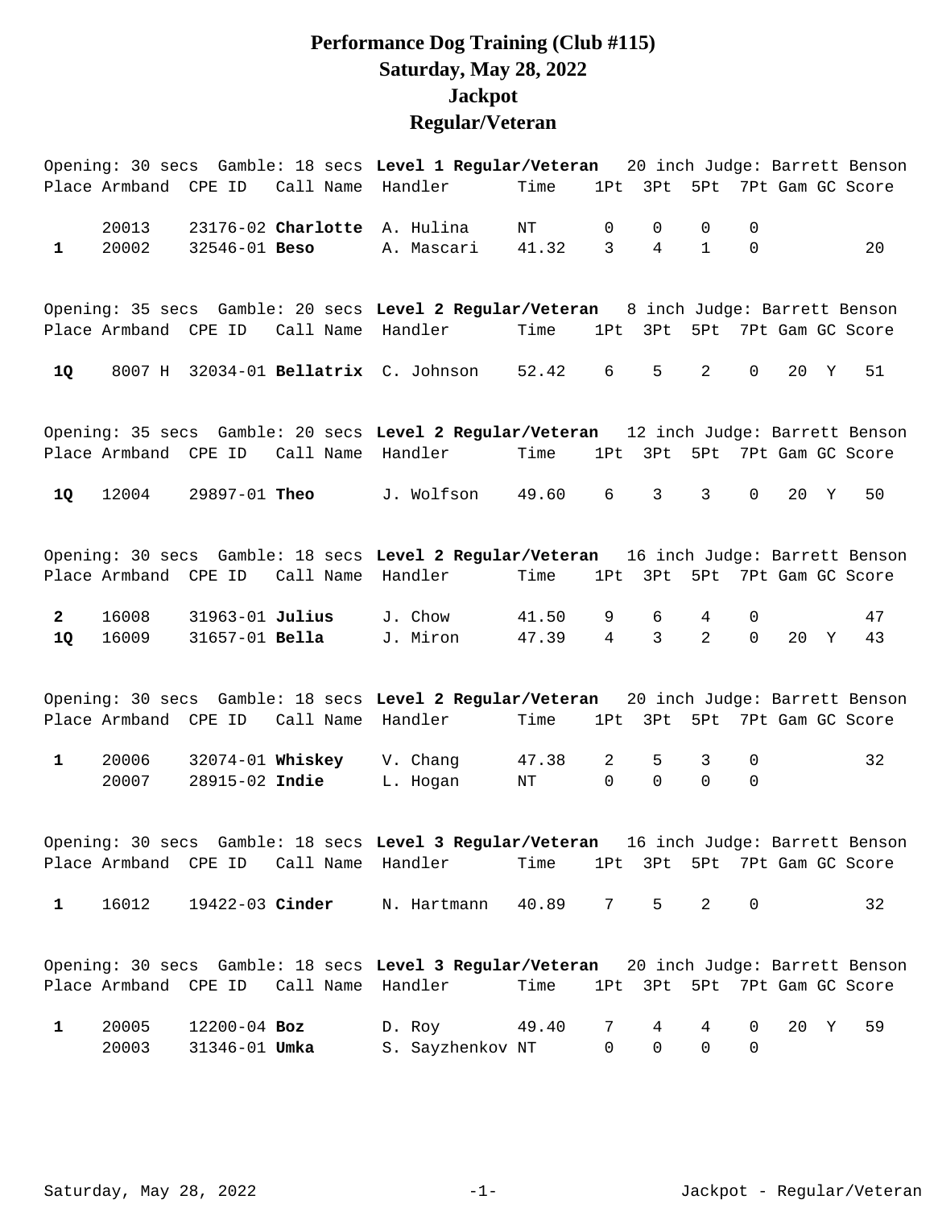# Performance Dog Training (Club #115)
## Saturday, May 28, 2022
## Jackpot
## Regular/Veteran

Opening: 30 secs Gamble: 18 secs **Level 1 Regular/Veteran** 20 inch Judge: Barrett Benson

| Place | Armband | CPE ID | Call Name | Handler | Time | 1Pt | 3Pt | 5Pt | 7Pt | Gam | GC | Score |
|---|---|---|---|---|---|---|---|---|---|---|---|---|
| | 20013 | 23176-02 | **Charlotte** | A. Hulina | NT | 0 | 0 | 0 | 0 | | | |
| **1** | 20002 | 32546-01 | **Beso** | A. Mascari | 41.32 | 3 | 4 | 1 | 0 | | | 20 |

Opening: 35 secs Gamble: 20 secs **Level 2 Regular/Veteran** 8 inch Judge: Barrett Benson

| Place | Armband | CPE ID | Call Name | Handler | Time | 1Pt | 3Pt | 5Pt | 7Pt | Gam | GC | Score |
|---|---|---|---|---|---|---|---|---|---|---|---|---|
| **1Q** | 8007 H | 32034-01 | **Bellatrix** | C. Johnson | 52.42 | 6 | 5 | 2 | 0 | 20 | Y | 51 |

Opening: 35 secs Gamble: 20 secs **Level 2 Regular/Veteran** 12 inch Judge: Barrett Benson

| Place | Armband | CPE ID | Call Name | Handler | Time | 1Pt | 3Pt | 5Pt | 7Pt | Gam | GC | Score |
|---|---|---|---|---|---|---|---|---|---|---|---|---|
| **1Q** | 12004 | 29897-01 | **Theo** | J. Wolfson | 49.60 | 6 | 3 | 3 | 0 | 20 | Y | 50 |

Opening: 30 secs Gamble: 18 secs **Level 2 Regular/Veteran** 16 inch Judge: Barrett Benson

| Place | Armband | CPE ID | Call Name | Handler | Time | 1Pt | 3Pt | 5Pt | 7Pt | Gam | GC | Score |
|---|---|---|---|---|---|---|---|---|---|---|---|---|
| **2** | 16008 | 31963-01 | **Julius** | J. Chow | 41.50 | 9 | 6 | 4 | 0 | | | 47 |
| **1Q** | 16009 | 31657-01 | **Bella** | J. Miron | 47.39 | 4 | 3 | 2 | 0 | 20 | Y | 43 |

Opening: 30 secs Gamble: 18 secs **Level 2 Regular/Veteran** 20 inch Judge: Barrett Benson

| Place | Armband | CPE ID | Call Name | Handler | Time | 1Pt | 3Pt | 5Pt | 7Pt | Gam | GC | Score |
|---|---|---|---|---|---|---|---|---|---|---|---|---|
| **1** | 20006 | 32074-01 | **Whiskey** | V. Chang | 47.38 | 2 | 5 | 3 | 0 | | | 32 |
| | 20007 | 28915-02 | **Indie** | L. Hogan | NT | 0 | 0 | 0 | 0 | | | |

Opening: 30 secs Gamble: 18 secs **Level 3 Regular/Veteran** 16 inch Judge: Barrett Benson

| Place | Armband | CPE ID | Call Name | Handler | Time | 1Pt | 3Pt | 5Pt | 7Pt | Gam | GC | Score |
|---|---|---|---|---|---|---|---|---|---|---|---|---|
| **1** | 16012 | 19422-03 | **Cinder** | N. Hartmann | 40.89 | 7 | 5 | 2 | 0 | | | 32 |

Opening: 30 secs Gamble: 18 secs **Level 3 Regular/Veteran** 20 inch Judge: Barrett Benson

| Place | Armband | CPE ID | Call Name | Handler | Time | 1Pt | 3Pt | 5Pt | 7Pt | Gam | GC | Score |
|---|---|---|---|---|---|---|---|---|---|---|---|---|
| **1** | 20005 | 12200-04 | **Boz** | D. Roy | 49.40 | 7 | 4 | 4 | 0 | 20 | Y | 59 |
| | 20003 | 31346-01 | **Umka** | S. Sayzhenkov | NT | 0 | 0 | 0 | 0 | | | |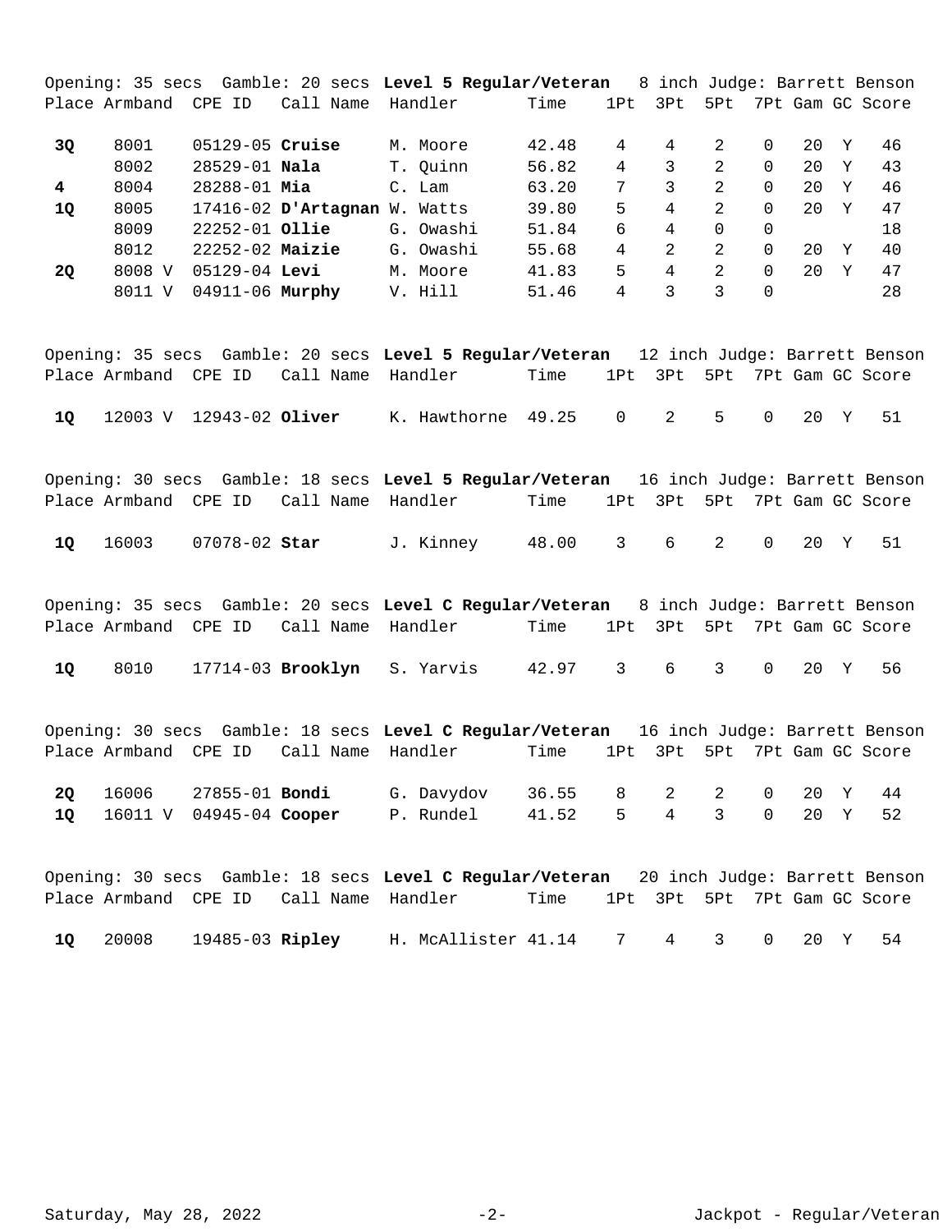Opening: 35 secs Gamble: 20 secs **Level 5 Regular/Veteran** 8 inch Judge: Barrett Benson

| Place | Armband | CPE ID | Call Name | Handler | Time | 1Pt | 3Pt | 5Pt | 7Pt | Gam | GC | Score |
|---|---|---|---|---|---|---|---|---|---|---|---|---|
| **3Q** | 8001 | 05129-05 | **Cruise** | M. Moore | 42.48 | 4 | 4 | 2 | 0 | 20 | Y | 46 |
| | 8002 | 28529-01 | **Nala** | T. Quinn | 56.82 | 4 | 3 | 2 | 0 | 20 | Y | 43 |
| **4** | 8004 | 28288-01 | **Mia** | C. Lam | 63.20 | 7 | 3 | 2 | 0 | 20 | Y | 46 |
| **1Q** | 8005 | 17416-02 | **D'Artagnan** | W. Watts | 39.80 | 5 | 4 | 2 | 0 | 20 | Y | 47 |
| | 8009 | 22252-01 | **Ollie** | G. Owashi | 51.84 | 6 | 4 | 0 | 0 | | | 18 |
| | 8012 | 22252-02 | **Maizie** | G. Owashi | 55.68 | 4 | 2 | 2 | 0 | 20 | Y | 40 |
| **2Q** | 8008 V | 05129-04 | **Levi** | M. Moore | 41.83 | 5 | 4 | 2 | 0 | 20 | Y | 47 |
| | 8011 V | 04911-06 | **Murphy** | V. Hill | 51.46 | 4 | 3 | 3 | 0 | | | 28 |

Opening: 35 secs Gamble: 20 secs **Level 5 Regular/Veteran** 12 inch Judge: Barrett Benson

| Place | Armband | CPE ID | Call Name | Handler | Time | 1Pt | 3Pt | 5Pt | 7Pt | Gam | GC | Score |
|---|---|---|---|---|---|---|---|---|---|---|---|---|
| **1Q** | 12003 V | 12943-02 | **Oliver** | K. Hawthorne | 49.25 | 0 | 2 | 5 | 0 | 20 | Y | 51 |

Opening: 30 secs Gamble: 18 secs **Level 5 Regular/Veteran** 16 inch Judge: Barrett Benson

| Place | Armband | CPE ID | Call Name | Handler | Time | 1Pt | 3Pt | 5Pt | 7Pt | Gam | GC | Score |
|---|---|---|---|---|---|---|---|---|---|---|---|---|
| **1Q** | 16003 | 07078-02 | **Star** | J. Kinney | 48.00 | 3 | 6 | 2 | 0 | 20 | Y | 51 |

Opening: 35 secs Gamble: 20 secs **Level C Regular/Veteran** 8 inch Judge: Barrett Benson

| Place | Armband | CPE ID | Call Name | Handler | Time | 1Pt | 3Pt | 5Pt | 7Pt | Gam | GC | Score |
|---|---|---|---|---|---|---|---|---|---|---|---|---|
| **1Q** | 8010 | 17714-03 | **Brooklyn** | S. Yarvis | 42.97 | 3 | 6 | 3 | 0 | 20 | Y | 56 |

Opening: 30 secs Gamble: 18 secs **Level C Regular/Veteran** 16 inch Judge: Barrett Benson

| Place | Armband | CPE ID | Call Name | Handler | Time | 1Pt | 3Pt | 5Pt | 7Pt | Gam | GC | Score |
|---|---|---|---|---|---|---|---|---|---|---|---|---|
| **2Q** | 16006 | 27855-01 | **Bondi** | G. Davydov | 36.55 | 8 | 2 | 2 | 0 | 20 | Y | 44 |
| **1Q** | 16011 V | 04945-04 | **Cooper** | P. Rundel | 41.52 | 5 | 4 | 3 | 0 | 20 | Y | 52 |

Opening: 30 secs Gamble: 18 secs **Level C Regular/Veteran** 20 inch Judge: Barrett Benson

| Place | Armband | CPE ID | Call Name | Handler | Time | 1Pt | 3Pt | 5Pt | 7Pt | Gam | GC | Score |
|---|---|---|---|---|---|---|---|---|---|---|---|---|
| **1Q** | 20008 | 19485-03 | **Ripley** | H. McAllister | 41.14 | 7 | 4 | 3 | 0 | 20 | Y | 54 |

Saturday, May 28, 2022 Jackpot - Regular/Veteran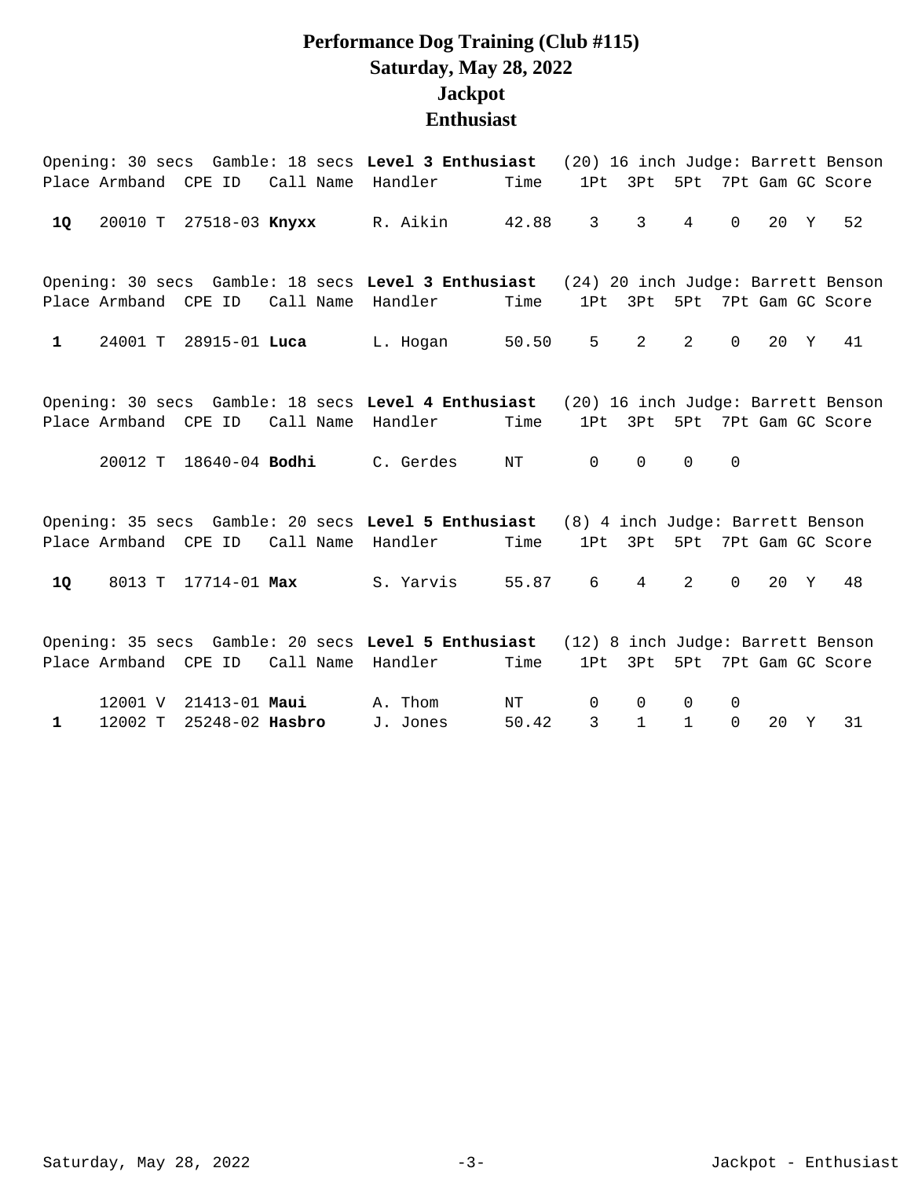# Performance Dog Training (Club #115)
## Saturday, May 28, 2022
## Jackpot
## Enthusiast

Opening: 30 secs  Gamble: 18 secs **Level 3 Enthusiast**  (20) 16 inch Judge: Barrett Benson

| Place | Armband | CPE ID | Call Name | Handler | Time | 1Pt | 3Pt | 5Pt | 7Pt | Gam | GC | Score |
|---|---|---|---|---|---|---|---|---|---|---|---|---|
| **1Q** | 20010 T | 27518-03 | **Knyxx** | R. Aikin | 42.88 | 3 | 3 | 4 | 0 | 20 | Y | 52 |

Opening: 30 secs  Gamble: 18 secs **Level 3 Enthusiast**  (24) 20 inch Judge: Barrett Benson

| Place | Armband | CPE ID | Call Name | Handler | Time | 1Pt | 3Pt | 5Pt | 7Pt | Gam | GC | Score |
|---|---|---|---|---|---|---|---|---|---|---|---|---|
| **1** | 24001 T | 28915-01 | **Luca** | L. Hogan | 50.50 | 5 | 2 | 2 | 0 | 20 | Y | 41 |

Opening: 30 secs  Gamble: 18 secs **Level 4 Enthusiast**  (20) 16 inch Judge: Barrett Benson

| Place | Armband | CPE ID | Call Name | Handler | Time | 1Pt | 3Pt | 5Pt | 7Pt | Gam | GC | Score |
|---|---|---|---|---|---|---|---|---|---|---|---|---|
| | 20012 T | 18640-04 | **Bodhi** | C. Gerdes | NT | 0 | 0 | 0 | 0 | | | |

Opening: 35 secs  Gamble: 20 secs **Level 5 Enthusiast**  (8) 4 inch Judge: Barrett Benson

| Place | Armband | CPE ID | Call Name | Handler | Time | 1Pt | 3Pt | 5Pt | 7Pt | Gam | GC | Score |
|---|---|---|---|---|---|---|---|---|---|---|---|---|
| **1Q** | 8013 T | 17714-01 | **Max** | S. Yarvis | 55.87 | 6 | 4 | 2 | 0 | 20 | Y | 48 |

Opening: 35 secs  Gamble: 20 secs **Level 5 Enthusiast**  (12) 8 inch Judge: Barrett Benson

| Place | Armband | CPE ID | Call Name | Handler | Time | 1Pt | 3Pt | 5Pt | 7Pt | Gam | GC | Score |
|---|---|---|---|---|---|---|---|---|---|---|---|---|
| | 12001 V | 21413-01 | **Maui** | A. Thom | NT | 0 | 0 | 0 | 0 | | | |
| **1** | 12002 T | 25248-02 | **Hasbro** | J. Jones | 50.42 | 3 | 1 | 1 | 0 | 20 | Y | 31 |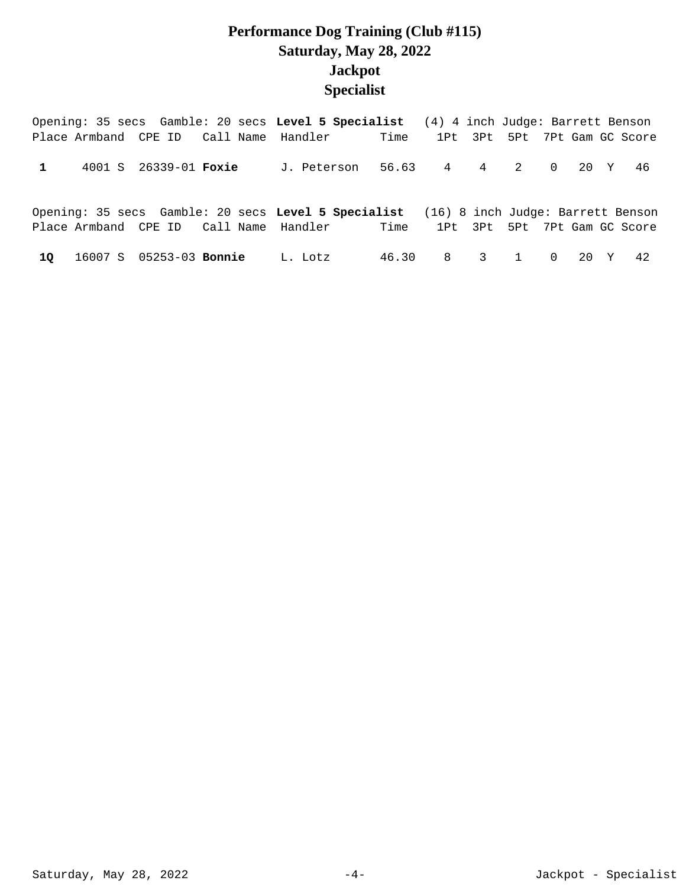# Performance Dog Training (Club #115)
## Saturday, May 28, 2022
## Jackpot
## Specialist

Opening: 35 secs  Gamble: 20 secs **Level 5 Specialist**  (4) 4 inch Judge: Barrett Benson

| Place | Armband | CPE ID | Call Name | Handler | Time | 1Pt | 3Pt | 5Pt | 7Pt | Gam | GC | Score |
|---|---|---|---|---|---|---|---|---|---|---|---|---|
| **1** | 4001 S | 26339-01 | **Foxie** | J. Peterson | 56.63 | 4 | 4 | 2 | 0 | 20 | Y | 46 |

Opening: 35 secs  Gamble: 20 secs **Level 5 Specialist**  (16) 8 inch Judge: Barrett Benson

| Place | Armband | CPE ID | Call Name | Handler | Time | 1Pt | 3Pt | 5Pt | 7Pt | Gam | GC | Score |
|---|---|---|---|---|---|---|---|---|---|---|---|---|
| **1Q** | 16007 S | 05253-03 | **Bonnie** | L. Lotz | 46.30 | 8 | 3 | 1 | 0 | 20 | Y | 42 |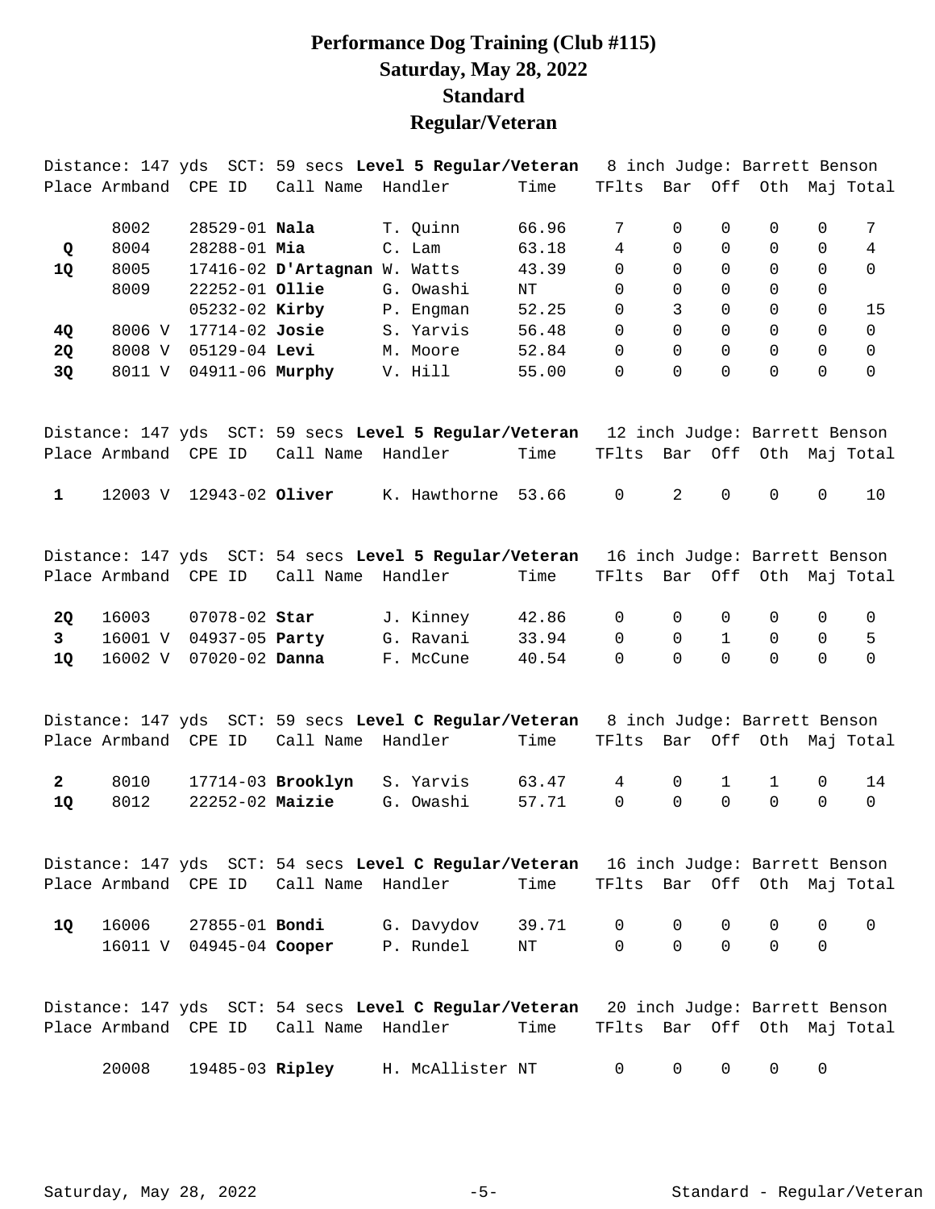# Performance Dog Training (Club #115)
# Saturday, May 28, 2022
# Standard
# Regular/Veteran

Distance: 147 yds SCT: 59 secs **Level 5 Regular/Veteran** 8 inch Judge: Barrett Benson

| Place | Armband | CPE ID | Call Name | Handler | Time | TFlts | Bar | Off | Oth | Maj | Total |
|---|---|---|---|---|---|---|---|---|---|---|---|
| | 8002 | 28529-01 | **Nala** | T. Quinn | 66.96 | 7 | 0 | 0 | 0 | 0 | 7 |
| Q | 8004 | 28288-01 | **Mia** | C. Lam | 63.18 | 4 | 0 | 0 | 0 | 0 | 4 |
| 1Q | 8005 | 17416-02 | **D'Artagnan** | W. Watts | 43.39 | 0 | 0 | 0 | 0 | 0 | 0 |
| | 8009 | 22252-01 | **Ollie** | G. Owashi | NT | 0 | 0 | 0 | 0 | 0 | |
| | | 05232-02 | **Kirby** | P. Engman | 52.25 | 0 | 3 | 0 | 0 | 0 | 15 |
| 4Q | 8006 V | 17714-02 | **Josie** | S. Yarvis | 56.48 | 0 | 0 | 0 | 0 | 0 | 0 |
| 2Q | 8008 V | 05129-04 | **Levi** | M. Moore | 52.84 | 0 | 0 | 0 | 0 | 0 | 0 |
| 3Q | 8011 V | 04911-06 | **Murphy** | V. Hill | 55.00 | 0 | 0 | 0 | 0 | 0 | 0 |

Distance: 147 yds SCT: 59 secs **Level 5 Regular/Veteran** 12 inch Judge: Barrett Benson

| Place | Armband | CPE ID | Call Name | Handler | Time | TFlts | Bar | Off | Oth | Maj | Total |
|---|---|---|---|---|---|---|---|---|---|---|---|
| 1 | 12003 V | 12943-02 | **Oliver** | K. Hawthorne | 53.66 | 0 | 2 | 0 | 0 | 0 | 10 |

Distance: 147 yds SCT: 54 secs **Level 5 Regular/Veteran** 16 inch Judge: Barrett Benson

| Place | Armband | CPE ID | Call Name | Handler | Time | TFlts | Bar | Off | Oth | Maj | Total |
|---|---|---|---|---|---|---|---|---|---|---|---|
| 2Q | 16003 | 07078-02 | **Star** | J. Kinney | 42.86 | 0 | 0 | 0 | 0 | 0 | 0 |
| 3 | 16001 V | 04937-05 | **Party** | G. Ravani | 33.94 | 0 | 0 | 1 | 0 | 0 | 5 |
| 1Q | 16002 V | 07020-02 | **Danna** | F. McCune | 40.54 | 0 | 0 | 0 | 0 | 0 | 0 |

Distance: 147 yds SCT: 59 secs **Level C Regular/Veteran** 8 inch Judge: Barrett Benson

| Place | Armband | CPE ID | Call Name | Handler | Time | TFlts | Bar | Off | Oth | Maj | Total |
|---|---|---|---|---|---|---|---|---|---|---|---|
| 2 | 8010 | 17714-03 | **Brooklyn** | S. Yarvis | 63.47 | 4 | 0 | 1 | 1 | 0 | 14 |
| 1Q | 8012 | 22252-02 | **Maizie** | G. Owashi | 57.71 | 0 | 0 | 0 | 0 | 0 | 0 |

Distance: 147 yds SCT: 54 secs **Level C Regular/Veteran** 16 inch Judge: Barrett Benson

| Place | Armband | CPE ID | Call Name | Handler | Time | TFlts | Bar | Off | Oth | Maj | Total |
|---|---|---|---|---|---|---|---|---|---|---|---|
| 1Q | 16006 | 27855-01 | **Bondi** | G. Davydov | 39.71 | 0 | 0 | 0 | 0 | 0 | 0 |
| | 16011 V | 04945-04 | **Cooper** | P. Rundel | NT | 0 | 0 | 0 | 0 | 0 | |

Distance: 147 yds SCT: 54 secs **Level C Regular/Veteran** 20 inch Judge: Barrett Benson

| Place | Armband | CPE ID | Call Name | Handler | Time | TFlts | Bar | Off | Oth | Maj | Total |
|---|---|---|---|---|---|---|---|---|---|---|---|
| | 20008 | 19485-03 | **Ripley** | H. McAllister | NT | 0 | 0 | 0 | 0 | 0 | |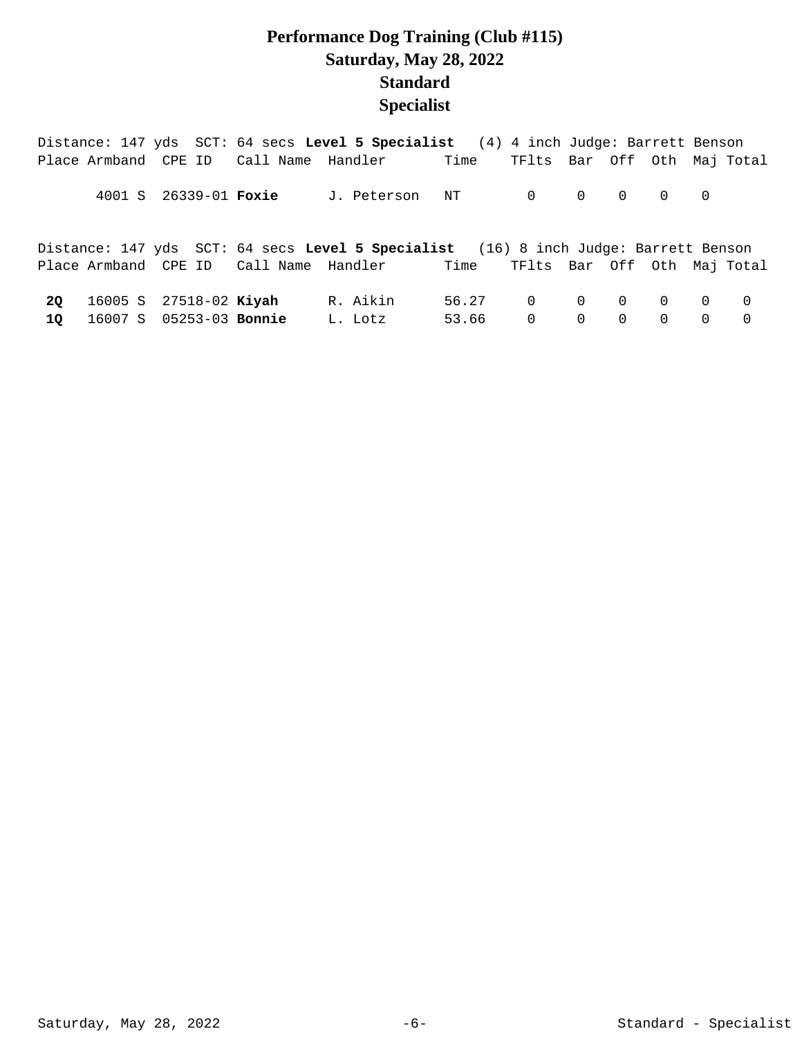# Performance Dog Training (Club #115)
# Saturday, May 28, 2022
# Standard
# Specialist

Distance: 147 yds SCT: 64 secs **Level 5 Specialist** (4) 4 inch Judge: Barrett Benson

| Place | Armband | CPE ID | Call Name | Handler | Time | TFlts | Bar | Off | Oth | Maj | Total |
|---|---|---|---|---|---|---|---|---|---|---|---|
| | 4001 S | 26339-01 | **Foxie** | J. Peterson | NT | 0 | 0 | 0 | 0 | 0 | |

Distance: 147 yds SCT: 64 secs **Level 5 Specialist** (16) 8 inch Judge: Barrett Benson

| Place | Armband | CPE ID | Call Name | Handler | Time | TFlts | Bar | Off | Oth | Maj | Total |
|---|---|---|---|---|---|---|---|---|---|---|---|
| **2Q** | 16005 S | 27518-02 | **Kiyah** | R. Aikin | 56.27 | 0 | 0 | 0 | 0 | 0 | 0 |
| **1Q** | 16007 S | 05253-03 | **Bonnie** | L. Lotz | 53.66 | 0 | 0 | 0 | 0 | 0 | 0 |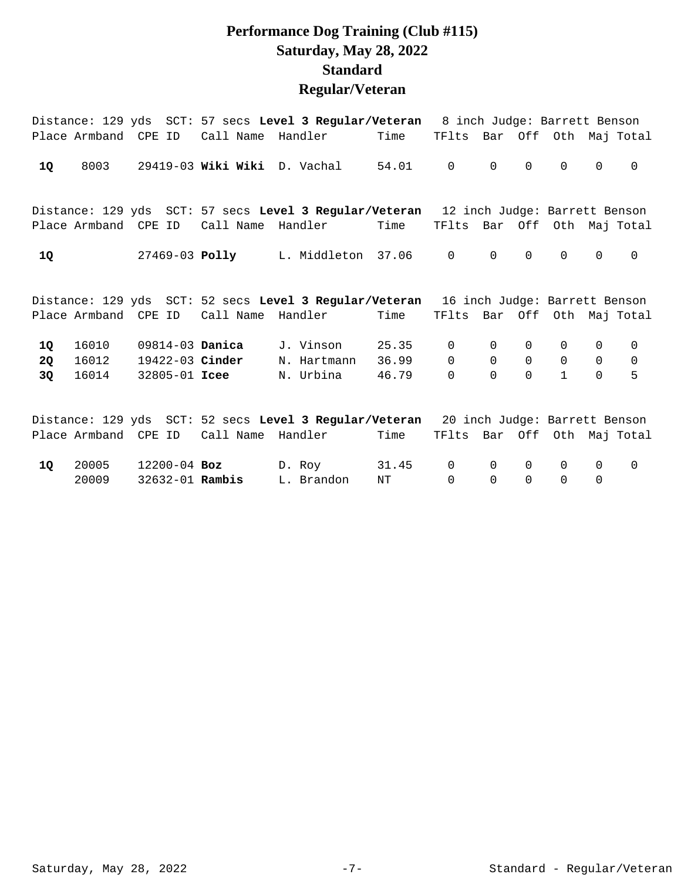# Performance Dog Training (Club #115)
# Saturday, May 28, 2022
# Standard
# Regular/Veteran

Distance: 129 yds SCT: 57 secs **Level 3 Regular/Veteran** 8 inch Judge: Barrett Benson

| Place | Armband | CPE ID | Call Name | Handler | Time | TFlts | Bar | Off | Oth | Maj | Total |
|---|---|---|---|---|---|---|---|---|---|---|---|
| **1Q** | 8003 | 29419-03 | **Wiki Wiki** | D. Vachal | 54.01 | 0 | 0 | 0 | 0 | 0 | 0 |

Distance: 129 yds SCT: 57 secs **Level 3 Regular/Veteran** 12 inch Judge: Barrett Benson

| Place | Armband | CPE ID | Call Name | Handler | Time | TFlts | Bar | Off | Oth | Maj | Total |
|---|---|---|---|---|---|---|---|---|---|---|---|
| **1Q** | | 27469-03 | **Polly** | L. Middleton | 37.06 | 0 | 0 | 0 | 0 | 0 | 0 |

Distance: 129 yds SCT: 52 secs **Level 3 Regular/Veteran** 16 inch Judge: Barrett Benson

| Place | Armband | CPE ID | Call Name | Handler | Time | TFlts | Bar | Off | Oth | Maj | Total |
|---|---|---|---|---|---|---|---|---|---|---|---|
| **1Q** | 16010 | 09814-03 | **Danica** | J. Vinson | 25.35 | 0 | 0 | 0 | 0 | 0 | 0 |
| **2Q** | 16012 | 19422-03 | **Cinder** | N. Hartmann | 36.99 | 0 | 0 | 0 | 0 | 0 | 0 |
| **3Q** | 16014 | 32805-01 | **Icee** | N. Urbina | 46.79 | 0 | 0 | 0 | 1 | 0 | 5 |

Distance: 129 yds SCT: 52 secs **Level 3 Regular/Veteran** 20 inch Judge: Barrett Benson

| Place | Armband | CPE ID | Call Name | Handler | Time | TFlts | Bar | Off | Oth | Maj | Total |
|---|---|---|---|---|---|---|---|---|---|---|---|
| **1Q** | 20005 | 12200-04 | **Boz** | D. Roy | 31.45 | 0 | 0 | 0 | 0 | 0 | 0 |
| | 20009 | 32632-01 | **Rambis** | L. Brandon | NT | 0 | 0 | 0 | 0 | 0 | |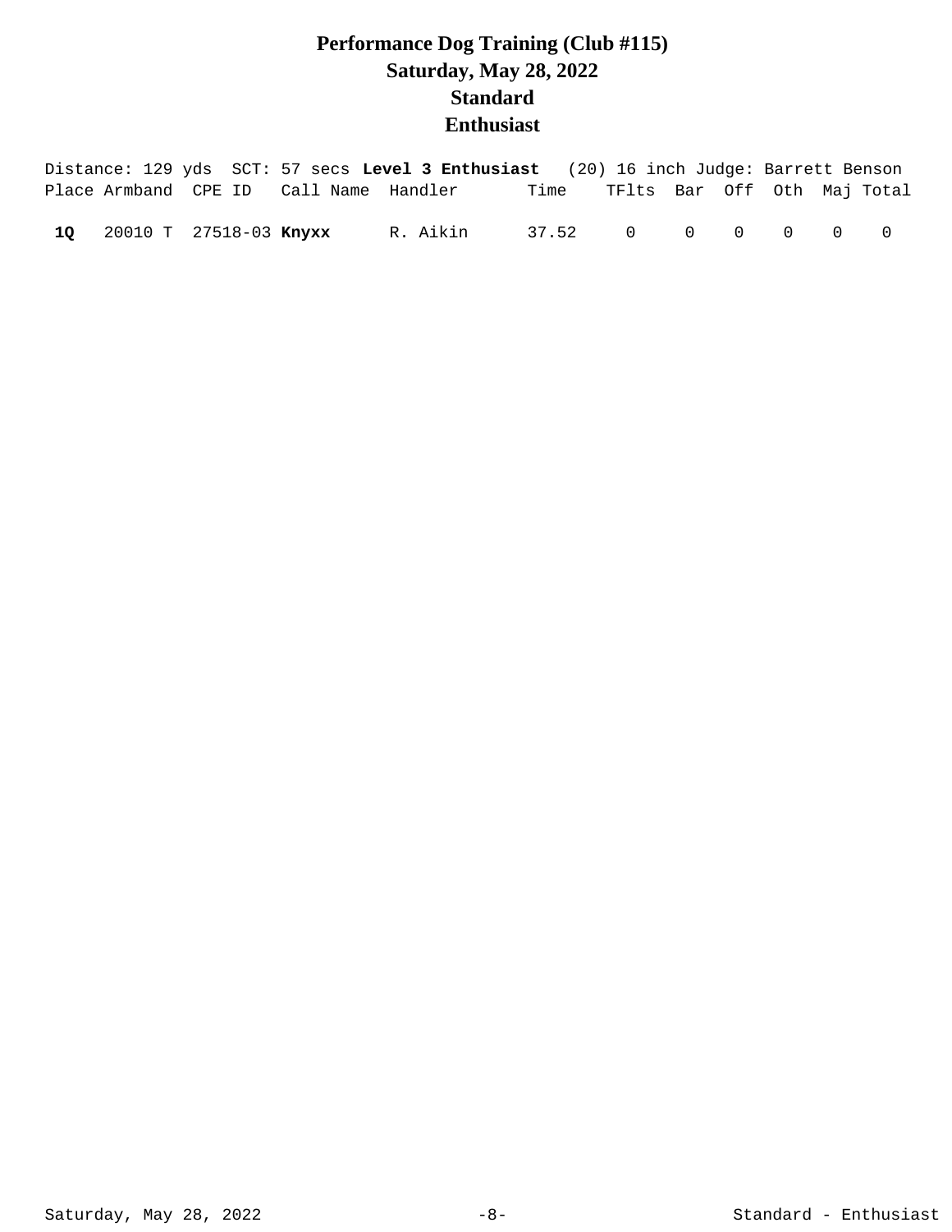# Performance Dog Training (Club #115)
## Saturday, May 28, 2022
## Standard
## Enthusiast

Distance: 129 yds  SCT: 57 secs **Level 3 Enthusiast**  (20) 16 inch Judge: Barrett Benson

| Place | Armband | CPE ID | Call Name | Handler | Time | TFlts | Bar | Off | Oth | Maj | Total |
|---|---|---|---|---|---|---|---|---|---|---|---|
| **1Q** | 20010 T | 27518-03 | **Knyxx** | R. Aikin | 37.52 | 0 | 0 | 0 | 0 | 0 | 0 |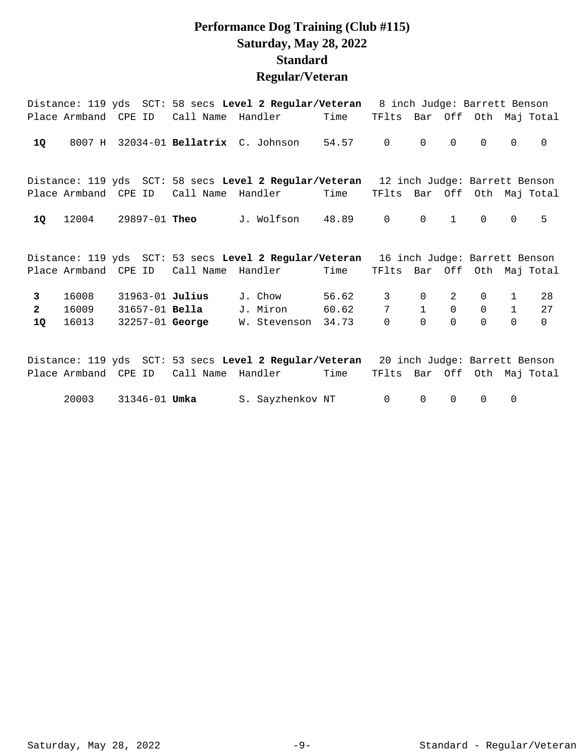# Performance Dog Training (Club #115)
## Saturday, May 28, 2022
## Standard
## Regular/Veteran

Distance: 119 yds  SCT: 58 secs **Level 2 Regular/Veteran**  8 inch Judge: Barrett Benson

| Place | Armband | CPE ID | Call Name | Handler | Time | TFlts | Bar | Off | Oth | Maj | Total |
|---|---|---|---|---|---|---|---|---|---|---|---|
| **1Q** | 8007 H | 32034-01 | **Bellatrix** | C. Johnson | 54.57 | 0 | 0 | 0 | 0 | 0 | 0 |

Distance: 119 yds  SCT: 58 secs **Level 2 Regular/Veteran**  12 inch Judge: Barrett Benson

| Place | Armband | CPE ID | Call Name | Handler | Time | TFlts | Bar | Off | Oth | Maj | Total |
|---|---|---|---|---|---|---|---|---|---|---|---|
| **1Q** | 12004 | 29897-01 | **Theo** | J. Wolfson | 48.89 | 0 | 0 | 1 | 0 | 0 | 5 |

Distance: 119 yds  SCT: 53 secs **Level 2 Regular/Veteran**  16 inch Judge: Barrett Benson

| Place | Armband | CPE ID | Call Name | Handler | Time | TFlts | Bar | Off | Oth | Maj | Total |
|---|---|---|---|---|---|---|---|---|---|---|---|
| **3** | 16008 | 31963-01 | **Julius** | J. Chow | 56.62 | 3 | 0 | 2 | 0 | 1 | 28 |
| **2** | 16009 | 31657-01 | **Bella** | J. Miron | 60.62 | 7 | 1 | 0 | 0 | 1 | 27 |
| **1Q** | 16013 | 32257-01 | **George** | W. Stevenson | 34.73 | 0 | 0 | 0 | 0 | 0 | 0 |

Distance: 119 yds  SCT: 53 secs **Level 2 Regular/Veteran**  20 inch Judge: Barrett Benson

| Place | Armband | CPE ID | Call Name | Handler | Time | TFlts | Bar | Off | Oth | Maj | Total |
|---|---|---|---|---|---|---|---|---|---|---|---|
| | 20003 | 31346-01 | **Umka** | S. Sayzhenkov | NT | 0 | 0 | 0 | 0 | 0 | |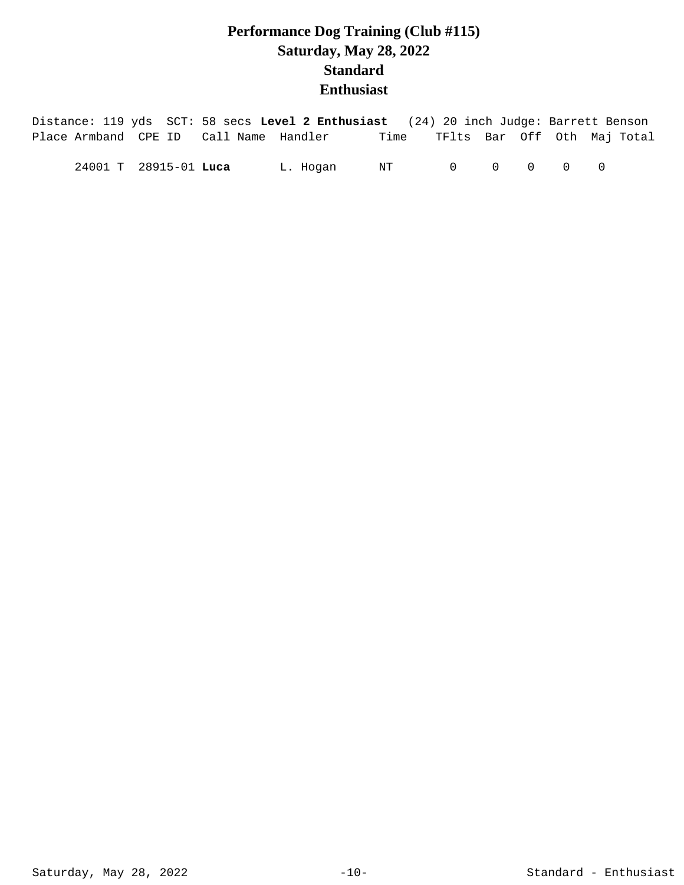# Performance Dog Training (Club #115)
## Saturday, May 28, 2022
## Standard
## Enthusiast

Distance: 119 yds  SCT: 58 secs **Level 2 Enthusiast**  (24) 20 inch Judge: Barrett Benson

| Place | Armband | CPE ID | Call Name | Handler | Time | TFlts | Bar | Off | Oth | Maj | Total |
|---|---|---|---|---|---|---|---|---|---|---|---|
| | 24001 T | 28915-01 | **Luca** | L. Hogan | NT | 0 | 0 | 0 | 0 | 0 | |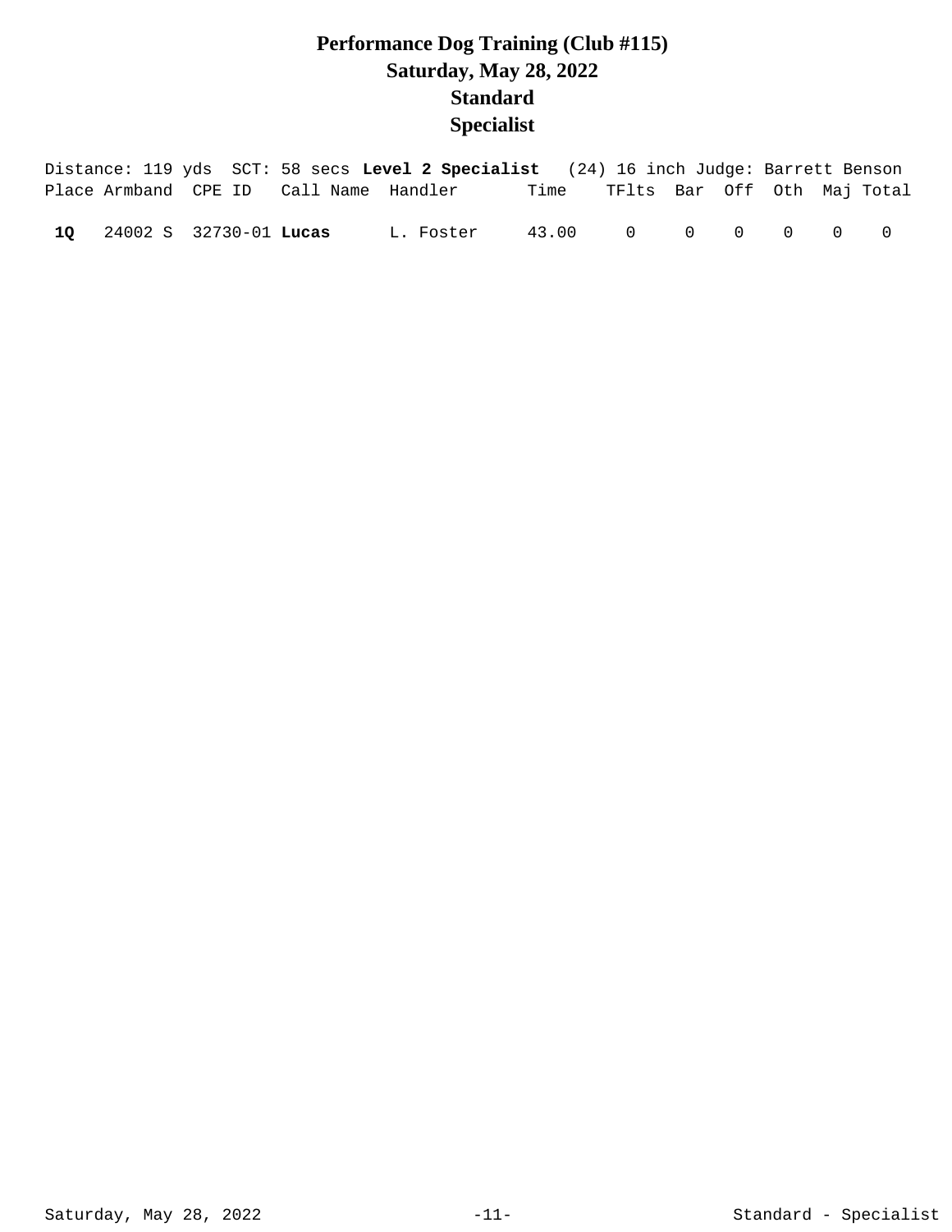# Performance Dog Training (Club #115)
## Saturday, May 28, 2022
## Standard
## Specialist

Distance: 119 yds  SCT: 58 secs **Level 2 Specialist**  (24) 16 inch Judge: Barrett Benson

| Place | Armband | CPE ID | Call Name | Handler | Time | TFlts | Bar | Off | Oth | Maj | Total |
|---|---|---|---|---|---|---|---|---|---|---|---|
| **1Q** | 24002 S | 32730-01 | **Lucas** | L. Foster | 43.00 | 0 | 0 | 0 | 0 | 0 | 0 |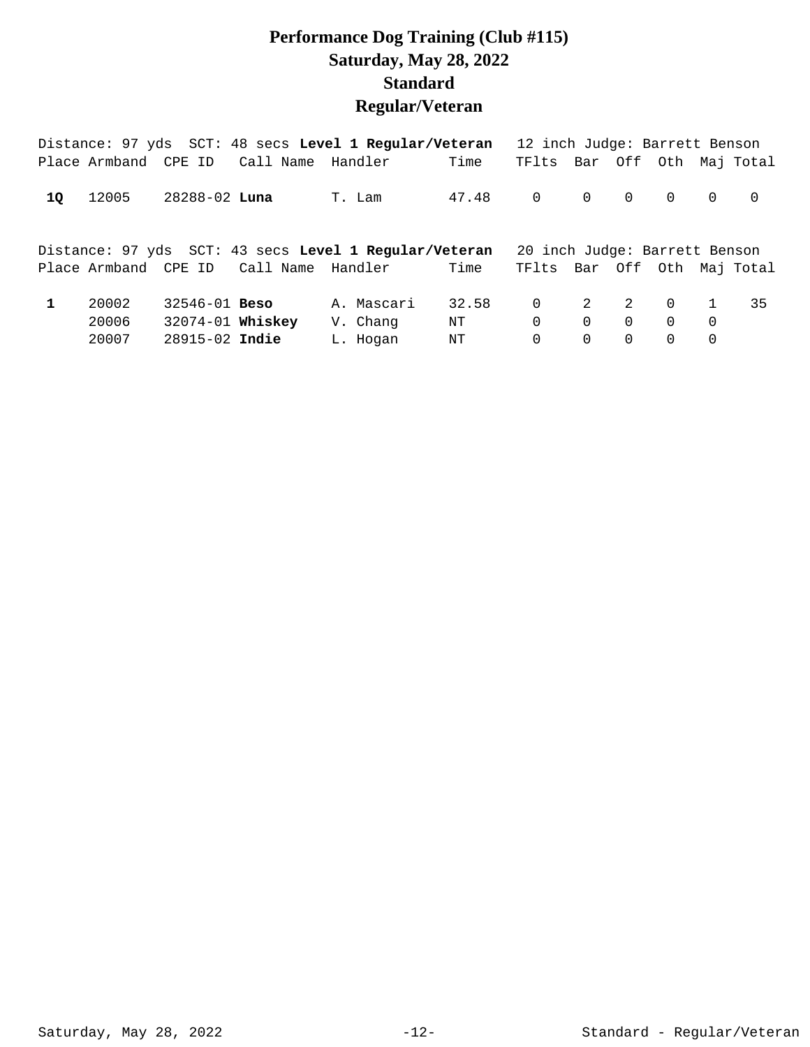# Performance Dog Training (Club #115)
## Saturday, May 28, 2022
## Standard
## Regular/Veteran

Distance: 97 yds SCT: 48 secs **Level 1 Regular/Veteran** 12 inch Judge: Barrett Benson

| Place | Armband | CPE ID | Call Name | Handler | Time | TFlts | Bar | Off | Oth | Maj | Total |
|---|---|---|---|---|---|---|---|---|---|---|---|
| **1Q** | 12005 | 28288-02 | **Luna** | T. Lam | 47.48 | 0 | 0 | 0 | 0 | 0 | 0 |

Distance: 97 yds SCT: 43 secs **Level 1 Regular/Veteran** 20 inch Judge: Barrett Benson

| Place | Armband | CPE ID | Call Name | Handler | Time | TFlts | Bar | Off | Oth | Maj | Total |
|---|---|---|---|---|---|---|---|---|---|---|---|
| **1** | 20002 | 32546-01 | **Beso** | A. Mascari | 32.58 | 0 | 2 | 2 | 0 | 1 | 35 |
| | 20006 | 32074-01 | **Whiskey** | V. Chang | NT | 0 | 0 | 0 | 0 | 0 | |
| | 20007 | 28915-02 | **Indie** | L. Hogan | NT | 0 | 0 | 0 | 0 | 0 | |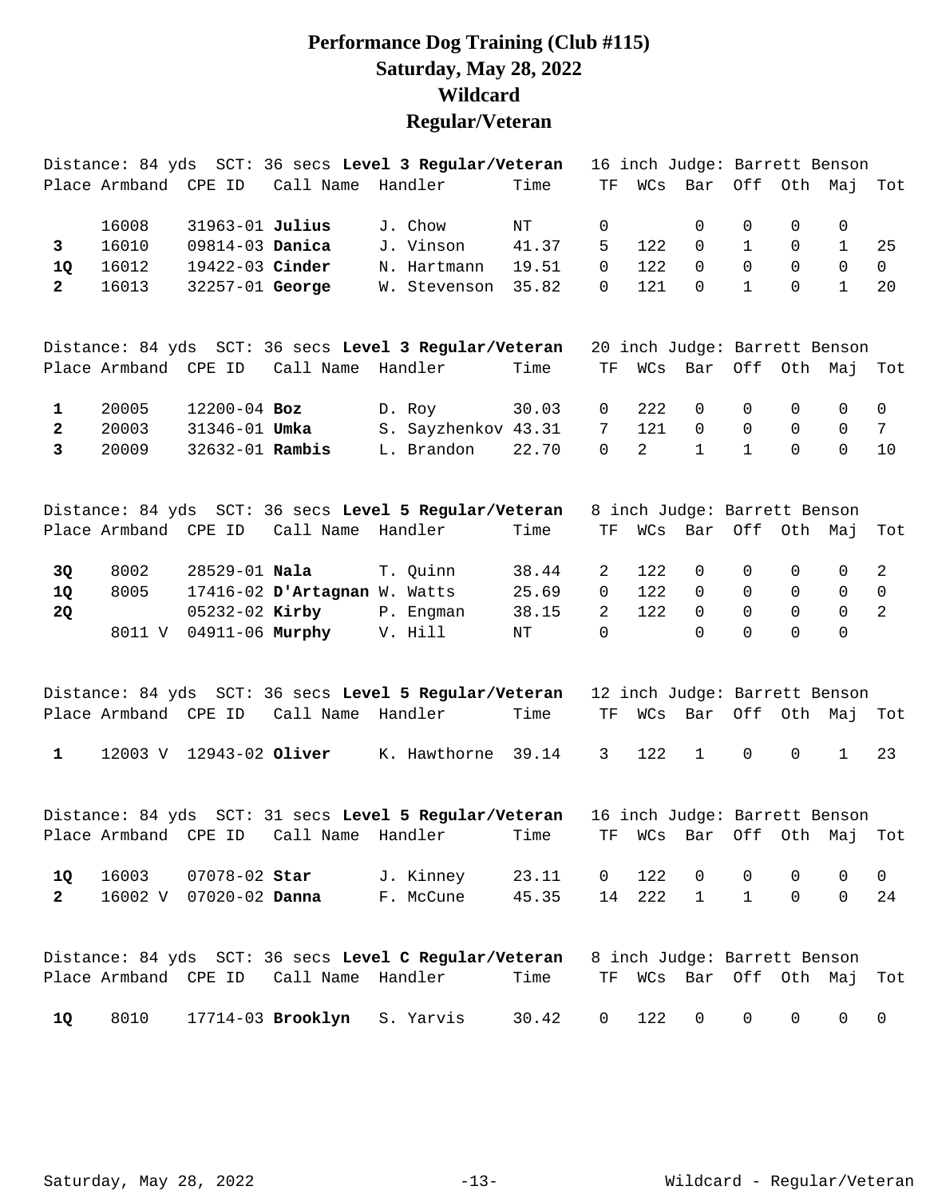# Performance Dog Training (Club #115)
# Saturday, May 28, 2022
# Wildcard
# Regular/Veteran

Distance: 84 yds SCT: 36 secs **Level 3 Regular/Veteran** 16 inch Judge: Barrett Benson

| Place | Armband | CPE ID | Call Name | Handler | Time | TF | WCs | Bar | Off | Oth | Maj | Tot |
|---|---|---|---|---|---|---|---|---|---|---|---|---|
| | 16008 | 31963-01 | **Julius** | J. Chow | NT | 0 | | 0 | 0 | 0 | 0 | |
| **3** | 16010 | 09814-03 | **Danica** | J. Vinson | 41.37 | 5 | 122 | 0 | 1 | 0 | 1 | 25 |
| **1Q** | 16012 | 19422-03 | **Cinder** | N. Hartmann | 19.51 | 0 | 122 | 0 | 0 | 0 | 0 | 0 |
| **2** | 16013 | 32257-01 | **George** | W. Stevenson | 35.82 | 0 | 121 | 0 | 1 | 0 | 1 | 20 |

Distance: 84 yds SCT: 36 secs **Level 3 Regular/Veteran** 20 inch Judge: Barrett Benson

| Place | Armband | CPE ID | Call Name | Handler | Time | TF | WCs | Bar | Off | Oth | Maj | Tot |
|---|---|---|---|---|---|---|---|---|---|---|---|---|
| **1** | 20005 | 12200-04 | **Boz** | D. Roy | 30.03 | 0 | 222 | 0 | 0 | 0 | 0 | 0 |
| **2** | 20003 | 31346-01 | **Umka** | S. Sayzhenkov | 43.31 | 7 | 121 | 0 | 0 | 0 | 0 | 7 |
| **3** | 20009 | 32632-01 | **Rambis** | L. Brandon | 22.70 | 0 | 2 | 1 | 1 | 0 | 0 | 10 |

Distance: 84 yds SCT: 36 secs **Level 5 Regular/Veteran** 8 inch Judge: Barrett Benson

| Place | Armband | CPE ID | Call Name | Handler | Time | TF | WCs | Bar | Off | Oth | Maj | Tot |
|---|---|---|---|---|---|---|---|---|---|---|---|---|
| **3Q** | 8002 | 28529-01 | **Nala** | T. Quinn | 38.44 | 2 | 122 | 0 | 0 | 0 | 0 | 2 |
| **1Q** | 8005 | 17416-02 | **D'Artagnan** | W. Watts | 25.69 | 0 | 122 | 0 | 0 | 0 | 0 | 0 |
| **2Q** | | 05232-02 | **Kirby** | P. Engman | 38.15 | 2 | 122 | 0 | 0 | 0 | 0 | 2 |
| | 8011 V | 04911-06 | **Murphy** | V. Hill | NT | 0 | | 0 | 0 | 0 | 0 | |

Distance: 84 yds SCT: 36 secs **Level 5 Regular/Veteran** 12 inch Judge: Barrett Benson

| Place | Armband | CPE ID | Call Name | Handler | Time | TF | WCs | Bar | Off | Oth | Maj | Tot |
|---|---|---|---|---|---|---|---|---|---|---|---|---|
| **1** | 12003 V | 12943-02 | **Oliver** | K. Hawthorne | 39.14 | 3 | 122 | 1 | 0 | 0 | 1 | 23 |

Distance: 84 yds SCT: 31 secs **Level 5 Regular/Veteran** 16 inch Judge: Barrett Benson

| Place | Armband | CPE ID | Call Name | Handler | Time | TF | WCs | Bar | Off | Oth | Maj | Tot |
|---|---|---|---|---|---|---|---|---|---|---|---|---|
| **1Q** | 16003 | 07078-02 | **Star** | J. Kinney | 23.11 | 0 | 122 | 0 | 0 | 0 | 0 | 0 |
| **2** | 16002 V | 07020-02 | **Danna** | F. McCune | 45.35 | 14 | 222 | 1 | 1 | 0 | 0 | 24 |

Distance: 84 yds SCT: 36 secs **Level C Regular/Veteran** 8 inch Judge: Barrett Benson

| Place | Armband | CPE ID | Call Name | Handler | Time | TF | WCs | Bar | Off | Oth | Maj | Tot |
|---|---|---|---|---|---|---|---|---|---|---|---|---|
| **1Q** | 8010 | 17714-03 | **Brooklyn** | S. Yarvis | 30.42 | 0 | 122 | 0 | 0 | 0 | 0 | 0 |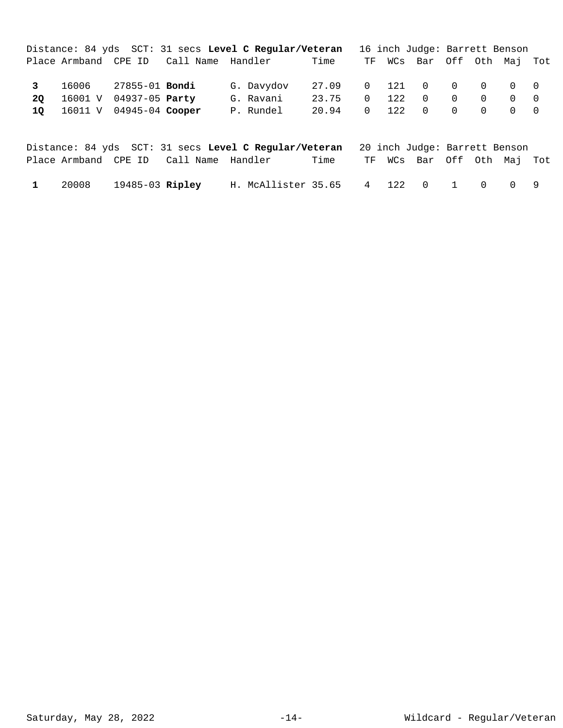Distance: 84 yds  SCT: 31 secs **Level C Regular/Veteran**  16 inch Judge: Barrett Benson

| Place | Armband | CPE ID | Call Name | Handler | Time | TF | WCs | Bar | Off | Oth | Maj | Tot |
|---|---|---|---|---|---|---|---|---|---|---|---|---|
| **3** | 16006 | 27855-01 | **Bondi** | G. Davydov | 27.09 | 0 | 121 | 0 | 0 | 0 | 0 | 0 |
| **2Q** | 16001 V | 04937-05 | **Party** | G. Ravani | 23.75 | 0 | 122 | 0 | 0 | 0 | 0 | 0 |
| **1Q** | 16011 V | 04945-04 | **Cooper** | P. Rundel | 20.94 | 0 | 122 | 0 | 0 | 0 | 0 | 0 |

Distance: 84 yds  SCT: 31 secs **Level C Regular/Veteran**  20 inch Judge: Barrett Benson

| Place | Armband | CPE ID | Call Name | Handler | Time | TF | WCs | Bar | Off | Oth | Maj | Tot |
|---|---|---|---|---|---|---|---|---|---|---|---|---|
| **1** | 20008 | 19485-03 | **Ripley** | H. McAllister | 35.65 | 4 | 122 | 0 | 1 | 0 | 0 | 9 |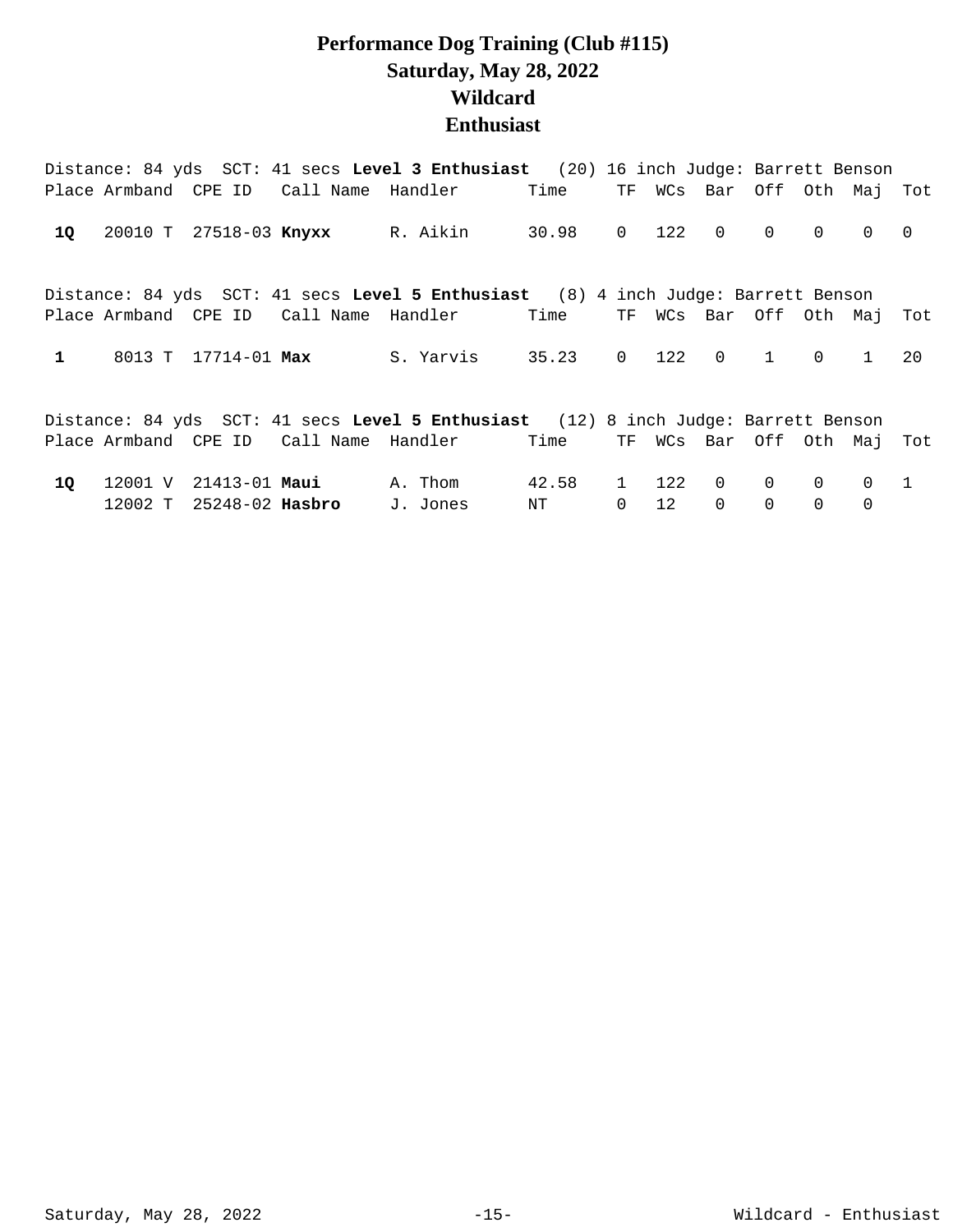# Performance Dog Training (Club #115)
# Saturday, May 28, 2022
# Wildcard
# Enthusiast

Distance: 84 yds SCT: 41 secs **Level 3 Enthusiast** (20) 16 inch Judge: Barrett Benson

| Place | Armband | CPE ID | Call Name | Handler | Time | TF | WCs | Bar | Off | Oth | Maj | Tot |
|---|---|---|---|---|---|---|---|---|---|---|---|---|
| **1Q** | 20010 T | 27518-03 | **Knyxx** | R. Aikin | 30.98 | 0 | 122 | 0 | 0 | 0 | 0 | 0 |

Distance: 84 yds SCT: 41 secs **Level 5 Enthusiast** (8) 4 inch Judge: Barrett Benson

| Place | Armband | CPE ID | Call Name | Handler | Time | TF | WCs | Bar | Off | Oth | Maj | Tot |
|---|---|---|---|---|---|---|---|---|---|---|---|---|
| **1** | 8013 T | 17714-01 | **Max** | S. Yarvis | 35.23 | 0 | 122 | 0 | 1 | 0 | 1 | 20 |

Distance: 84 yds SCT: 41 secs **Level 5 Enthusiast** (12) 8 inch Judge: Barrett Benson

| Place | Armband | CPE ID | Call Name | Handler | Time | TF | WCs | Bar | Off | Oth | Maj | Tot |
|---|---|---|---|---|---|---|---|---|---|---|---|---|
| **1Q** | 12001 V | 21413-01 | **Maui** | A. Thom | 42.58 | 1 | 122 | 0 | 0 | 0 | 0 | 1 |
| | 12002 T | 25248-02 | **Hasbro** | J. Jones | NT | 0 | 12 | 0 | 0 | 0 | 0 | |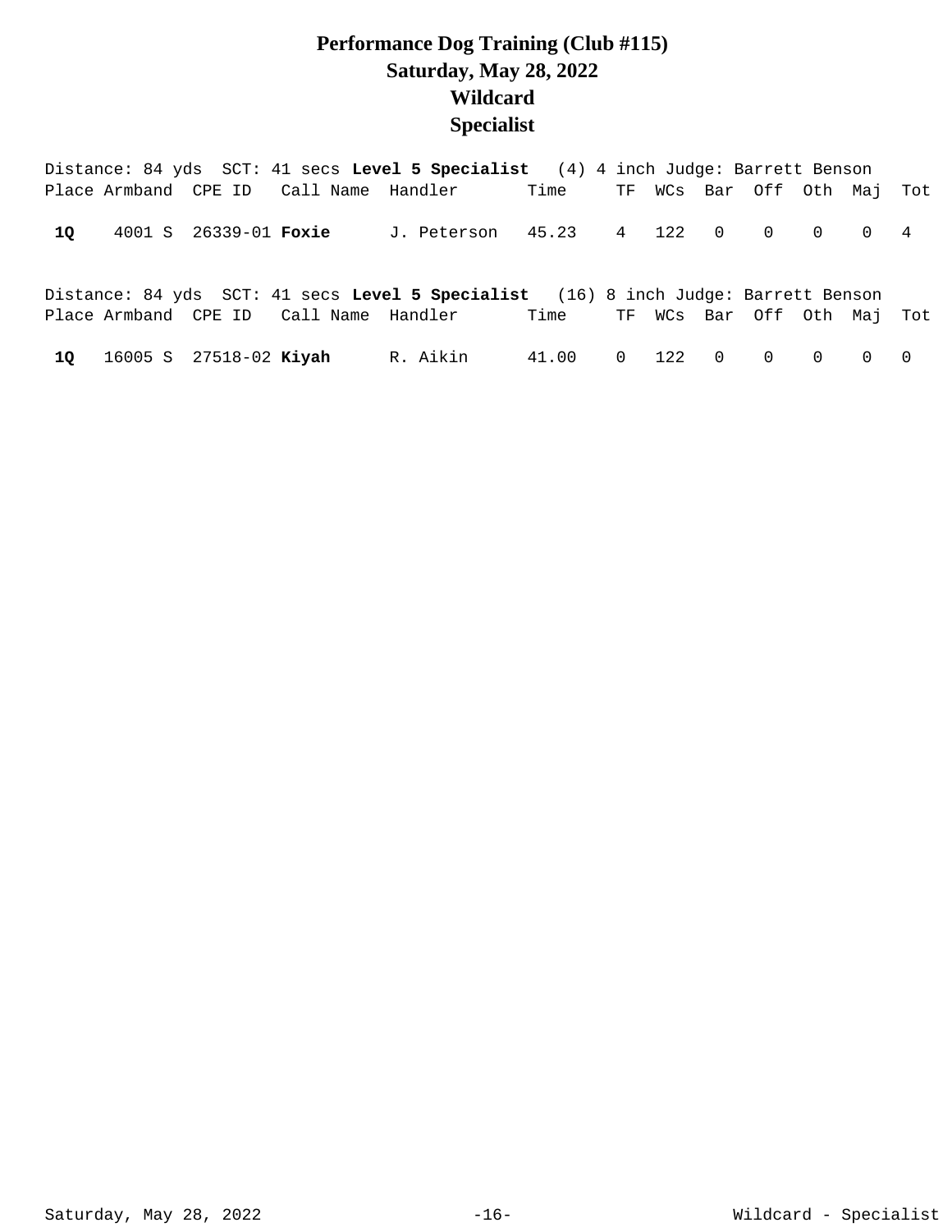# Performance Dog Training (Club #115)
## Saturday, May 28, 2022
## Wildcard
## Specialist

Distance: 84 yds SCT: 41 secs **Level 5 Specialist** (4) 4 inch Judge: Barrett Benson

| Place | Armband | CPE ID | Call Name | Handler | Time | TF | WCs | Bar | Off | Oth | Maj | Tot |
|---|---|---|---|---|---|---|---|---|---|---|---|---|
| **1Q** | 4001 S | 26339-01 | **Foxie** | J. Peterson | 45.23 | 4 | 122 | 0 | 0 | 0 | 0 | 4 |

Distance: 84 yds SCT: 41 secs **Level 5 Specialist** (16) 8 inch Judge: Barrett Benson

| Place | Armband | CPE ID | Call Name | Handler | Time | TF | WCs | Bar | Off | Oth | Maj | Tot |
|---|---|---|---|---|---|---|---|---|---|---|---|---|
| **1Q** | 16005 S | 27518-02 | **Kiyah** | R. Aikin | 41.00 | 0 | 122 | 0 | 0 | 0 | 0 | 0 |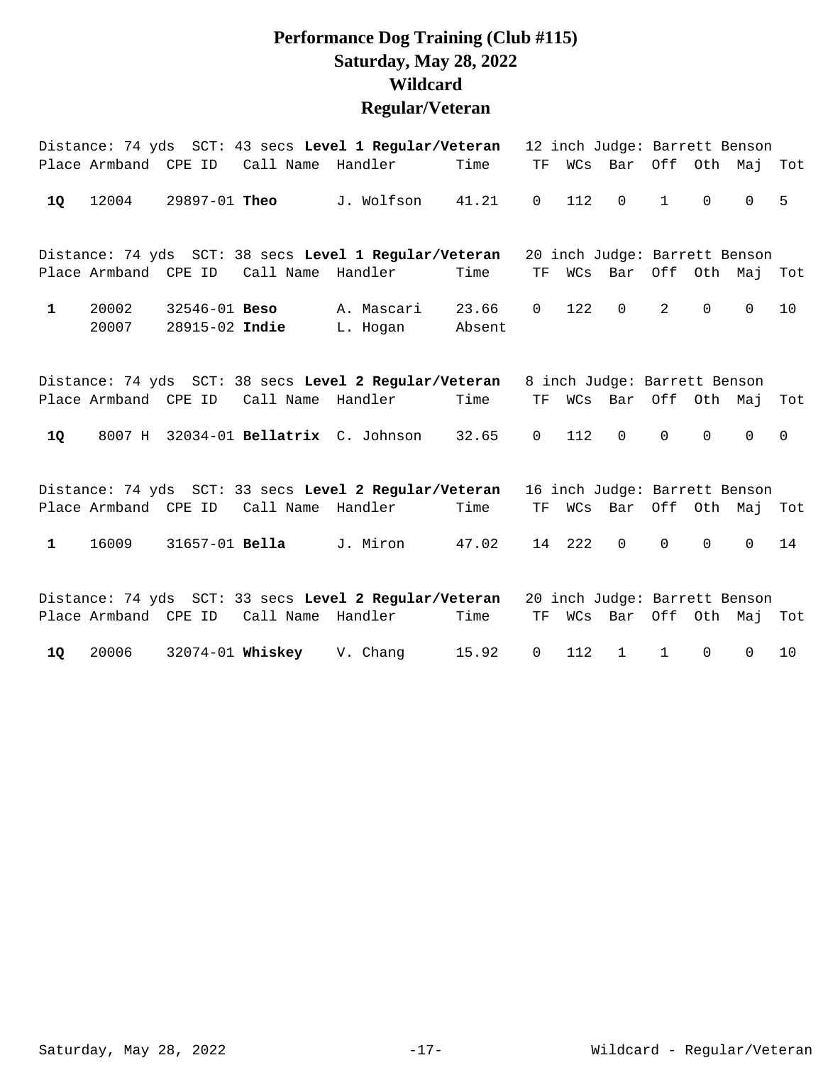# Performance Dog Training (Club #115)
# Saturday, May 28, 2022
# Wildcard
# Regular/Veteran

Distance: 74 yds SCT: 43 secs **Level 1 Regular/Veteran** 12 inch Judge: Barrett Benson

| Place | Armband | CPE ID | Call Name | Handler | Time | TF | WCs | Bar | Off | Oth | Maj | Tot |
|---|---|---|---|---|---|---|---|---|---|---|---|---|
| **1Q** | 12004 | 29897-01 | **Theo** | J. Wolfson | 41.21 | 0 | 112 | 0 | 1 | 0 | 0 | 5 |

Distance: 74 yds SCT: 38 secs **Level 1 Regular/Veteran** 20 inch Judge: Barrett Benson

| Place | Armband | CPE ID | Call Name | Handler | Time | TF | WCs | Bar | Off | Oth | Maj | Tot |
|---|---|---|---|---|---|---|---|---|---|---|---|---|
| **1** | 20002 | 32546-01 | **Beso** | A. Mascari | 23.66 | 0 | 122 | 0 | 2 | 0 | 0 | 10 |
| | 20007 | 28915-02 | **Indie** | L. Hogan | Absent | | | | | | | |

Distance: 74 yds SCT: 38 secs **Level 2 Regular/Veteran** 8 inch Judge: Barrett Benson

| Place | Armband | CPE ID | Call Name | Handler | Time | TF | WCs | Bar | Off | Oth | Maj | Tot |
|---|---|---|---|---|---|---|---|---|---|---|---|---|
| **1Q** | 8007 H | 32034-01 | **Bellatrix** | C. Johnson | 32.65 | 0 | 112 | 0 | 0 | 0 | 0 | 0 |

Distance: 74 yds SCT: 33 secs **Level 2 Regular/Veteran** 16 inch Judge: Barrett Benson

| Place | Armband | CPE ID | Call Name | Handler | Time | TF | WCs | Bar | Off | Oth | Maj | Tot |
|---|---|---|---|---|---|---|---|---|---|---|---|---|
| **1** | 16009 | 31657-01 | **Bella** | J. Miron | 47.02 | 14 | 222 | 0 | 0 | 0 | 0 | 14 |

Distance: 74 yds SCT: 33 secs **Level 2 Regular/Veteran** 20 inch Judge: Barrett Benson

| Place | Armband | CPE ID | Call Name | Handler | Time | TF | WCs | Bar | Off | Oth | Maj | Tot |
|---|---|---|---|---|---|---|---|---|---|---|---|---|
| **1Q** | 20006 | 32074-01 | **Whiskey** | V. Chang | 15.92 | 0 | 112 | 1 | 1 | 0 | 0 | 10 |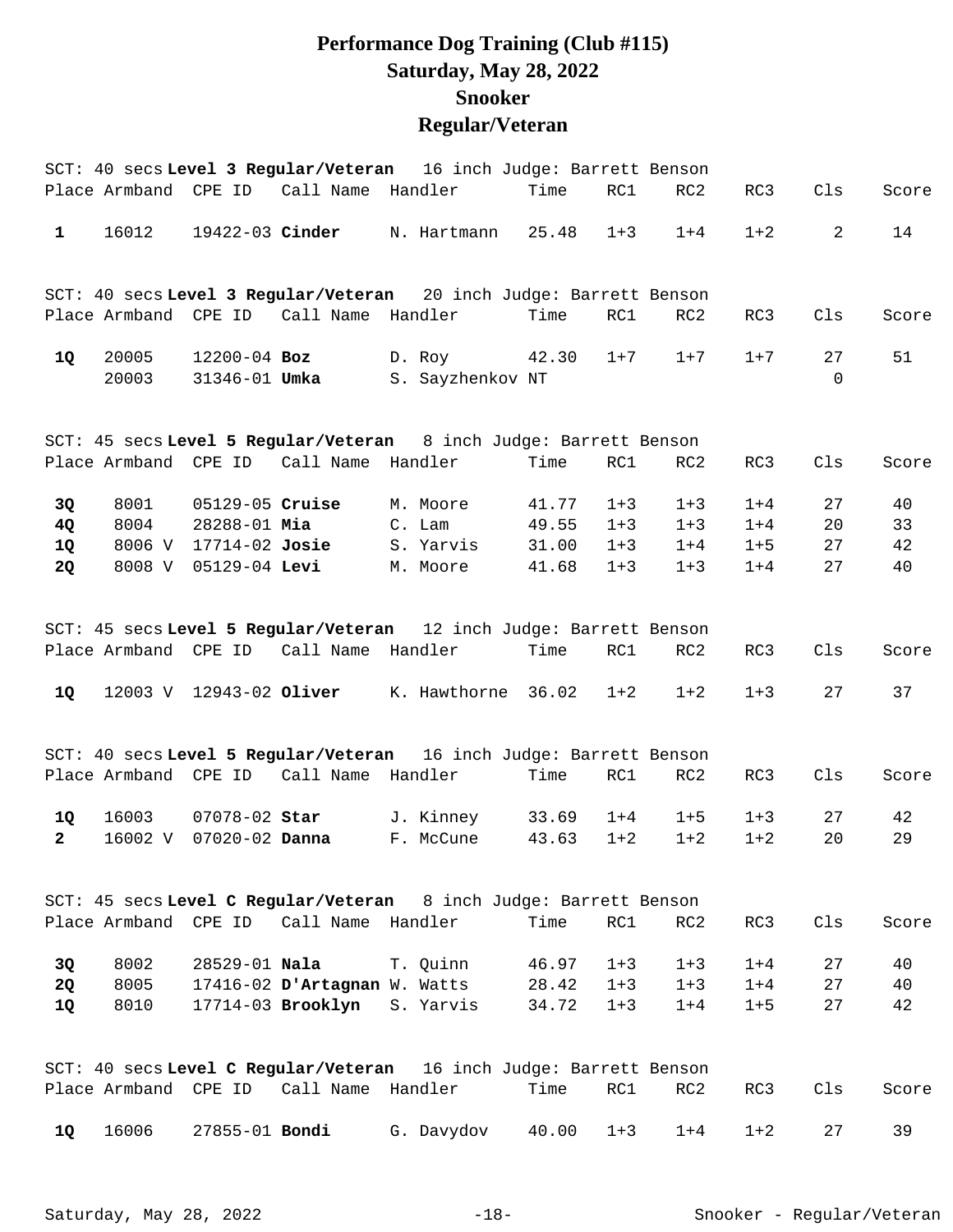# Performance Dog Training (Club #115)
# Saturday, May 28, 2022
# Snooker
# Regular/Veteran

SCT: 40 secs **Level 3 Regular/Veteran** 16 inch Judge: Barrett Benson

| Place | Armband | CPE ID | Call Name | Handler | Time | RC1 | RC2 | RC3 | Cls | Score |
|---|---|---|---|---|---|---|---|---|---|---|
| **1** | 16012 | 19422-03 | **Cinder** | N. Hartmann | 25.48 | 1+3 | 1+4 | 1+2 | 2 | 14 |

SCT: 40 secs **Level 3 Regular/Veteran** 20 inch Judge: Barrett Benson

| Place | Armband | CPE ID | Call Name | Handler | Time | RC1 | RC2 | RC3 | Cls | Score |
|---|---|---|---|---|---|---|---|---|---|---|
| **1Q** | 20005 | 12200-04 | **Boz** | D. Roy | 42.30 | 1+7 | 1+7 | 1+7 | 27 | 51 |
| | 20003 | 31346-01 | **Umka** | S. Sayzhenkov | NT | | | | 0 | |

SCT: 45 secs **Level 5 Regular/Veteran** 8 inch Judge: Barrett Benson

| Place | Armband | CPE ID | Call Name | Handler | Time | RC1 | RC2 | RC3 | Cls | Score |
|---|---|---|---|---|---|---|---|---|---|---|
| **3Q** | 8001 | 05129-05 | **Cruise** | M. Moore | 41.77 | 1+3 | 1+3 | 1+4 | 27 | 40 |
| **4Q** | 8004 | 28288-01 | **Mia** | C. Lam | 49.55 | 1+3 | 1+3 | 1+4 | 20 | 33 |
| **1Q** | 8006 V | 17714-02 | **Josie** | S. Yarvis | 31.00 | 1+3 | 1+4 | 1+5 | 27 | 42 |
| **2Q** | 8008 V | 05129-04 | **Levi** | M. Moore | 41.68 | 1+3 | 1+3 | 1+4 | 27 | 40 |

SCT: 45 secs **Level 5 Regular/Veteran** 12 inch Judge: Barrett Benson

| Place | Armband | CPE ID | Call Name | Handler | Time | RC1 | RC2 | RC3 | Cls | Score |
|---|---|---|---|---|---|---|---|---|---|---|
| **1Q** | 12003 V | 12943-02 | **Oliver** | K. Hawthorne | 36.02 | 1+2 | 1+2 | 1+3 | 27 | 37 |

SCT: 40 secs **Level 5 Regular/Veteran** 16 inch Judge: Barrett Benson

| Place | Armband | CPE ID | Call Name | Handler | Time | RC1 | RC2 | RC3 | Cls | Score |
|---|---|---|---|---|---|---|---|---|---|---|
| **1Q** | 16003 | 07078-02 | **Star** | J. Kinney | 33.69 | 1+4 | 1+5 | 1+3 | 27 | 42 |
| **2** | 16002 V | 07020-02 | **Danna** | F. McCune | 43.63 | 1+2 | 1+2 | 1+2 | 20 | 29 |

SCT: 45 secs **Level C Regular/Veteran** 8 inch Judge: Barrett Benson

| Place | Armband | CPE ID | Call Name | Handler | Time | RC1 | RC2 | RC3 | Cls | Score |
|---|---|---|---|---|---|---|---|---|---|---|
| **3Q** | 8002 | 28529-01 | **Nala** | T. Quinn | 46.97 | 1+3 | 1+3 | 1+4 | 27 | 40 |
| **2Q** | 8005 | 17416-02 | **D'Artagnan** | W. Watts | 28.42 | 1+3 | 1+3 | 1+4 | 27 | 40 |
| **1Q** | 8010 | 17714-03 | **Brooklyn** | S. Yarvis | 34.72 | 1+3 | 1+4 | 1+5 | 27 | 42 |

SCT: 40 secs **Level C Regular/Veteran** 16 inch Judge: Barrett Benson

| Place | Armband | CPE ID | Call Name | Handler | Time | RC1 | RC2 | RC3 | Cls | Score |
|---|---|---|---|---|---|---|---|---|---|---|
| **1Q** | 16006 | 27855-01 | **Bondi** | G. Davydov | 40.00 | 1+3 | 1+4 | 1+2 | 27 | 39 |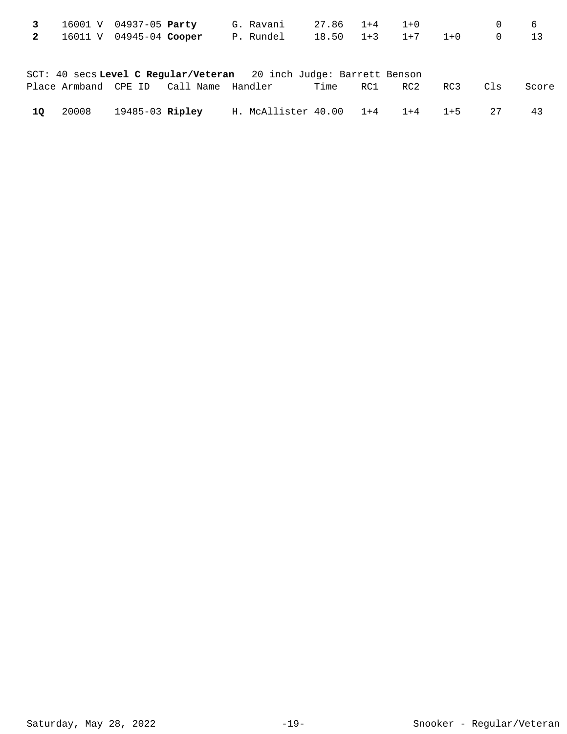| Place | Armband | CPE ID | Call Name | Handler | Time | RC1 | RC2 | RC3 | Cls | Score |
|---|---|---|---|---|---|---|---|---|---|---|
| **3** | 16001 V | 04937-05 | **Party** | G. Ravani | 27.86 | 1+4 | 1+0 | | 0 | 6 |
| **2** | 16011 V | 04945-04 | **Cooper** | P. Rundel | 18.50 | 1+3 | 1+7 | 1+0 | 0 | 13 |

SCT: 40 secs **Level C Regular/Veteran** 20 inch Judge: Barrett Benson

| Place | Armband | CPE ID | Call Name | Handler | Time | RC1 | RC2 | RC3 | Cls | Score |
|---|---|---|---|---|---|---|---|---|---|---|
| **1Q** | 20008 | 19485-03 | **Ripley** | H. McAllister | 40.00 | 1+4 | 1+4 | 1+5 | 27 | 43 |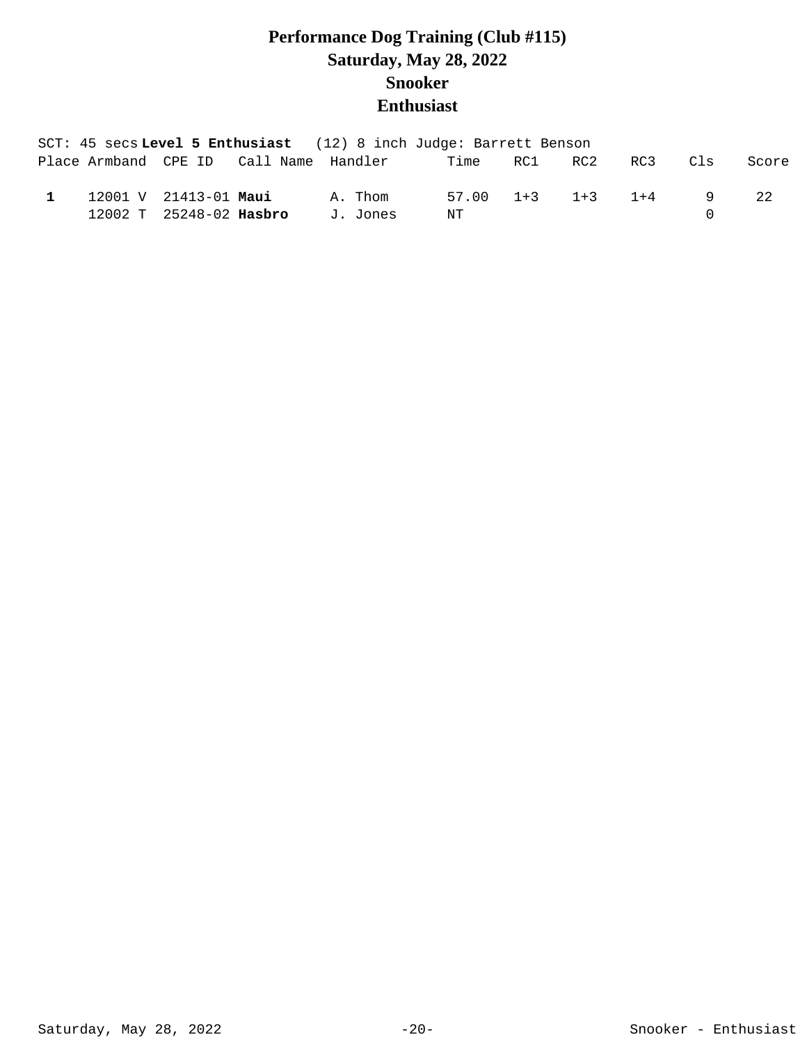# Performance Dog Training (Club #115)
## Saturday, May 28, 2022
## Snooker
## Enthusiast

SCT: 45 secs **Level 5 Enthusiast** (12) 8 inch Judge: Barrett Benson

| Place | Armband | CPE ID | Call Name | Handler | Time | RC1 | RC2 | RC3 | Cls | Score |
|---|---|---|---|---|---|---|---|---|---|---|
| **1** | 12001 V | 21413-01 | **Maui** | A. Thom | 57.00 | 1+3 | 1+3 | 1+4 | 9 | 22 |
| | 12002 T | 25248-02 | **Hasbro** | J. Jones | NT | | | | 0 | |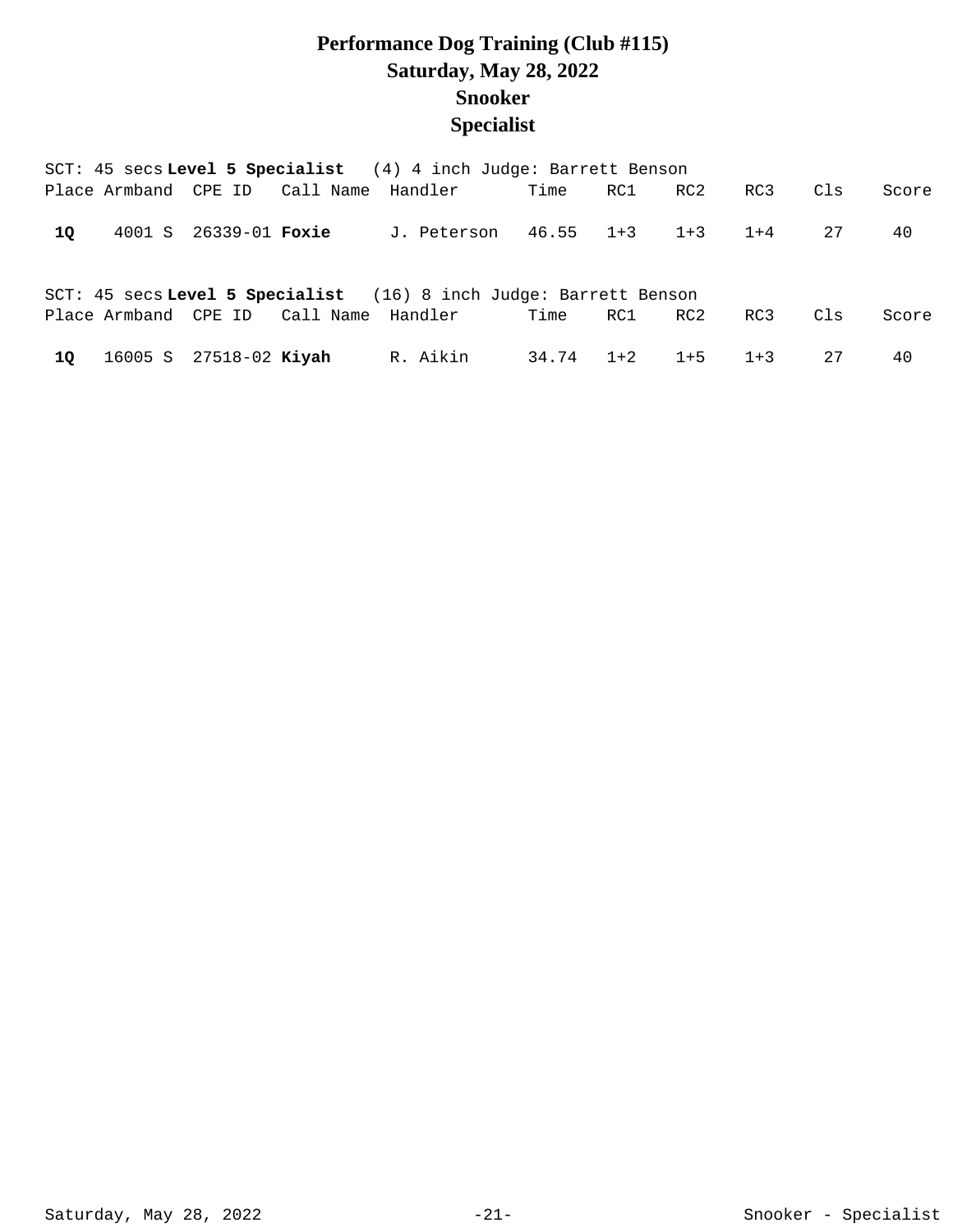# Performance Dog Training (Club #115)
# Saturday, May 28, 2022
# Snooker
# Specialist

SCT: 45 secs **Level 5 Specialist** (4) 4 inch Judge: Barrett Benson

| Place | Armband | CPE ID | Call Name | Handler | Time | RC1 | RC2 | RC3 | Cls | Score |
|---|---|---|---|---|---|---|---|---|---|---|
| **1Q** | 4001 S | 26339-01 | **Foxie** | J. Peterson | 46.55 | 1+3 | 1+3 | 1+4 | 27 | 40 |

SCT: 45 secs **Level 5 Specialist** (16) 8 inch Judge: Barrett Benson

| Place | Armband | CPE ID | Call Name | Handler | Time | RC1 | RC2 | RC3 | Cls | Score |
|---|---|---|---|---|---|---|---|---|---|---|
| **1Q** | 16005 S | 27518-02 | **Kiyah** | R. Aikin | 34.74 | 1+2 | 1+5 | 1+3 | 27 | 40 |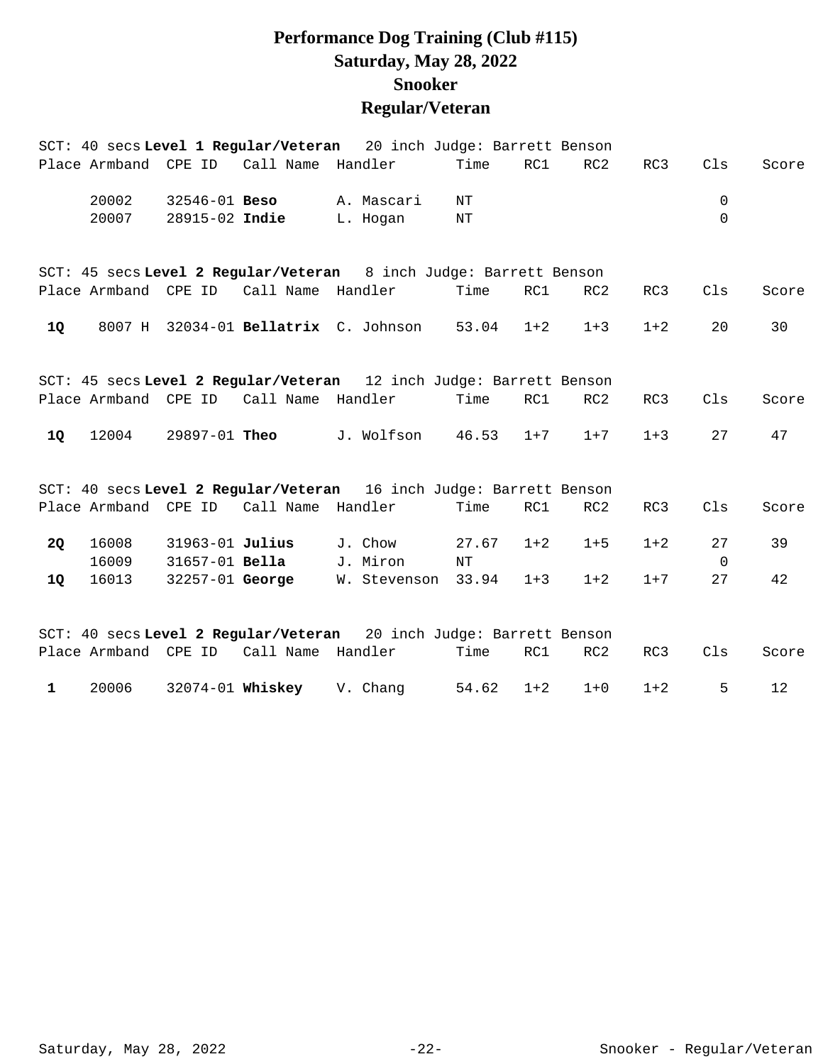# Performance Dog Training (Club #115)
## Saturday, May 28, 2022
## Snooker
## Regular/Veteran

SCT: 40 secs **Level 1 Regular/Veteran** 20 inch Judge: Barrett Benson

| Place | Armband | CPE ID | Call Name | Handler | Time | RC1 | RC2 | RC3 | Cls | Score |
|---|---|---|---|---|---|---|---|---|---|---|
| | 20002 | 32546-01 | **Beso** | A. Mascari | NT | | | | 0 | |
| | 20007 | 28915-02 | **Indie** | L. Hogan | NT | | | | 0 | |

SCT: 45 secs **Level 2 Regular/Veteran** 8 inch Judge: Barrett Benson

| Place | Armband | CPE ID | Call Name | Handler | Time | RC1 | RC2 | RC3 | Cls | Score |
|---|---|---|---|---|---|---|---|---|---|---|
| **1Q** | 8007 H | 32034-01 | **Bellatrix** | C. Johnson | 53.04 | 1+2 | 1+3 | 1+2 | 20 | 30 |

SCT: 45 secs **Level 2 Regular/Veteran** 12 inch Judge: Barrett Benson

| Place | Armband | CPE ID | Call Name | Handler | Time | RC1 | RC2 | RC3 | Cls | Score |
|---|---|---|---|---|---|---|---|---|---|---|
| **1Q** | 12004 | 29897-01 | **Theo** | J. Wolfson | 46.53 | 1+7 | 1+7 | 1+3 | 27 | 47 |

SCT: 40 secs **Level 2 Regular/Veteran** 16 inch Judge: Barrett Benson

| Place | Armband | CPE ID | Call Name | Handler | Time | RC1 | RC2 | RC3 | Cls | Score |
|---|---|---|---|---|---|---|---|---|---|---|
| **2Q** | 16008 | 31963-01 | **Julius** | J. Chow | 27.67 | 1+2 | 1+5 | 1+2 | 27 | 39 |
| | 16009 | 31657-01 | **Bella** | J. Miron | NT | | | | 0 | |
| **1Q** | 16013 | 32257-01 | **George** | W. Stevenson | 33.94 | 1+3 | 1+2 | 1+7 | 27 | 42 |

SCT: 40 secs **Level 2 Regular/Veteran** 20 inch Judge: Barrett Benson

| Place | Armband | CPE ID | Call Name | Handler | Time | RC1 | RC2 | RC3 | Cls | Score |
|---|---|---|---|---|---|---|---|---|---|---|
| **1** | 20006 | 32074-01 | **Whiskey** | V. Chang | 54.62 | 1+2 | 1+0 | 1+2 | 5 | 12 |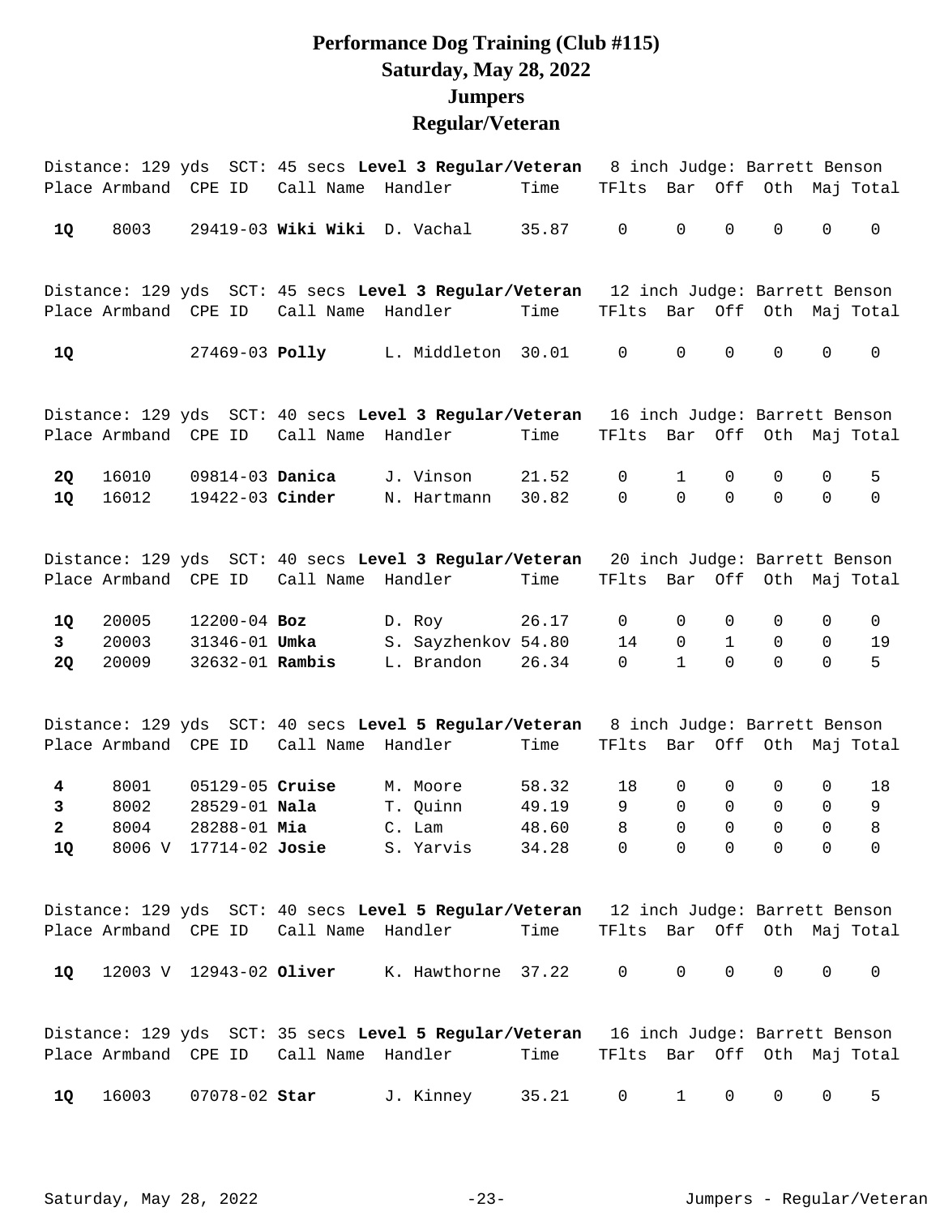# Performance Dog Training (Club #115)
# Saturday, May 28, 2022
# Jumpers
# Regular/Veteran

Distance: 129 yds SCT: 45 secs **Level 3 Regular/Veteran** 8 inch Judge: Barrett Benson

| Place | Armband | CPE ID | Call Name | Handler | Time | TFlts | Bar | Off | Oth | Maj | Total |
|---|---|---|---|---|---|---|---|---|---|---|---|
| **1Q** | 8003 | 29419-03 | **Wiki Wiki** | D. Vachal | 35.87 | 0 | 0 | 0 | 0 | 0 | 0 |

Distance: 129 yds SCT: 45 secs **Level 3 Regular/Veteran** 12 inch Judge: Barrett Benson

| Place | Armband | CPE ID | Call Name | Handler | Time | TFlts | Bar | Off | Oth | Maj | Total |
|---|---|---|---|---|---|---|---|---|---|---|---|
| **1Q** | | 27469-03 | **Polly** | L. Middleton | 30.01 | 0 | 0 | 0 | 0 | 0 | 0 |

Distance: 129 yds SCT: 40 secs **Level 3 Regular/Veteran** 16 inch Judge: Barrett Benson

| Place | Armband | CPE ID | Call Name | Handler | Time | TFlts | Bar | Off | Oth | Maj | Total |
|---|---|---|---|---|---|---|---|---|---|---|---|
| **2Q** | 16010 | 09814-03 | **Danica** | J. Vinson | 21.52 | 0 | 1 | 0 | 0 | 0 | 5 |
| **1Q** | 16012 | 19422-03 | **Cinder** | N. Hartmann | 30.82 | 0 | 0 | 0 | 0 | 0 | 0 |

Distance: 129 yds SCT: 40 secs **Level 3 Regular/Veteran** 20 inch Judge: Barrett Benson

| Place | Armband | CPE ID | Call Name | Handler | Time | TFlts | Bar | Off | Oth | Maj | Total |
|---|---|---|---|---|---|---|---|---|---|---|---|
| **1Q** | 20005 | 12200-04 | **Boz** | D. Roy | 26.17 | 0 | 0 | 0 | 0 | 0 | 0 |
| **3** | 20003 | 31346-01 | **Umka** | S. Sayzhenkov | 54.80 | 14 | 0 | 1 | 0 | 0 | 19 |
| **2Q** | 20009 | 32632-01 | **Rambis** | L. Brandon | 26.34 | 0 | 1 | 0 | 0 | 0 | 5 |

Distance: 129 yds SCT: 40 secs **Level 5 Regular/Veteran** 8 inch Judge: Barrett Benson

| Place | Armband | CPE ID | Call Name | Handler | Time | TFlts | Bar | Off | Oth | Maj | Total |
|---|---|---|---|---|---|---|---|---|---|---|---|
| **4** | 8001 | 05129-05 | **Cruise** | M. Moore | 58.32 | 18 | 0 | 0 | 0 | 0 | 18 |
| **3** | 8002 | 28529-01 | **Nala** | T. Quinn | 49.19 | 9 | 0 | 0 | 0 | 0 | 9 |
| **2** | 8004 | 28288-01 | **Mia** | C. Lam | 48.60 | 8 | 0 | 0 | 0 | 0 | 8 |
| **1Q** | 8006 V | 17714-02 | **Josie** | S. Yarvis | 34.28 | 0 | 0 | 0 | 0 | 0 | 0 |

Distance: 129 yds SCT: 40 secs **Level 5 Regular/Veteran** 12 inch Judge: Barrett Benson

| Place | Armband | CPE ID | Call Name | Handler | Time | TFlts | Bar | Off | Oth | Maj | Total |
|---|---|---|---|---|---|---|---|---|---|---|---|
| **1Q** | 12003 V | 12943-02 | **Oliver** | K. Hawthorne | 37.22 | 0 | 0 | 0 | 0 | 0 | 0 |

Distance: 129 yds SCT: 35 secs **Level 5 Regular/Veteran** 16 inch Judge: Barrett Benson

| Place | Armband | CPE ID | Call Name | Handler | Time | TFlts | Bar | Off | Oth | Maj | Total |
|---|---|---|---|---|---|---|---|---|---|---|---|
| **1Q** | 16003 | 07078-02 | **Star** | J. Kinney | 35.21 | 0 | 1 | 0 | 0 | 0 | 5 |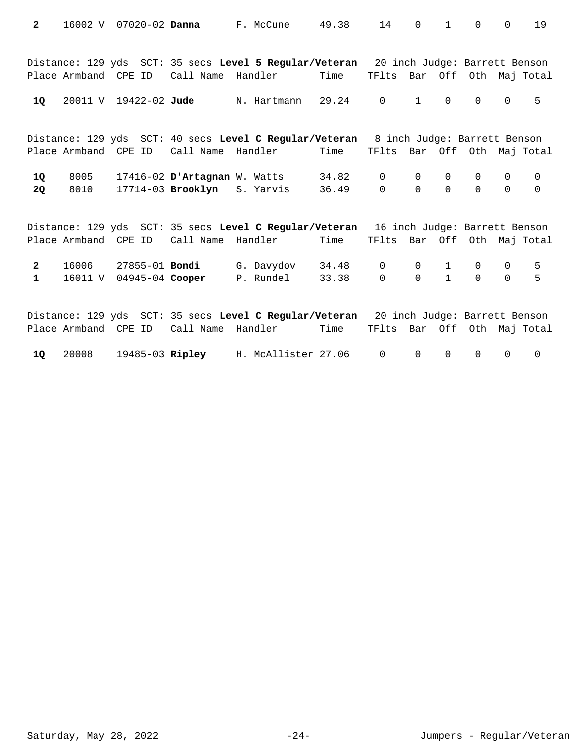| Place | Armband | CPE ID | Call Name | Handler | Time | TFlts | Bar | Off | Oth | Maj | Total |
|---|---|---|---|---|---|---|---|---|---|---|---|
| **2** | 16002 V | 07020-02 | **Danna** | F. McCune | 49.38 | 14 | 0 | 1 | 0 | 0 | 19 |

Distance: 129 yds SCT: 35 secs **Level 5 Regular/Veteran** 20 inch Judge: Barrett Benson

| Place | Armband | CPE ID | Call Name | Handler | Time | TFlts | Bar | Off | Oth | Maj | Total |
|---|---|---|---|---|---|---|---|---|---|---|---|
| **1Q** | 20011 V | 19422-02 | **Jude** | N. Hartmann | 29.24 | 0 | 1 | 0 | 0 | 0 | 5 |

Distance: 129 yds SCT: 40 secs **Level C Regular/Veteran** 8 inch Judge: Barrett Benson

| Place | Armband | CPE ID | Call Name | Handler | Time | TFlts | Bar | Off | Oth | Maj | Total |
|---|---|---|---|---|---|---|---|---|---|---|---|
| **1Q** | 8005 | 17416-02 | **D'Artagnan** | W. Watts | 34.82 | 0 | 0 | 0 | 0 | 0 | 0 |
| **2Q** | 8010 | 17714-03 | **Brooklyn** | S. Yarvis | 36.49 | 0 | 0 | 0 | 0 | 0 | 0 |

Distance: 129 yds SCT: 35 secs **Level C Regular/Veteran** 16 inch Judge: Barrett Benson

| Place | Armband | CPE ID | Call Name | Handler | Time | TFlts | Bar | Off | Oth | Maj | Total |
|---|---|---|---|---|---|---|---|---|---|---|---|
| **2** | 16006 | 27855-01 | **Bondi** | G. Davydov | 34.48 | 0 | 0 | 1 | 0 | 0 | 5 |
| **1** | 16011 V | 04945-04 | **Cooper** | P. Rundel | 33.38 | 0 | 0 | 1 | 0 | 0 | 5 |

Distance: 129 yds SCT: 35 secs **Level C Regular/Veteran** 20 inch Judge: Barrett Benson

| Place | Armband | CPE ID | Call Name | Handler | Time | TFlts | Bar | Off | Oth | Maj | Total |
|---|---|---|---|---|---|---|---|---|---|---|---|
| **1Q** | 20008 | 19485-03 | **Ripley** | H. McAllister | 27.06 | 0 | 0 | 0 | 0 | 0 | 0 |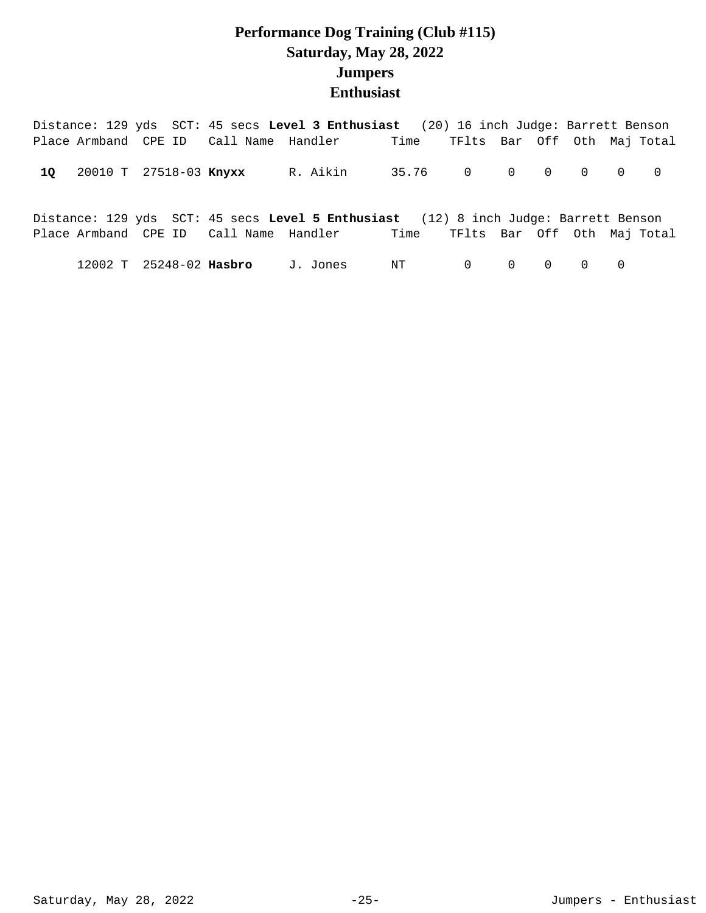# Performance Dog Training (Club #115)
## Saturday, May 28, 2022
## Jumpers
## Enthusiast

Distance: 129 yds  SCT: 45 secs **Level 3 Enthusiast**  (20) 16 inch Judge: Barrett Benson

| Place | Armband | CPE ID | Call Name | Handler | Time | TFlts | Bar | Off | Oth | Maj | Total |
|---|---|---|---|---|---|---|---|---|---|---|---|
| **1Q** | 20010 T | 27518-03 | **Knyxx** | R. Aikin | 35.76 | 0 | 0 | 0 | 0 | 0 | 0 |

Distance: 129 yds  SCT: 45 secs **Level 5 Enthusiast**  (12) 8 inch Judge: Barrett Benson

| Place | Armband | CPE ID | Call Name | Handler | Time | TFlts | Bar | Off | Oth | Maj | Total |
|---|---|---|---|---|---|---|---|---|---|---|---|
| | 12002 T | 25248-02 | **Hasbro** | J. Jones | NT | 0 | 0 | 0 | 0 | 0 | |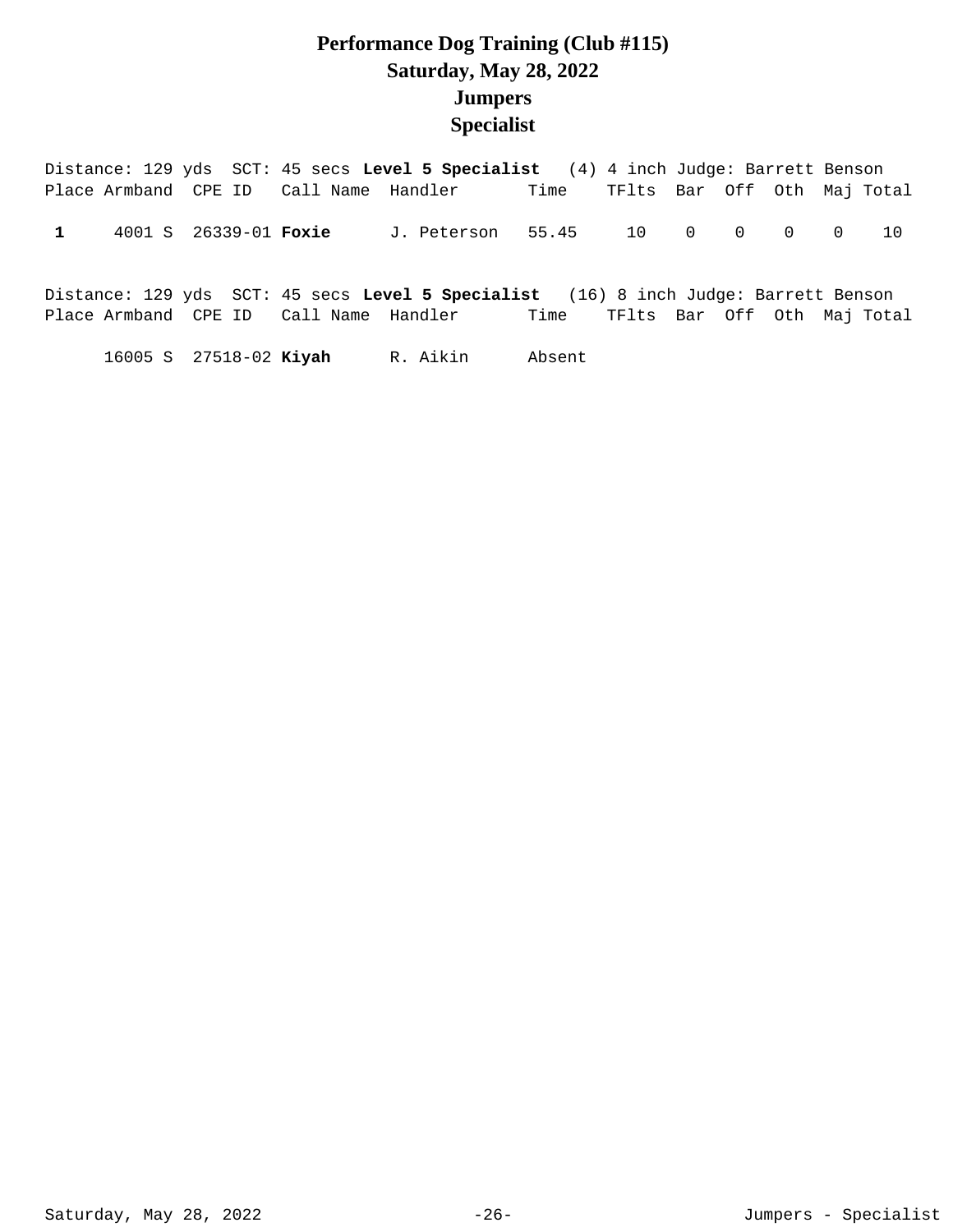# Performance Dog Training (Club #115)
## Saturday, May 28, 2022
## Jumpers
## Specialist

Distance: 129 yds SCT: 45 secs **Level 5 Specialist** (4) 4 inch Judge: Barrett Benson

| Place | Armband | CPE ID | Call Name | Handler | Time | TFlts | Bar | Off | Oth | Maj | Total |
|---|---|---|---|---|---|---|---|---|---|---|---|
| **1** | 4001 S | 26339-01 | **Foxie** | J. Peterson | 55.45 | 10 | 0 | 0 | 0 | 0 | 10 |

Distance: 129 yds SCT: 45 secs **Level 5 Specialist** (16) 8 inch Judge: Barrett Benson

| Place | Armband | CPE ID | Call Name | Handler | Time | TFlts | Bar | Off | Oth | Maj | Total |
|---|---|---|---|---|---|---|---|---|---|---|---|
| | 16005 S | 27518-02 | **Kiyah** | R. Aikin | Absent | | | | | | |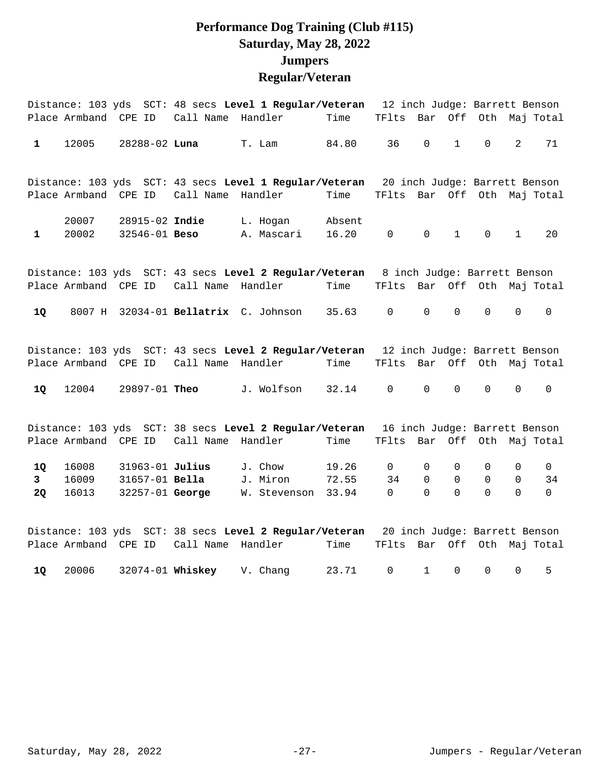# Performance Dog Training (Club #115)
## Saturday, May 28, 2022
## Jumpers
## Regular/Veteran

Distance: 103 yds SCT: 48 secs **Level 1 Regular/Veteran** 12 inch Judge: Barrett Benson

| Place | Armband | CPE ID | Call Name | Handler | Time | TFlts | Bar | Off | Oth | Maj | Total |
|---|---|---|---|---|---|---|---|---|---|---|---|
| **1** | 12005 | 28288-02 | **Luna** | T. Lam | 84.80 | 36 | 0 | 1 | 0 | 2 | 71 |

Distance: 103 yds SCT: 43 secs **Level 1 Regular/Veteran** 20 inch Judge: Barrett Benson

| Place | Armband | CPE ID | Call Name | Handler | Time | TFlts | Bar | Off | Oth | Maj | Total |
|---|---|---|---|---|---|---|---|---|---|---|---|
| | 20007 | 28915-02 | **Indie** | L. Hogan | Absent | | | | | | |
| **1** | 20002 | 32546-01 | **Beso** | A. Mascari | 16.20 | 0 | 0 | 1 | 0 | 1 | 20 |

Distance: 103 yds SCT: 43 secs **Level 2 Regular/Veteran** 8 inch Judge: Barrett Benson

| Place | Armband | CPE ID | Call Name | Handler | Time | TFlts | Bar | Off | Oth | Maj | Total |
|---|---|---|---|---|---|---|---|---|---|---|---|
| **1Q** | 8007 H | 32034-01 | **Bellatrix** | C. Johnson | 35.63 | 0 | 0 | 0 | 0 | 0 | 0 |

Distance: 103 yds SCT: 43 secs **Level 2 Regular/Veteran** 12 inch Judge: Barrett Benson

| Place | Armband | CPE ID | Call Name | Handler | Time | TFlts | Bar | Off | Oth | Maj | Total |
|---|---|---|---|---|---|---|---|---|---|---|---|
| **1Q** | 12004 | 29897-01 | **Theo** | J. Wolfson | 32.14 | 0 | 0 | 0 | 0 | 0 | 0 |

Distance: 103 yds SCT: 38 secs **Level 2 Regular/Veteran** 16 inch Judge: Barrett Benson

| Place | Armband | CPE ID | Call Name | Handler | Time | TFlts | Bar | Off | Oth | Maj | Total |
|---|---|---|---|---|---|---|---|---|---|---|---|
| **1Q** | 16008 | 31963-01 | **Julius** | J. Chow | 19.26 | 0 | 0 | 0 | 0 | 0 | 0 |
| **3** | 16009 | 31657-01 | **Bella** | J. Miron | 72.55 | 34 | 0 | 0 | 0 | 0 | 34 |
| **2Q** | 16013 | 32257-01 | **George** | W. Stevenson | 33.94 | 0 | 0 | 0 | 0 | 0 | 0 |

Distance: 103 yds SCT: 38 secs **Level 2 Regular/Veteran** 20 inch Judge: Barrett Benson

| Place | Armband | CPE ID | Call Name | Handler | Time | TFlts | Bar | Off | Oth | Maj | Total |
|---|---|---|---|---|---|---|---|---|---|---|---|
| **1Q** | 20006 | 32074-01 | **Whiskey** | V. Chang | 23.71 | 0 | 1 | 0 | 0 | 0 | 5 |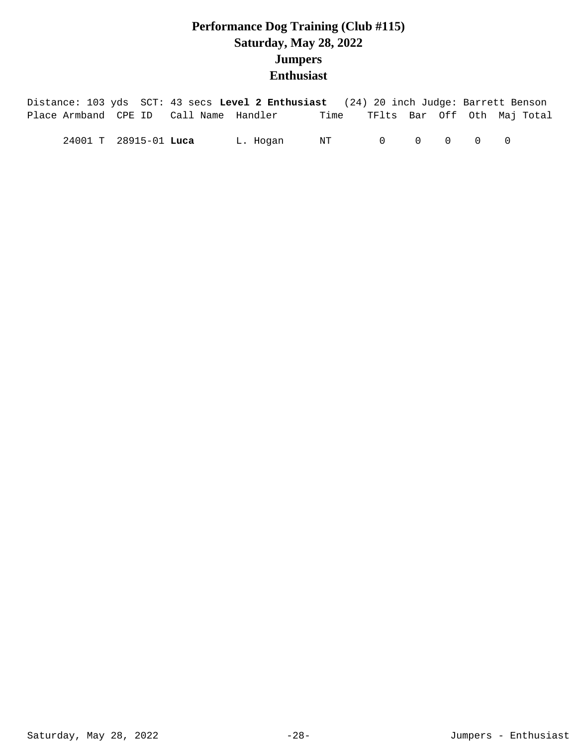# Performance Dog Training (Club #115)
## Saturday, May 28, 2022
## Jumpers
## Enthusiast

Distance: 103 yds  SCT: 43 secs **Level 2 Enthusiast**  (24) 20 inch Judge: Barrett Benson

| Place | Armband | CPE ID | Call Name | Handler | Time | TFlts | Bar | Off | Oth | Maj | Total |
|---|---|---|---|---|---|---|---|---|---|---|---|
| | 24001 T | 28915-01 | **Luca** | L. Hogan | NT | 0 | 0 | 0 | 0 | 0 | |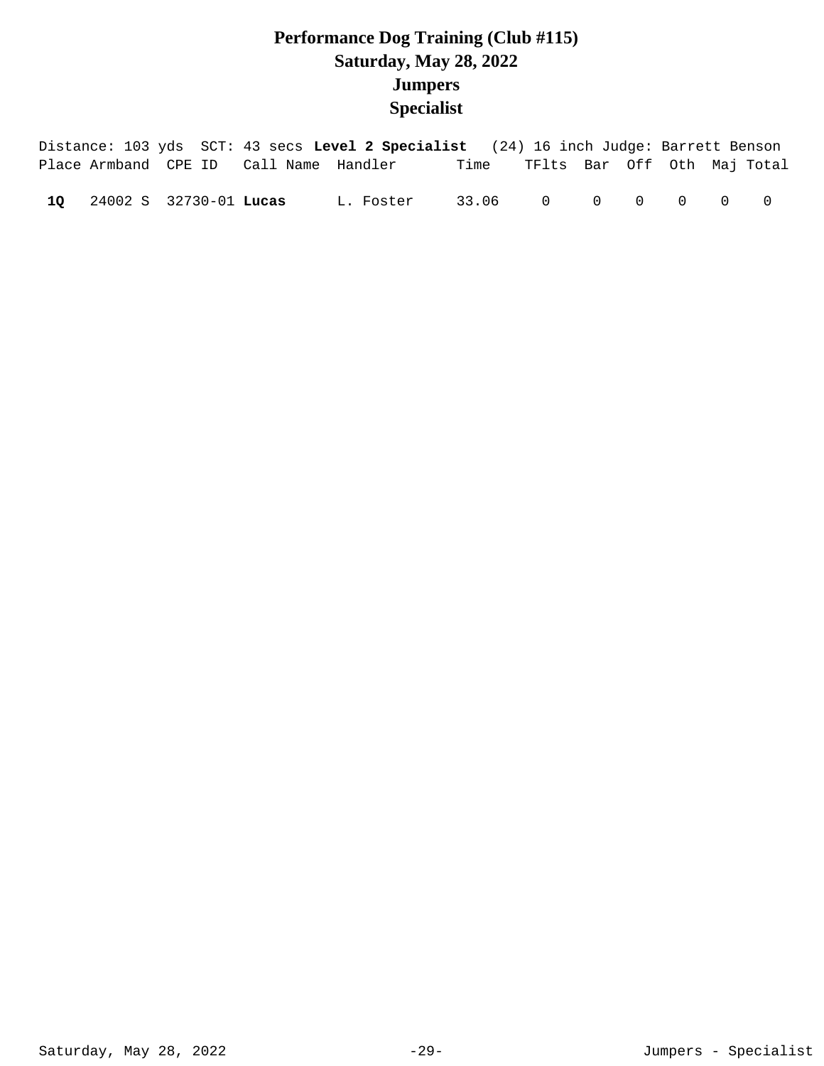# Performance Dog Training (Club #115)
## Saturday, May 28, 2022
## Jumpers
## Specialist

Distance: 103 yds  SCT: 43 secs **Level 2 Specialist**  (24) 16 inch Judge: Barrett Benson

| Place | Armband | CPE ID | Call Name | Handler | Time | TFlts | Bar | Off | Oth | Maj | Total |
|---|---|---|---|---|---|---|---|---|---|---|---|
| **1Q** | 24002 S | 32730-01 | **Lucas** | L. Foster | 33.06 | 0 | 0 | 0 | 0 | 0 | 0 |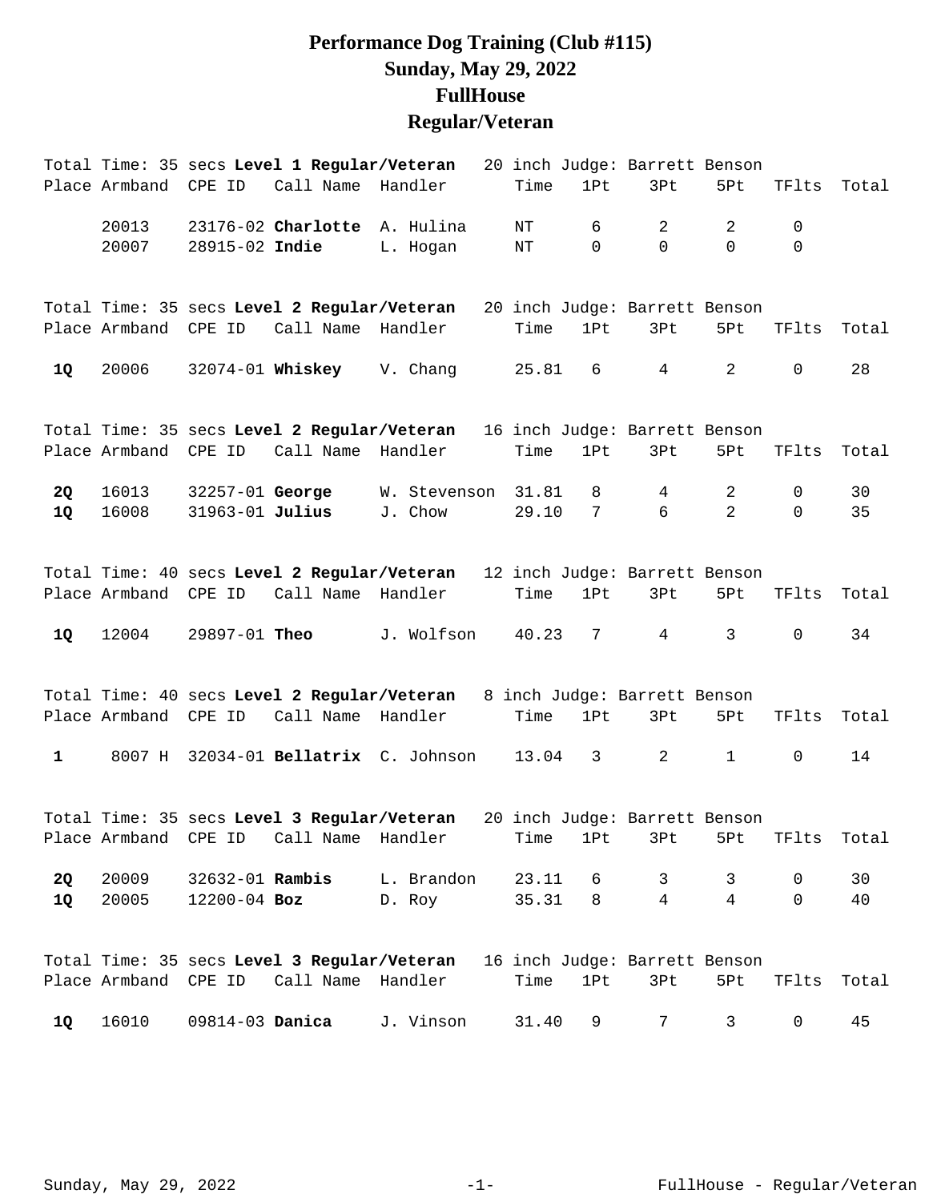# Performance Dog Training (Club #115)
# Sunday, May 29, 2022
# FullHouse
# Regular/Veteran

Total Time: 35 secs **Level 1 Regular/Veteran** 20 inch Judge: Barrett Benson

| Place | Armband | CPE ID | Call Name | Handler | Time | 1Pt | 3Pt | 5Pt | TFlts | Total |
|---|---|---|---|---|---|---|---|---|---|---|
| | 20013 | 23176-02 | **Charlotte** | A. Hulina | NT | 6 | 2 | 2 | 0 | |
| | 20007 | 28915-02 | **Indie** | L. Hogan | NT | 0 | 0 | 0 | 0 | |

Total Time: 35 secs **Level 2 Regular/Veteran** 20 inch Judge: Barrett Benson

| Place | Armband | CPE ID | Call Name | Handler | Time | 1Pt | 3Pt | 5Pt | TFlts | Total |
|---|---|---|---|---|---|---|---|---|---|---|
| **1Q** | 20006 | 32074-01 | **Whiskey** | V. Chang | 25.81 | 6 | 4 | 2 | 0 | 28 |

Total Time: 35 secs **Level 2 Regular/Veteran** 16 inch Judge: Barrett Benson

| Place | Armband | CPE ID | Call Name | Handler | Time | 1Pt | 3Pt | 5Pt | TFlts | Total |
|---|---|---|---|---|---|---|---|---|---|---|
| **2Q** | 16013 | 32257-01 | **George** | W. Stevenson | 31.81 | 8 | 4 | 2 | 0 | 30 |
| **1Q** | 16008 | 31963-01 | **Julius** | J. Chow | 29.10 | 7 | 6 | 2 | 0 | 35 |

Total Time: 40 secs **Level 2 Regular/Veteran** 12 inch Judge: Barrett Benson

| Place | Armband | CPE ID | Call Name | Handler | Time | 1Pt | 3Pt | 5Pt | TFlts | Total |
|---|---|---|---|---|---|---|---|---|---|---|
| **1Q** | 12004 | 29897-01 | **Theo** | J. Wolfson | 40.23 | 7 | 4 | 3 | 0 | 34 |

Total Time: 40 secs **Level 2 Regular/Veteran** 8 inch Judge: Barrett Benson

| Place | Armband | CPE ID | Call Name | Handler | Time | 1Pt | 3Pt | 5Pt | TFlts | Total |
|---|---|---|---|---|---|---|---|---|---|---|
| **1** | 8007 H | 32034-01 | **Bellatrix** | C. Johnson | 13.04 | 3 | 2 | 1 | 0 | 14 |

Total Time: 35 secs **Level 3 Regular/Veteran** 20 inch Judge: Barrett Benson

| Place | Armband | CPE ID | Call Name | Handler | Time | 1Pt | 3Pt | 5Pt | TFlts | Total |
|---|---|---|---|---|---|---|---|---|---|---|
| **2Q** | 20009 | 32632-01 | **Rambis** | L. Brandon | 23.11 | 6 | 3 | 3 | 0 | 30 |
| **1Q** | 20005 | 12200-04 | **Boz** | D. Roy | 35.31 | 8 | 4 | 4 | 0 | 40 |

Total Time: 35 secs **Level 3 Regular/Veteran** 16 inch Judge: Barrett Benson

| Place | Armband | CPE ID | Call Name | Handler | Time | 1Pt | 3Pt | 5Pt | TFlts | Total |
|---|---|---|---|---|---|---|---|---|---|---|
| **1Q** | 16010 | 09814-03 | **Danica** | J. Vinson | 31.40 | 9 | 7 | 3 | 0 | 45 |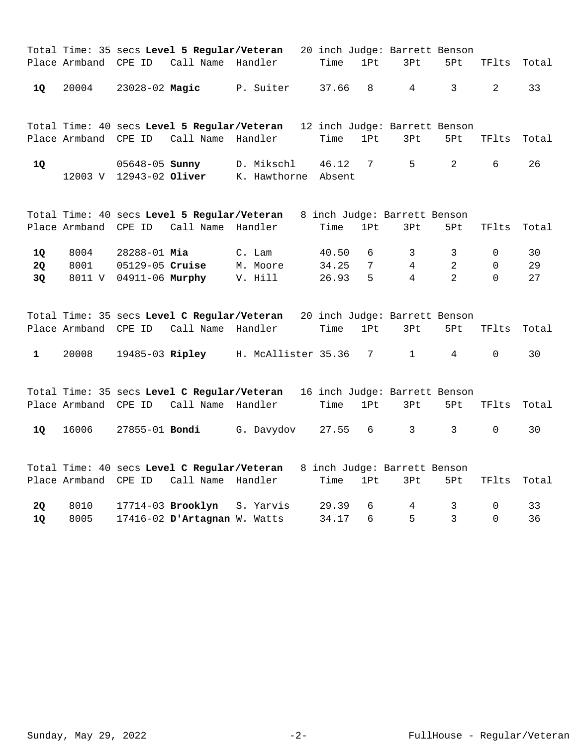Total Time: 35 secs **Level 5 Regular/Veteran** 20 inch Judge: Barrett Benson

| Place | Armband | CPE ID | Call Name | Handler | Time | 1Pt | 3Pt | 5Pt | TFlts | Total |
|---|---|---|---|---|---|---|---|---|---|---|
| **1Q** | 20004 | 23028-02 | **Magic** | P. Suiter | 37.66 | 8 | 4 | 3 | 2 | 33 |

Total Time: 40 secs **Level 5 Regular/Veteran** 12 inch Judge: Barrett Benson

| Place | Armband | CPE ID | Call Name | Handler | Time | 1Pt | 3Pt | 5Pt | TFlts | Total |
|---|---|---|---|---|---|---|---|---|---|---|
| **1Q** | | 05648-05 | **Sunny** | D. Mikschl | 46.12 | 7 | 5 | 2 | 6 | 26 |
| | 12003 V | 12943-02 | **Oliver** | K. Hawthorne | Absent | | | | | |

Total Time: 40 secs **Level 5 Regular/Veteran** 8 inch Judge: Barrett Benson

| Place | Armband | CPE ID | Call Name | Handler | Time | 1Pt | 3Pt | 5Pt | TFlts | Total |
|---|---|---|---|---|---|---|---|---|---|---|
| **1Q** | 8004 | 28288-01 | **Mia** | C. Lam | 40.50 | 6 | 3 | 3 | 0 | 30 |
| **2Q** | 8001 | 05129-05 | **Cruise** | M. Moore | 34.25 | 7 | 4 | 2 | 0 | 29 |
| **3Q** | 8011 V | 04911-06 | **Murphy** | V. Hill | 26.93 | 5 | 4 | 2 | 0 | 27 |

Total Time: 35 secs **Level C Regular/Veteran** 20 inch Judge: Barrett Benson

| Place | Armband | CPE ID | Call Name | Handler | Time | 1Pt | 3Pt | 5Pt | TFlts | Total |
|---|---|---|---|---|---|---|---|---|---|---|
| **1** | 20008 | 19485-03 | **Ripley** | H. McAllister | 35.36 | 7 | 1 | 4 | 0 | 30 |

Total Time: 35 secs **Level C Regular/Veteran** 16 inch Judge: Barrett Benson

| Place | Armband | CPE ID | Call Name | Handler | Time | 1Pt | 3Pt | 5Pt | TFlts | Total |
|---|---|---|---|---|---|---|---|---|---|---|
| **1Q** | 16006 | 27855-01 | **Bondi** | G. Davydov | 27.55 | 6 | 3 | 3 | 0 | 30 |

Total Time: 40 secs **Level C Regular/Veteran** 8 inch Judge: Barrett Benson

| Place | Armband | CPE ID | Call Name | Handler | Time | 1Pt | 3Pt | 5Pt | TFlts | Total |
|---|---|---|---|---|---|---|---|---|---|---|
| **2Q** | 8010 | 17714-03 | **Brooklyn** | S. Yarvis | 29.39 | 6 | 4 | 3 | 0 | 33 |
| **1Q** | 8005 | 17416-02 | **D'Artagnan** | W. Watts | 34.17 | 6 | 5 | 3 | 0 | 36 |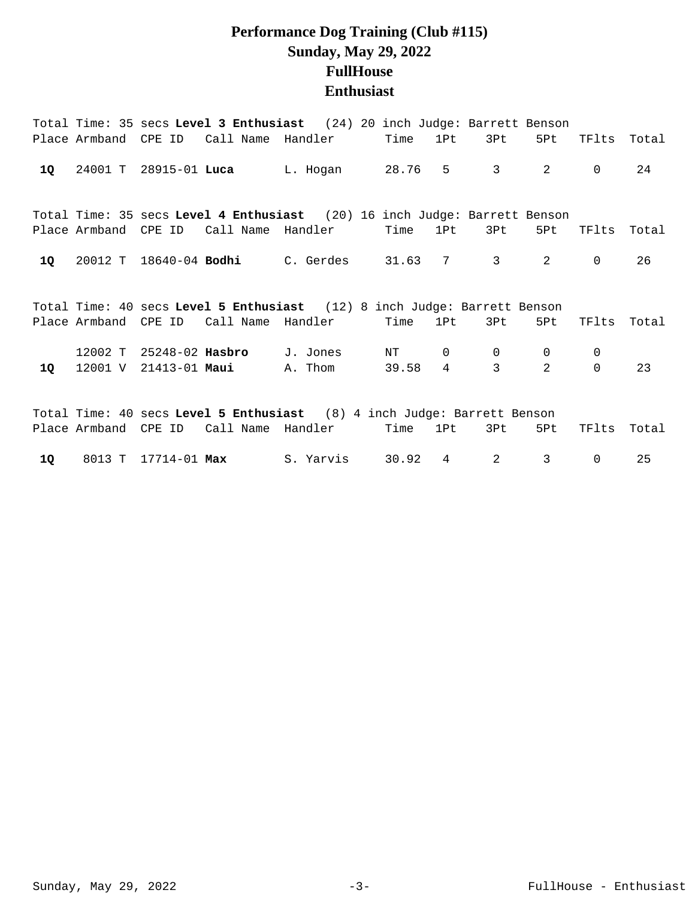# Performance Dog Training (Club #115)
# Sunday, May 29, 2022
# FullHouse
# Enthusiast

Total Time: 35 secs **Level 3 Enthusiast** (24) 20 inch Judge: Barrett Benson

| Place | Armband | CPE ID | Call Name | Handler | Time | 1Pt | 3Pt | 5Pt | TFlts | Total |
|---|---|---|---|---|---|---|---|---|---|---|
| **1Q** | 24001 T | 28915-01 | **Luca** | L. Hogan | 28.76 | 5 | 3 | 2 | 0 | 24 |

Total Time: 35 secs **Level 4 Enthusiast** (20) 16 inch Judge: Barrett Benson

| Place | Armband | CPE ID | Call Name | Handler | Time | 1Pt | 3Pt | 5Pt | TFlts | Total |
|---|---|---|---|---|---|---|---|---|---|---|
| **1Q** | 20012 T | 18640-04 | **Bodhi** | C. Gerdes | 31.63 | 7 | 3 | 2 | 0 | 26 |

Total Time: 40 secs **Level 5 Enthusiast** (12) 8 inch Judge: Barrett Benson

| Place | Armband | CPE ID | Call Name | Handler | Time | 1Pt | 3Pt | 5Pt | TFlts | Total |
|---|---|---|---|---|---|---|---|---|---|---|
| | 12002 T | 25248-02 | **Hasbro** | J. Jones | NT | 0 | 0 | 0 | 0 | |
| **1Q** | 12001 V | 21413-01 | **Maui** | A. Thom | 39.58 | 4 | 3 | 2 | 0 | 23 |

Total Time: 40 secs **Level 5 Enthusiast** (8) 4 inch Judge: Barrett Benson

| Place | Armband | CPE ID | Call Name | Handler | Time | 1Pt | 3Pt | 5Pt | TFlts | Total |
|---|---|---|---|---|---|---|---|---|---|---|
| **1Q** | 8013 T | 17714-01 | **Max** | S. Yarvis | 30.92 | 4 | 2 | 3 | 0 | 25 |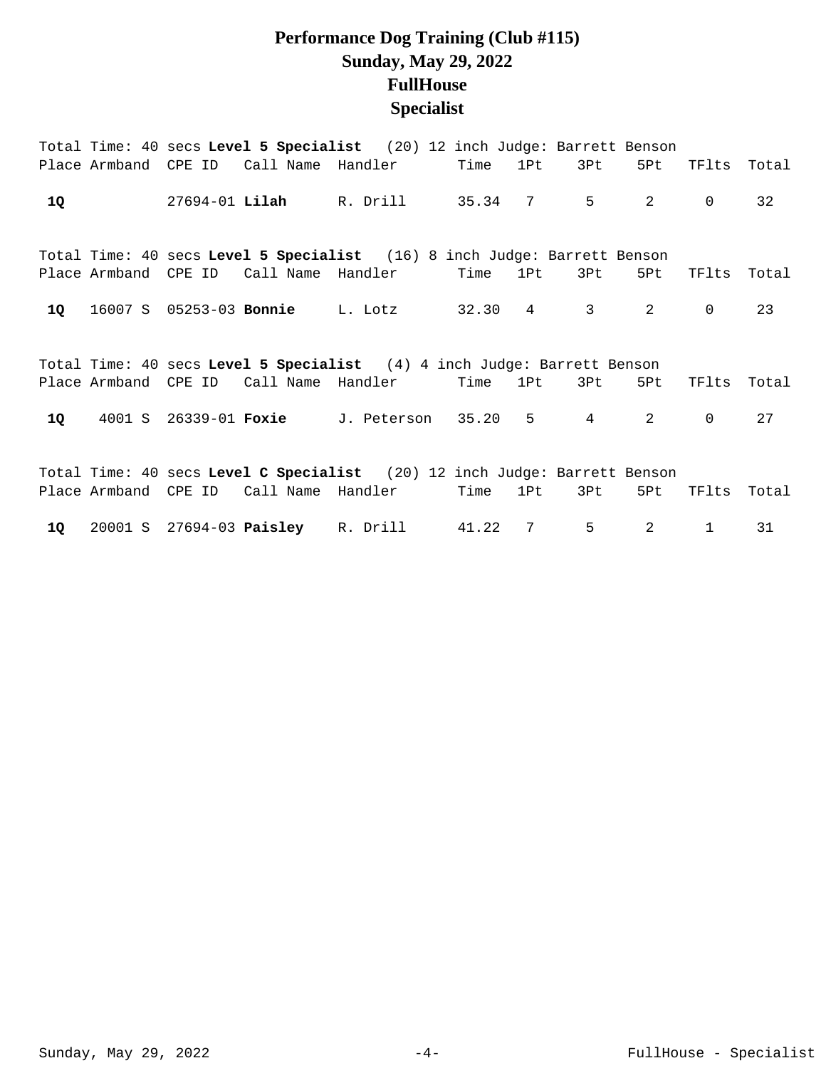# Performance Dog Training (Club #115)
## Sunday, May 29, 2022
## FullHouse
## Specialist

Total Time: 40 secs **Level 5 Specialist** (20) 12 inch Judge: Barrett Benson

| Place | Armband | CPE ID | Call Name | Handler | Time | 1Pt | 3Pt | 5Pt | TFlts | Total |
|---|---|---|---|---|---|---|---|---|---|---|
| **1Q** | | 27694-01 | **Lilah** | R. Drill | 35.34 | 7 | 5 | 2 | 0 | 32 |

Total Time: 40 secs **Level 5 Specialist** (16) 8 inch Judge: Barrett Benson

| Place | Armband | CPE ID | Call Name | Handler | Time | 1Pt | 3Pt | 5Pt | TFlts | Total |
|---|---|---|---|---|---|---|---|---|---|---|
| **1Q** | 16007 S | 05253-03 | **Bonnie** | L. Lotz | 32.30 | 4 | 3 | 2 | 0 | 23 |

Total Time: 40 secs **Level 5 Specialist** (4) 4 inch Judge: Barrett Benson

| Place | Armband | CPE ID | Call Name | Handler | Time | 1Pt | 3Pt | 5Pt | TFlts | Total |
|---|---|---|---|---|---|---|---|---|---|---|
| **1Q** | 4001 S | 26339-01 | **Foxie** | J. Peterson | 35.20 | 5 | 4 | 2 | 0 | 27 |

Total Time: 40 secs **Level C Specialist** (20) 12 inch Judge: Barrett Benson

| Place | Armband | CPE ID | Call Name | Handler | Time | 1Pt | 3Pt | 5Pt | TFlts | Total |
|---|---|---|---|---|---|---|---|---|---|---|
| **1Q** | 20001 S | 27694-03 | **Paisley** | R. Drill | 41.22 | 7 | 5 | 2 | 1 | 31 |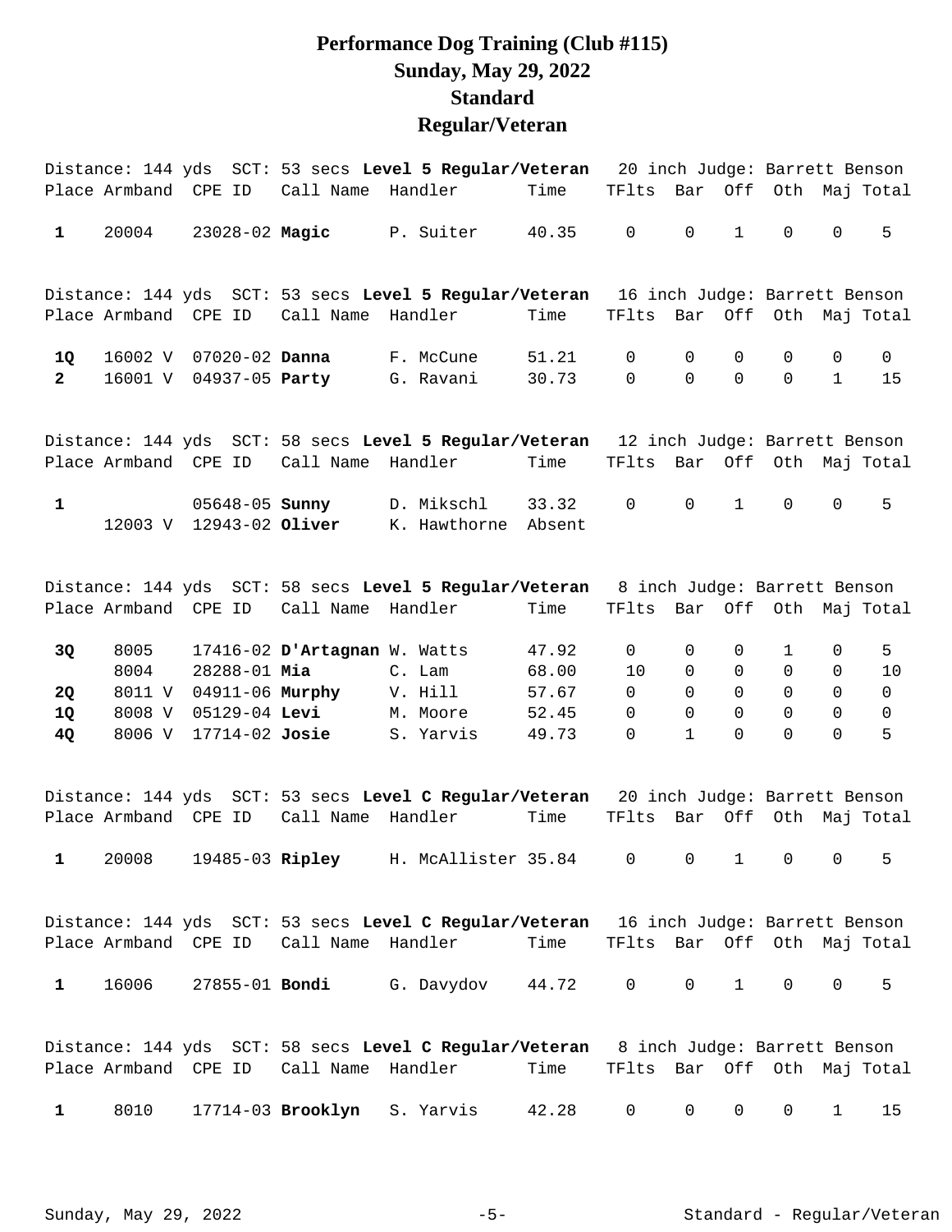# Performance Dog Training (Club #115)
# Sunday, May 29, 2022
# Standard
# Regular/Veteran

Distance: 144 yds SCT: 53 secs **Level 5 Regular/Veteran** 20 inch Judge: Barrett Benson

| Place | Armband | CPE ID | Call Name | Handler | Time | TFlts | Bar | Off | Oth | Maj | Total |
|---|---|---|---|---|---|---|---|---|---|---|---|
| 1 | 20004 | 23028-02 | **Magic** | P. Suiter | 40.35 | 0 | 0 | 1 | 0 | 0 | 5 |

Distance: 144 yds SCT: 53 secs **Level 5 Regular/Veteran** 16 inch Judge: Barrett Benson

| Place | Armband | CPE ID | Call Name | Handler | Time | TFlts | Bar | Off | Oth | Maj | Total |
|---|---|---|---|---|---|---|---|---|---|---|---|
| 1Q | 16002 V | 07020-02 | **Danna** | F. McCune | 51.21 | 0 | 0 | 0 | 0 | 0 | 0 |
| 2 | 16001 V | 04937-05 | **Party** | G. Ravani | 30.73 | 0 | 0 | 0 | 0 | 1 | 15 |

Distance: 144 yds SCT: 58 secs **Level 5 Regular/Veteran** 12 inch Judge: Barrett Benson

| Place | Armband | CPE ID | Call Name | Handler | Time | TFlts | Bar | Off | Oth | Maj | Total |
|---|---|---|---|---|---|---|---|---|---|---|---|
| 1 | | 05648-05 | **Sunny** | D. Mikschl | 33.32 | 0 | 0 | 1 | 0 | 0 | 5 |
| | 12003 V | 12943-02 | **Oliver** | K. Hawthorne | Absent | | | | | | |

Distance: 144 yds SCT: 58 secs **Level 5 Regular/Veteran** 8 inch Judge: Barrett Benson

| Place | Armband | CPE ID | Call Name | Handler | Time | TFlts | Bar | Off | Oth | Maj | Total |
|---|---|---|---|---|---|---|---|---|---|---|---|
| 3Q | 8005 | 17416-02 | **D'Artagnan** | W. Watts | 47.92 | 0 | 0 | 0 | 1 | 0 | 5 |
| | 8004 | 28288-01 | **Mia** | C. Lam | 68.00 | 10 | 0 | 0 | 0 | 0 | 10 |
| 2Q | 8011 V | 04911-06 | **Murphy** | V. Hill | 57.67 | 0 | 0 | 0 | 0 | 0 | 0 |
| 1Q | 8008 V | 05129-04 | **Levi** | M. Moore | 52.45 | 0 | 0 | 0 | 0 | 0 | 0 |
| 4Q | 8006 V | 17714-02 | **Josie** | S. Yarvis | 49.73 | 0 | 1 | 0 | 0 | 0 | 5 |

Distance: 144 yds SCT: 53 secs **Level C Regular/Veteran** 20 inch Judge: Barrett Benson

| Place | Armband | CPE ID | Call Name | Handler | Time | TFlts | Bar | Off | Oth | Maj | Total |
|---|---|---|---|---|---|---|---|---|---|---|---|
| 1 | 20008 | 19485-03 | **Ripley** | H. McAllister | 35.84 | 0 | 0 | 1 | 0 | 0 | 5 |

Distance: 144 yds SCT: 53 secs **Level C Regular/Veteran** 16 inch Judge: Barrett Benson

| Place | Armband | CPE ID | Call Name | Handler | Time | TFlts | Bar | Off | Oth | Maj | Total |
|---|---|---|---|---|---|---|---|---|---|---|---|
| 1 | 16006 | 27855-01 | **Bondi** | G. Davydov | 44.72 | 0 | 0 | 1 | 0 | 0 | 5 |

Distance: 144 yds SCT: 58 secs **Level C Regular/Veteran** 8 inch Judge: Barrett Benson

| Place | Armband | CPE ID | Call Name | Handler | Time | TFlts | Bar | Off | Oth | Maj | Total |
|---|---|---|---|---|---|---|---|---|---|---|---|
| 1 | 8010 | 17714-03 | **Brooklyn** | S. Yarvis | 42.28 | 0 | 0 | 0 | 0 | 1 | 15 |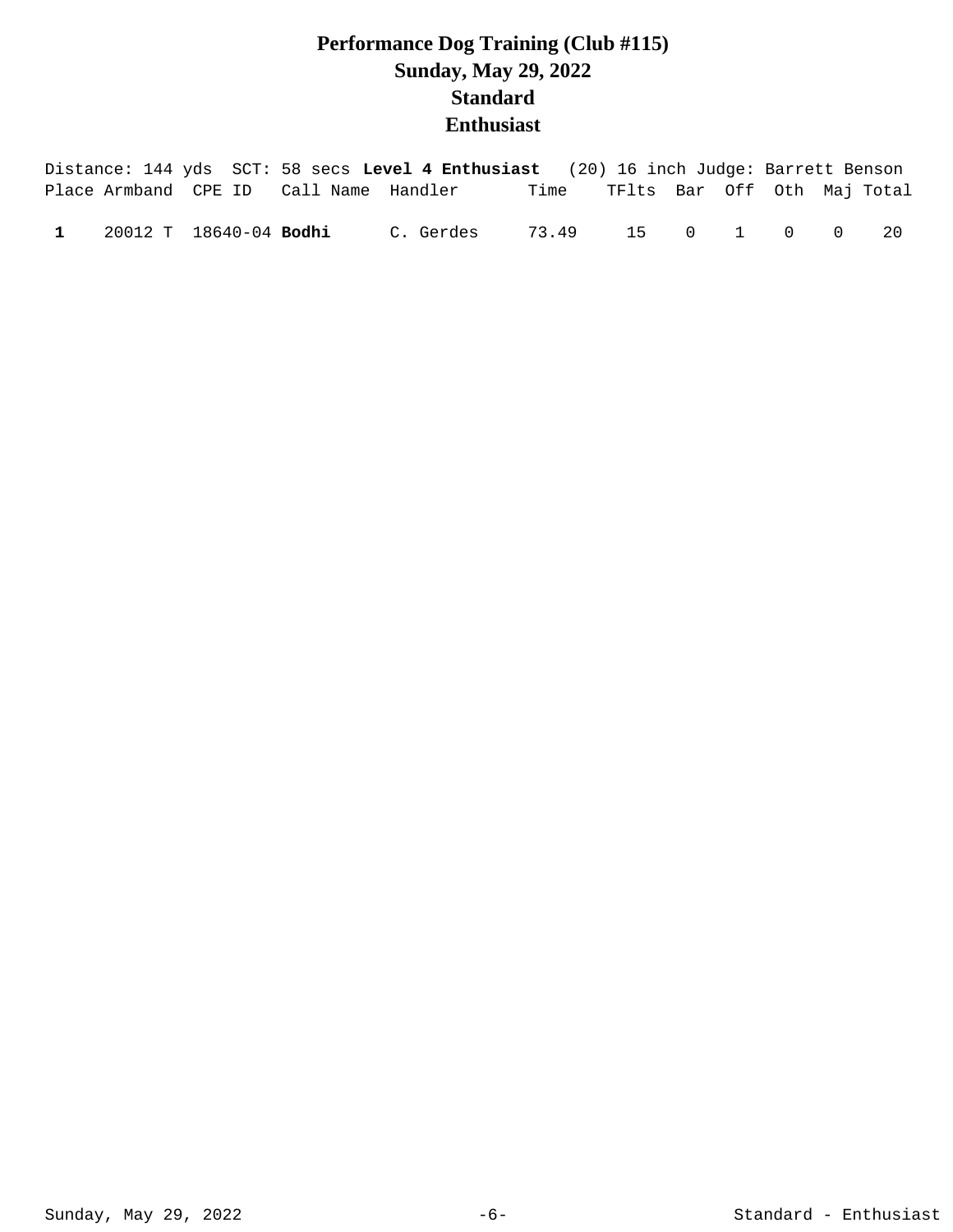# Performance Dog Training (Club #115)
## Sunday, May 29, 2022
## Standard
## Enthusiast

Distance: 144 yds  SCT: 58 secs **Level 4 Enthusiast**  (20) 16 inch Judge: Barrett Benson

| Place | Armband | CPE ID | Call Name | Handler | Time | TFlts | Bar | Off | Oth | Maj | Total |
|---|---|---|---|---|---|---|---|---|---|---|---|
| **1** | 20012 T | 18640-04 | **Bodhi** | C. Gerdes | 73.49 | 15 | 0 | 1 | 0 | 0 | 20 |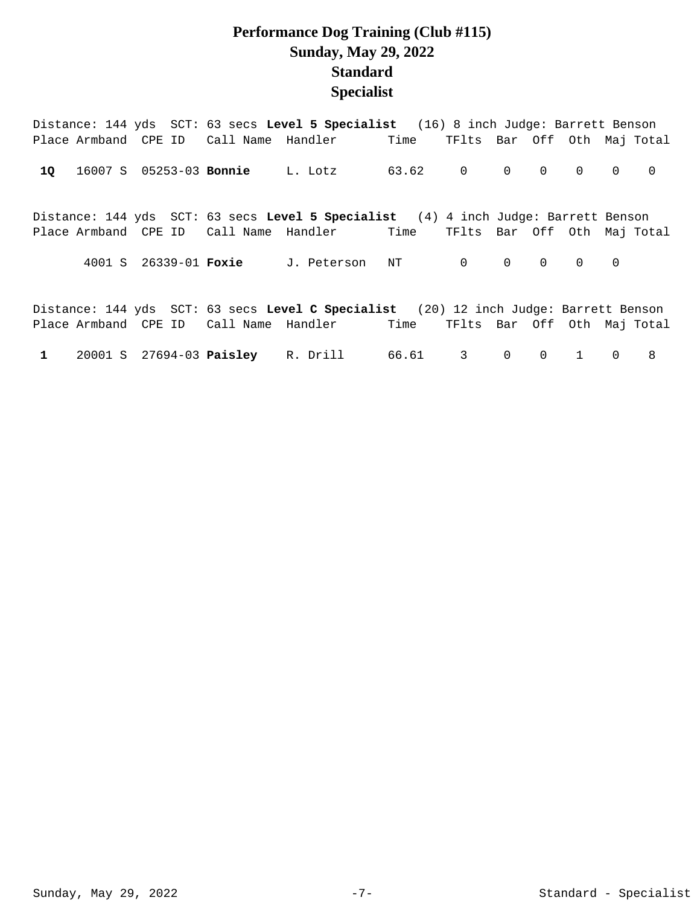# Performance Dog Training (Club #115)
## Sunday, May 29, 2022
## Standard
## Specialist

Distance: 144 yds SCT: 63 secs **Level 5 Specialist** (16) 8 inch Judge: Barrett Benson

| Place | Armband | CPE ID | Call Name | Handler | Time | TFlts | Bar | Off | Oth | Maj | Total |
|---|---|---|---|---|---|---|---|---|---|---|---|
| **1Q** | 16007 S | 05253-03 | **Bonnie** | L. Lotz | 63.62 | 0 | 0 | 0 | 0 | 0 | 0 |

Distance: 144 yds SCT: 63 secs **Level 5 Specialist** (4) 4 inch Judge: Barrett Benson

| Place | Armband | CPE ID | Call Name | Handler | Time | TFlts | Bar | Off | Oth | Maj | Total |
|---|---|---|---|---|---|---|---|---|---|---|---|
| | 4001 S | 26339-01 | **Foxie** | J. Peterson | NT | 0 | 0 | 0 | 0 | 0 | |

Distance: 144 yds SCT: 63 secs **Level C Specialist** (20) 12 inch Judge: Barrett Benson

| Place | Armband | CPE ID | Call Name | Handler | Time | TFlts | Bar | Off | Oth | Maj | Total |
|---|---|---|---|---|---|---|---|---|---|---|---|
| **1** | 20001 S | 27694-03 | **Paisley** | R. Drill | 66.61 | 3 | 0 | 0 | 1 | 0 | 8 |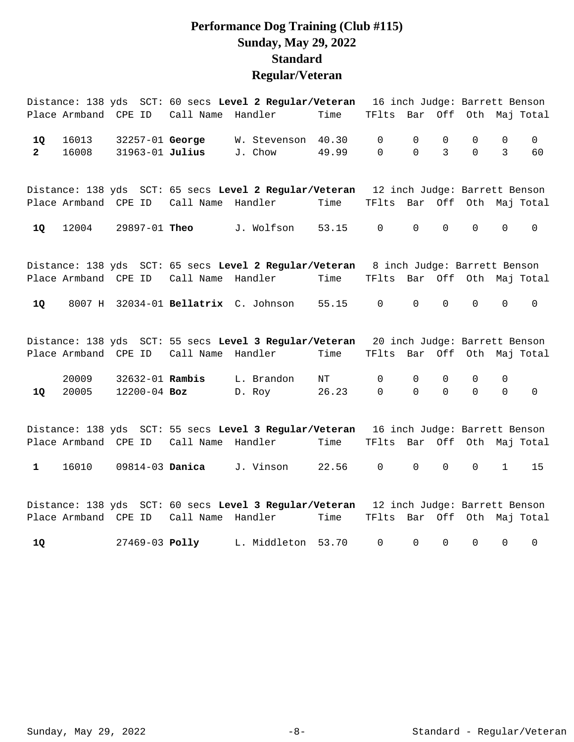# Performance Dog Training (Club #115)
# Sunday, May 29, 2022
# Standard
# Regular/Veteran

Distance: 138 yds SCT: 60 secs **Level 2 Regular/Veteran** 16 inch Judge: Barrett Benson

| Place | Armband | CPE ID | Call Name | Handler | Time | TFlts | Bar | Off | Oth | Maj | Total |
|---|---|---|---|---|---|---|---|---|---|---|---|
| **1Q** | 16013 | 32257-01 | **George** | W. Stevenson | 40.30 | 0 | 0 | 0 | 0 | 0 | 0 |
| **2** | 16008 | 31963-01 | **Julius** | J. Chow | 49.99 | 0 | 0 | 3 | 0 | 3 | 60 |

Distance: 138 yds SCT: 65 secs **Level 2 Regular/Veteran** 12 inch Judge: Barrett Benson

| Place | Armband | CPE ID | Call Name | Handler | Time | TFlts | Bar | Off | Oth | Maj | Total |
|---|---|---|---|---|---|---|---|---|---|---|---|
| **1Q** | 12004 | 29897-01 | **Theo** | J. Wolfson | 53.15 | 0 | 0 | 0 | 0 | 0 | 0 |

Distance: 138 yds SCT: 65 secs **Level 2 Regular/Veteran** 8 inch Judge: Barrett Benson

| Place | Armband | CPE ID | Call Name | Handler | Time | TFlts | Bar | Off | Oth | Maj | Total |
|---|---|---|---|---|---|---|---|---|---|---|---|
| **1Q** | 8007 H | 32034-01 | **Bellatrix** | C. Johnson | 55.15 | 0 | 0 | 0 | 0 | 0 | 0 |

Distance: 138 yds SCT: 55 secs **Level 3 Regular/Veteran** 20 inch Judge: Barrett Benson

| Place | Armband | CPE ID | Call Name | Handler | Time | TFlts | Bar | Off | Oth | Maj | Total |
|---|---|---|---|---|---|---|---|---|---|---|---|
| | 20009 | 32632-01 | **Rambis** | L. Brandon | NT | 0 | 0 | 0 | 0 | 0 | |
| **1Q** | 20005 | 12200-04 | **Boz** | D. Roy | 26.23 | 0 | 0 | 0 | 0 | 0 | 0 |

Distance: 138 yds SCT: 55 secs **Level 3 Regular/Veteran** 16 inch Judge: Barrett Benson

| Place | Armband | CPE ID | Call Name | Handler | Time | TFlts | Bar | Off | Oth | Maj | Total |
|---|---|---|---|---|---|---|---|---|---|---|---|
| **1** | 16010 | 09814-03 | **Danica** | J. Vinson | 22.56 | 0 | 0 | 0 | 0 | 1 | 15 |

Distance: 138 yds SCT: 60 secs **Level 3 Regular/Veteran** 12 inch Judge: Barrett Benson

| Place | Armband | CPE ID | Call Name | Handler | Time | TFlts | Bar | Off | Oth | Maj | Total |
|---|---|---|---|---|---|---|---|---|---|---|---|
| **1Q** | | 27469-03 | **Polly** | L. Middleton | 53.70 | 0 | 0 | 0 | 0 | 0 | 0 |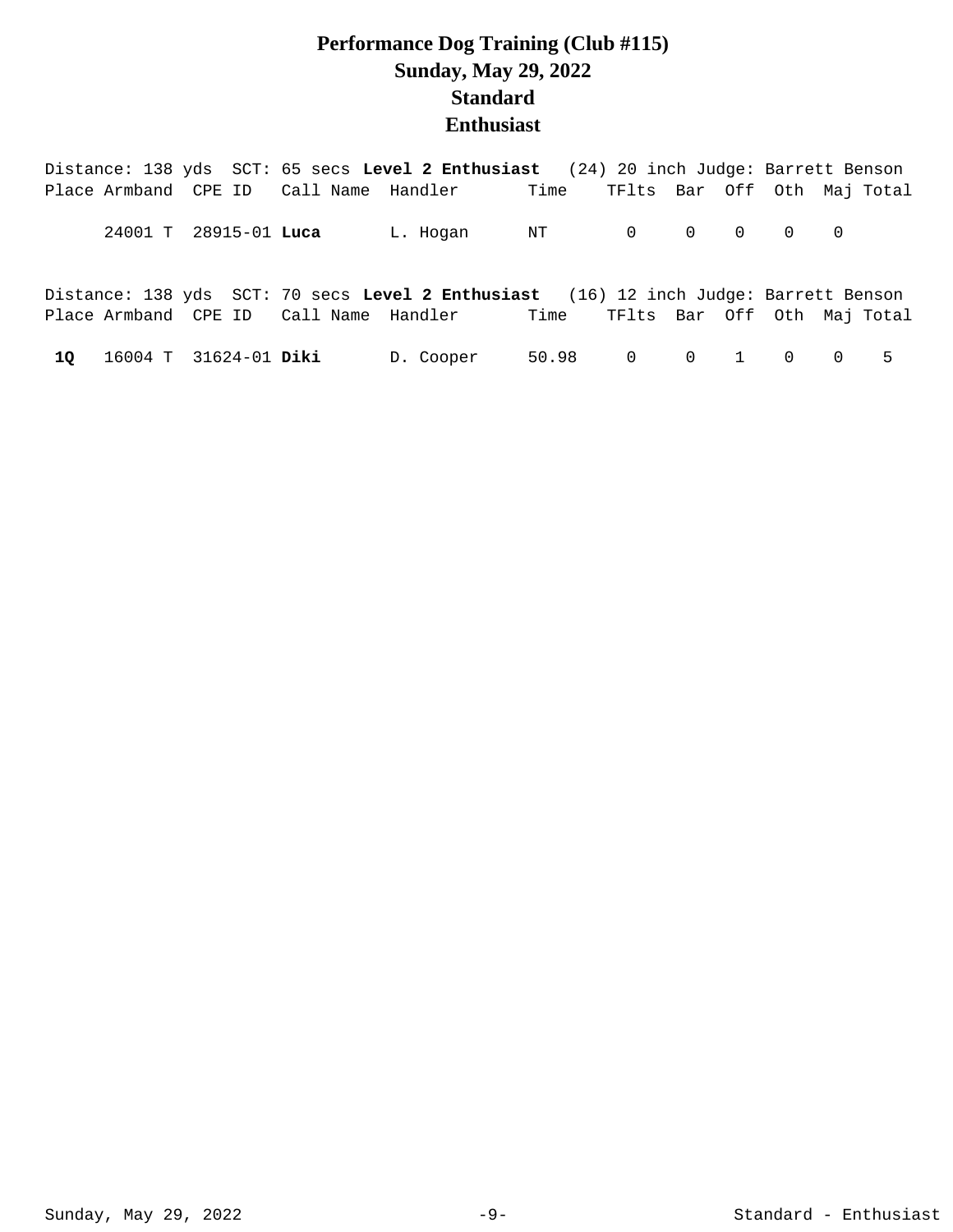# Performance Dog Training (Club #115)
## Sunday, May 29, 2022
## Standard
## Enthusiast

Distance: 138 yds SCT: 65 secs **Level 2 Enthusiast** (24) 20 inch Judge: Barrett Benson

| Place | Armband | CPE ID | Call Name | Handler | Time | TFlts | Bar | Off | Oth | Maj | Total |
|---|---|---|---|---|---|---|---|---|---|---|---|
| | 24001 T | 28915-01 | **Luca** | L. Hogan | NT | 0 | 0 | 0 | 0 | 0 | |

Distance: 138 yds SCT: 70 secs **Level 2 Enthusiast** (16) 12 inch Judge: Barrett Benson

| Place | Armband | CPE ID | Call Name | Handler | Time | TFlts | Bar | Off | Oth | Maj | Total |
|---|---|---|---|---|---|---|---|---|---|---|---|
| **1Q** | 16004 T | 31624-01 | **Diki** | D. Cooper | 50.98 | 0 | 0 | 1 | 0 | 0 | 5 |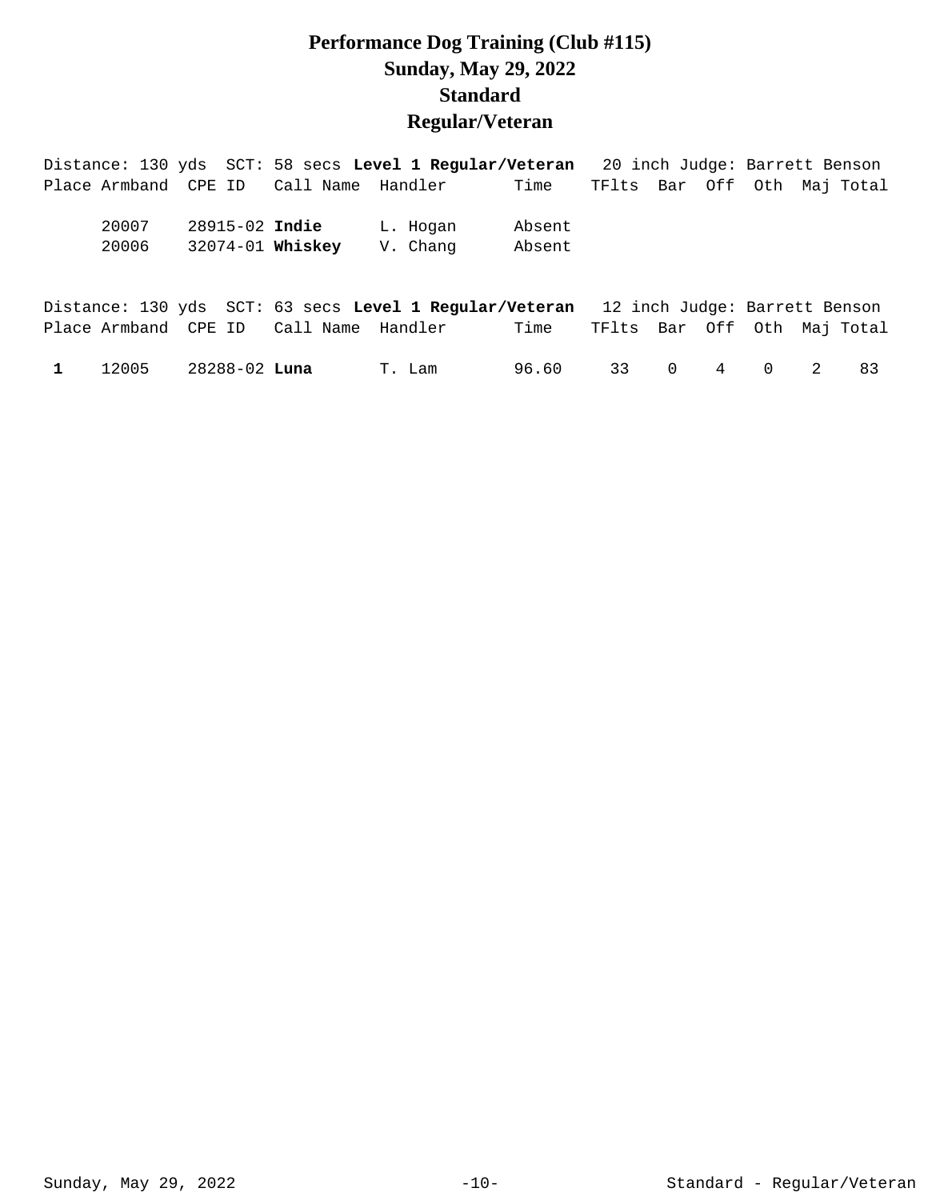# Performance Dog Training (Club #115)
## Sunday, May 29, 2022
## Standard
## Regular/Veteran

Distance: 130 yds SCT: 58 secs **Level 1 Regular/Veteran** 20 inch Judge: Barrett Benson

| Place | Armband | CPE ID | Call Name | Handler | Time | TFlts | Bar | Off | Oth | Maj | Total |
|---|---|---|---|---|---|---|---|---|---|---|---|
| | 20007 | 28915-02 | **Indie** | L. Hogan | Absent | | | | | | |
| | 20006 | 32074-01 | **Whiskey** | V. Chang | Absent | | | | | | |

Distance: 130 yds SCT: 63 secs **Level 1 Regular/Veteran** 12 inch Judge: Barrett Benson

| Place | Armband | CPE ID | Call Name | Handler | Time | TFlts | Bar | Off | Oth | Maj | Total |
|---|---|---|---|---|---|---|---|---|---|---|---|
| **1** | 12005 | 28288-02 | **Luna** | T. Lam | 96.60 | 33 | 0 | 4 | 0 | 2 | 83 |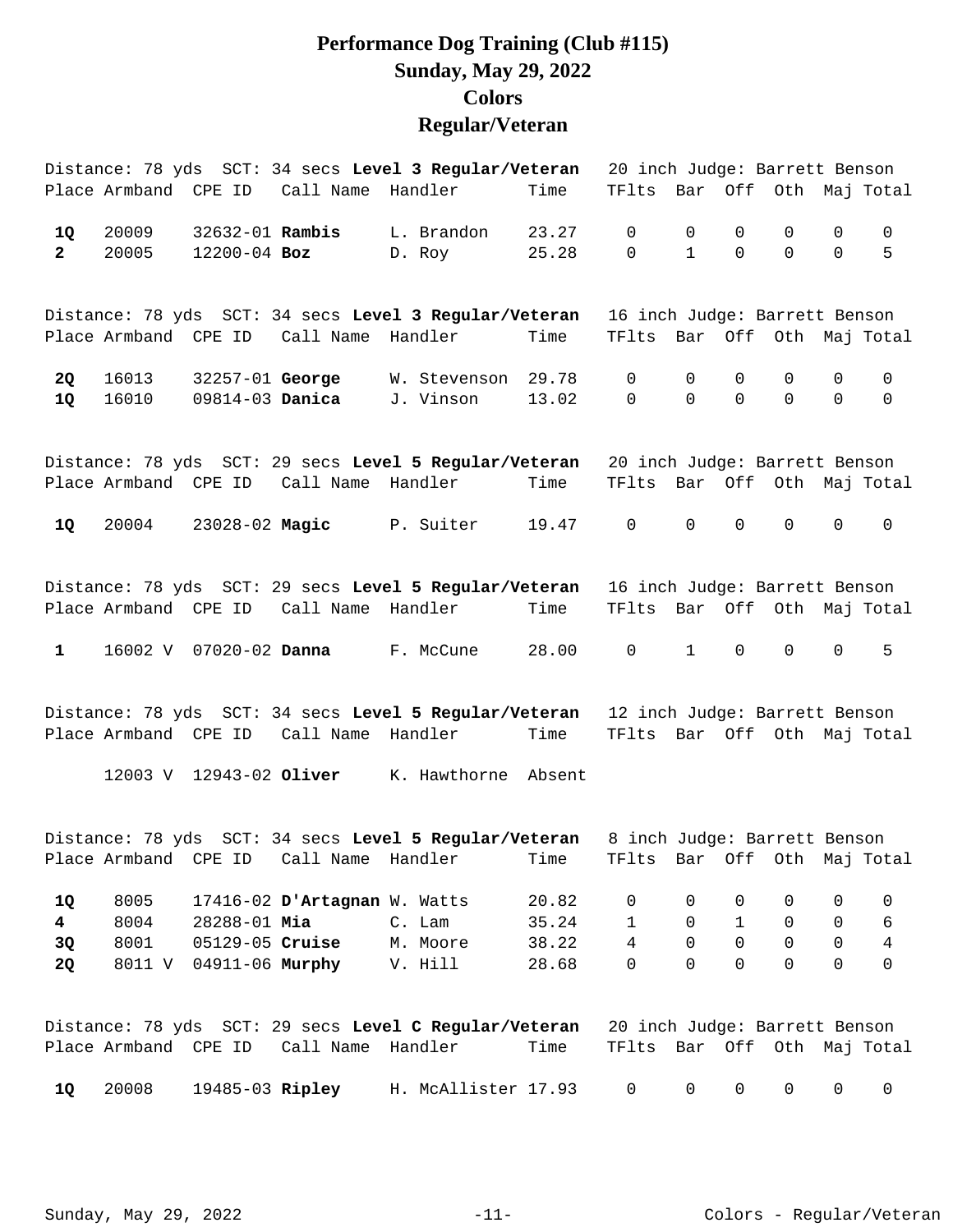# Performance Dog Training (Club #115)
# Sunday, May 29, 2022
# Colors
# Regular/Veteran

Distance: 78 yds SCT: 34 secs **Level 3 Regular/Veteran** 20 inch Judge: Barrett Benson

| Place | Armband | CPE ID | Call Name | Handler | Time | TFlts | Bar | Off | Oth | Maj | Total |
|---|---|---|---|---|---|---|---|---|---|---|---|
| **1Q** | 20009 | 32632-01 | **Rambis** | L. Brandon | 23.27 | 0 | 0 | 0 | 0 | 0 | 0 |
| **2** | 20005 | 12200-04 | **Boz** | D. Roy | 25.28 | 0 | 1 | 0 | 0 | 0 | 5 |

Distance: 78 yds SCT: 34 secs **Level 3 Regular/Veteran** 16 inch Judge: Barrett Benson

| Place | Armband | CPE ID | Call Name | Handler | Time | TFlts | Bar | Off | Oth | Maj | Total |
|---|---|---|---|---|---|---|---|---|---|---|---|
| **2Q** | 16013 | 32257-01 | **George** | W. Stevenson | 29.78 | 0 | 0 | 0 | 0 | 0 | 0 |
| **1Q** | 16010 | 09814-03 | **Danica** | J. Vinson | 13.02 | 0 | 0 | 0 | 0 | 0 | 0 |

Distance: 78 yds SCT: 29 secs **Level 5 Regular/Veteran** 20 inch Judge: Barrett Benson

| Place | Armband | CPE ID | Call Name | Handler | Time | TFlts | Bar | Off | Oth | Maj | Total |
|---|---|---|---|---|---|---|---|---|---|---|---|
| **1Q** | 20004 | 23028-02 | **Magic** | P. Suiter | 19.47 | 0 | 0 | 0 | 0 | 0 | 0 |

Distance: 78 yds SCT: 29 secs **Level 5 Regular/Veteran** 16 inch Judge: Barrett Benson

| Place | Armband | CPE ID | Call Name | Handler | Time | TFlts | Bar | Off | Oth | Maj | Total |
|---|---|---|---|---|---|---|---|---|---|---|---|
| **1** | 16002 V | 07020-02 | **Danna** | F. McCune | 28.00 | 0 | 1 | 0 | 0 | 0 | 5 |

Distance: 78 yds SCT: 34 secs **Level 5 Regular/Veteran** 12 inch Judge: Barrett Benson

| Place | Armband | CPE ID | Call Name | Handler | Time | TFlts | Bar | Off | Oth | Maj | Total |
|---|---|---|---|---|---|---|---|---|---|---|---|
| | 12003 V | 12943-02 | **Oliver** | K. Hawthorne | Absent | | | | | | |

Distance: 78 yds SCT: 34 secs **Level 5 Regular/Veteran** 8 inch Judge: Barrett Benson

| Place | Armband | CPE ID | Call Name | Handler | Time | TFlts | Bar | Off | Oth | Maj | Total |
|---|---|---|---|---|---|---|---|---|---|---|---|
| **1Q** | 8005 | 17416-02 | **D'Artagnan** | W. Watts | 20.82 | 0 | 0 | 0 | 0 | 0 | 0 |
| **4** | 8004 | 28288-01 | **Mia** | C. Lam | 35.24 | 1 | 0 | 1 | 0 | 0 | 6 |
| **3Q** | 8001 | 05129-05 | **Cruise** | M. Moore | 38.22 | 4 | 0 | 0 | 0 | 0 | 4 |
| **2Q** | 8011 V | 04911-06 | **Murphy** | V. Hill | 28.68 | 0 | 0 | 0 | 0 | 0 | 0 |

Distance: 78 yds SCT: 29 secs **Level C Regular/Veteran** 20 inch Judge: Barrett Benson

| Place | Armband | CPE ID | Call Name | Handler | Time | TFlts | Bar | Off | Oth | Maj | Total |
|---|---|---|---|---|---|---|---|---|---|---|---|
| **1Q** | 20008 | 19485-03 | **Ripley** | H. McAllister | 17.93 | 0 | 0 | 0 | 0 | 0 | 0 |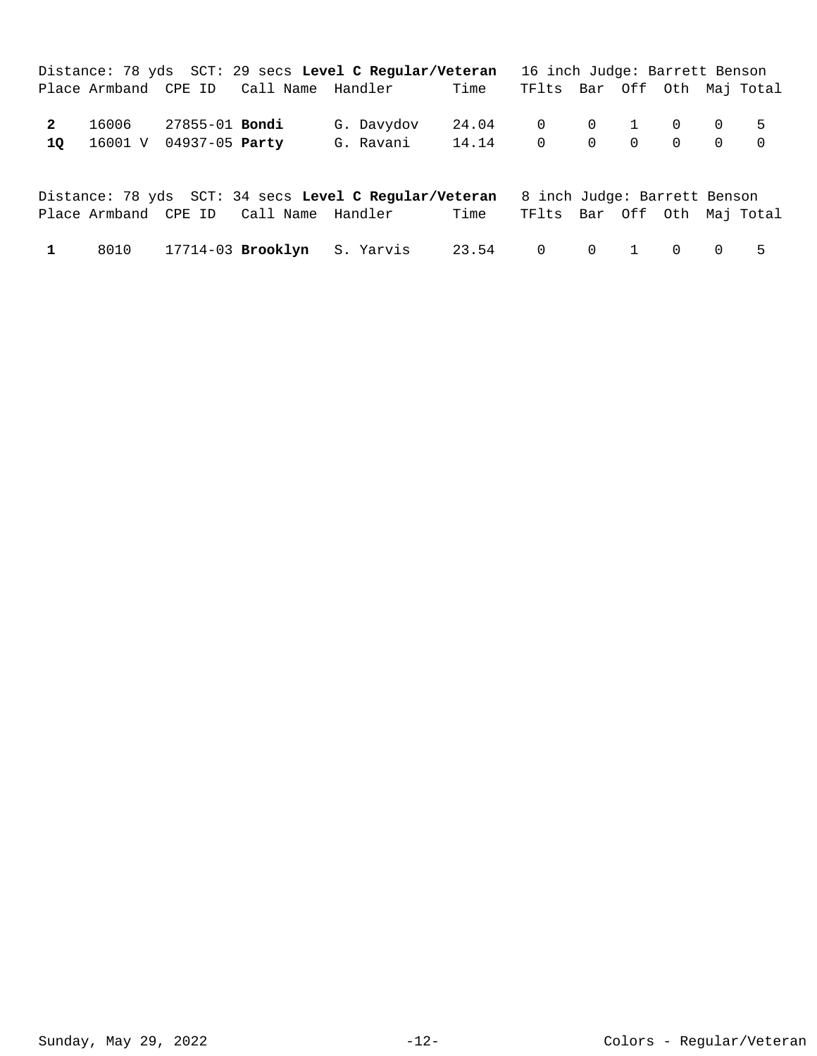Distance: 78 yds  SCT: 29 secs **Level C Regular/Veteran**  16 inch Judge: Barrett Benson

| Place | Armband | CPE ID | Call Name | Handler | Time | TFlts | Bar | Off | Oth | Maj | Total |
|---|---|---|---|---|---|---|---|---|---|---|---|
| **2** | 16006 | 27855-01 | **Bondi** | G. Davydov | 24.04 | 0 | 0 | 1 | 0 | 0 | 5 |
| **1Q** | 16001 V | 04937-05 | **Party** | G. Ravani | 14.14 | 0 | 0 | 0 | 0 | 0 | 0 |

Distance: 78 yds  SCT: 34 secs **Level C Regular/Veteran**  8 inch Judge: Barrett Benson

| Place | Armband | CPE ID | Call Name | Handler | Time | TFlts | Bar | Off | Oth | Maj | Total |
|---|---|---|---|---|---|---|---|---|---|---|---|
| **1** | 8010 | 17714-03 | **Brooklyn** | S. Yarvis | 23.54 | 0 | 0 | 1 | 0 | 0 | 5 |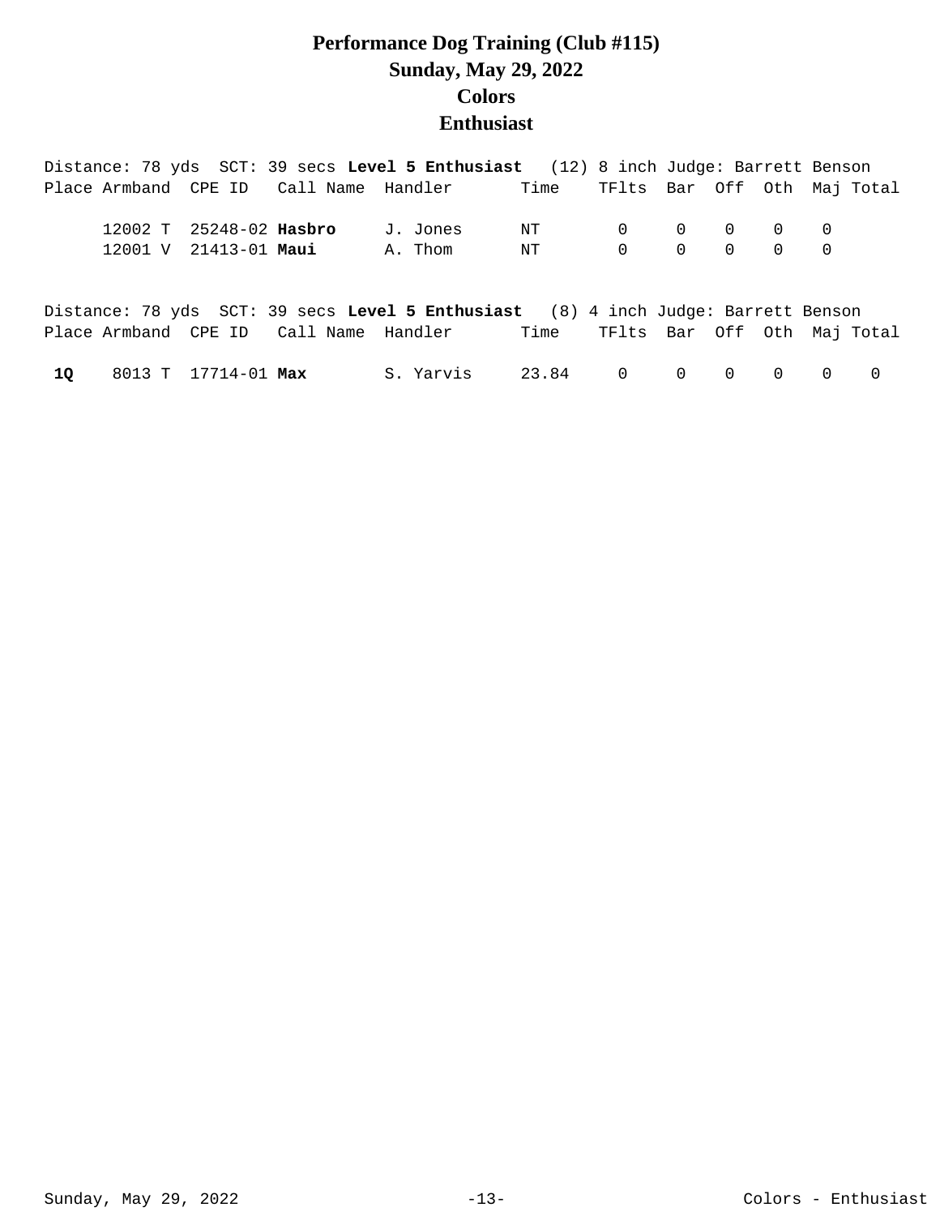# Performance Dog Training (Club #115)
## Sunday, May 29, 2022
## Colors
## Enthusiast

Distance: 78 yds SCT: 39 secs **Level 5 Enthusiast** (12) 8 inch Judge: Barrett Benson

| Place | Armband | CPE ID | Call Name | Handler | Time | TFlts | Bar | Off | Oth | Maj | Total |
|---|---|---|---|---|---|---|---|---|---|---|---|
| | 12002 T | 25248-02 | **Hasbro** | J. Jones | NT | 0 | 0 | 0 | 0 | 0 | |
| | 12001 V | 21413-01 | **Maui** | A. Thom | NT | 0 | 0 | 0 | 0 | 0 | |

Distance: 78 yds SCT: 39 secs **Level 5 Enthusiast** (8) 4 inch Judge: Barrett Benson

| Place | Armband | CPE ID | Call Name | Handler | Time | TFlts | Bar | Off | Oth | Maj | Total |
|---|---|---|---|---|---|---|---|---|---|---|---|
| **1Q** | 8013 T | 17714-01 | **Max** | S. Yarvis | 23.84 | 0 | 0 | 0 | 0 | 0 | 0 |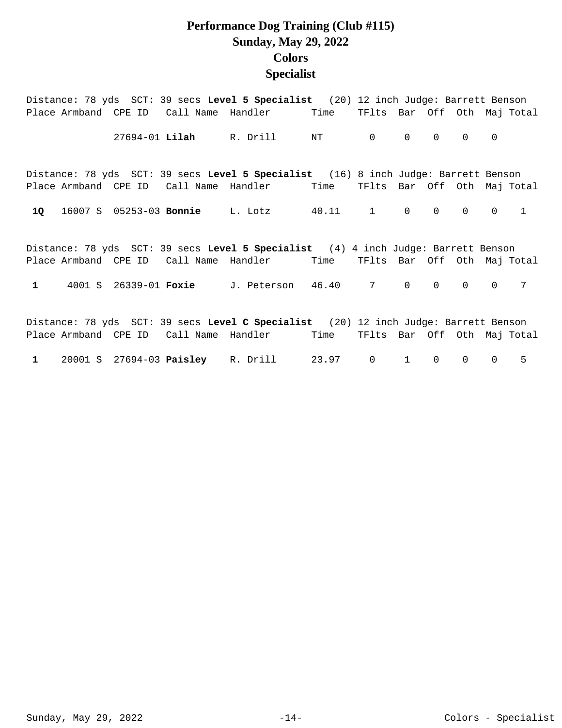# Performance Dog Training (Club #115)
## Sunday, May 29, 2022
## Colors
## Specialist

Distance: 78 yds SCT: 39 secs **Level 5 Specialist** (20) 12 inch Judge: Barrett Benson

| Place | Armband | CPE ID | Call Name | Handler | Time | TFlts | Bar | Off | Oth | Maj | Total |
|---|---|---|---|---|---|---|---|---|---|---|---|
| | | 27694-01 | **Lilah** | R. Drill | NT | 0 | 0 | 0 | 0 | 0 | |

Distance: 78 yds SCT: 39 secs **Level 5 Specialist** (16) 8 inch Judge: Barrett Benson

| Place | Armband | CPE ID | Call Name | Handler | Time | TFlts | Bar | Off | Oth | Maj | Total |
|---|---|---|---|---|---|---|---|---|---|---|---|
| **1Q** | 16007 S | 05253-03 | **Bonnie** | L. Lotz | 40.11 | 1 | 0 | 0 | 0 | 0 | 1 |

Distance: 78 yds SCT: 39 secs **Level 5 Specialist** (4) 4 inch Judge: Barrett Benson

| Place | Armband | CPE ID | Call Name | Handler | Time | TFlts | Bar | Off | Oth | Maj | Total |
|---|---|---|---|---|---|---|---|---|---|---|---|
| **1** | 4001 S | 26339-01 | **Foxie** | J. Peterson | 46.40 | 7 | 0 | 0 | 0 | 0 | 7 |

Distance: 78 yds SCT: 39 secs **Level C Specialist** (20) 12 inch Judge: Barrett Benson

| Place | Armband | CPE ID | Call Name | Handler | Time | TFlts | Bar | Off | Oth | Maj | Total |
|---|---|---|---|---|---|---|---|---|---|---|---|
| **1** | 20001 S | 27694-03 | **Paisley** | R. Drill | 23.97 | 0 | 1 | 0 | 0 | 0 | 5 |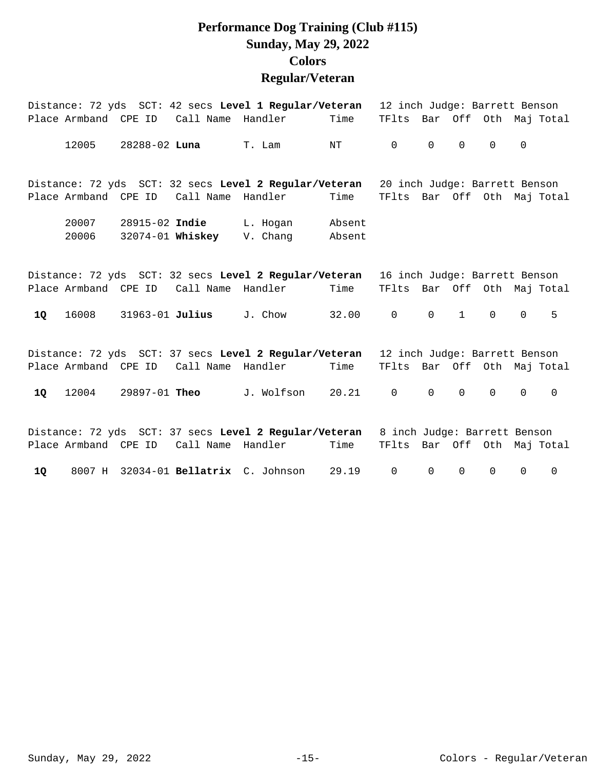# Performance Dog Training (Club #115)
# Sunday, May 29, 2022
# Colors
# Regular/Veteran

Distance: 72 yds SCT: 42 secs **Level 1 Regular/Veteran** 12 inch Judge: Barrett Benson

| Place | Armband | CPE ID | Call Name | Handler | Time | TFlts | Bar | Off | Oth | Maj | Total |
|---|---|---|---|---|---|---|---|---|---|---|---|
| | 12005 | 28288-02 | **Luna** | T. Lam | NT | 0 | 0 | 0 | 0 | 0 | |

Distance: 72 yds SCT: 32 secs **Level 2 Regular/Veteran** 20 inch Judge: Barrett Benson

| Place | Armband | CPE ID | Call Name | Handler | Time | TFlts | Bar | Off | Oth | Maj | Total |
|---|---|---|---|---|---|---|---|---|---|---|---|
| | 20007 | 28915-02 | **Indie** | L. Hogan | Absent | | | | | | |
| | 20006 | 32074-01 | **Whiskey** | V. Chang | Absent | | | | | | |

Distance: 72 yds SCT: 32 secs **Level 2 Regular/Veteran** 16 inch Judge: Barrett Benson

| Place | Armband | CPE ID | Call Name | Handler | Time | TFlts | Bar | Off | Oth | Maj | Total |
|---|---|---|---|---|---|---|---|---|---|---|---|
| **1Q** | 16008 | 31963-01 | **Julius** | J. Chow | 32.00 | 0 | 0 | 1 | 0 | 0 | 5 |

Distance: 72 yds SCT: 37 secs **Level 2 Regular/Veteran** 12 inch Judge: Barrett Benson

| Place | Armband | CPE ID | Call Name | Handler | Time | TFlts | Bar | Off | Oth | Maj | Total |
|---|---|---|---|---|---|---|---|---|---|---|---|
| **1Q** | 12004 | 29897-01 | **Theo** | J. Wolfson | 20.21 | 0 | 0 | 0 | 0 | 0 | 0 |

Distance: 72 yds SCT: 37 secs **Level 2 Regular/Veteran** 8 inch Judge: Barrett Benson

| Place | Armband | CPE ID | Call Name | Handler | Time | TFlts | Bar | Off | Oth | Maj | Total |
|---|---|---|---|---|---|---|---|---|---|---|---|
| **1Q** | 8007 H | 32034-01 | **Bellatrix** | C. Johnson | 29.19 | 0 | 0 | 0 | 0 | 0 | 0 |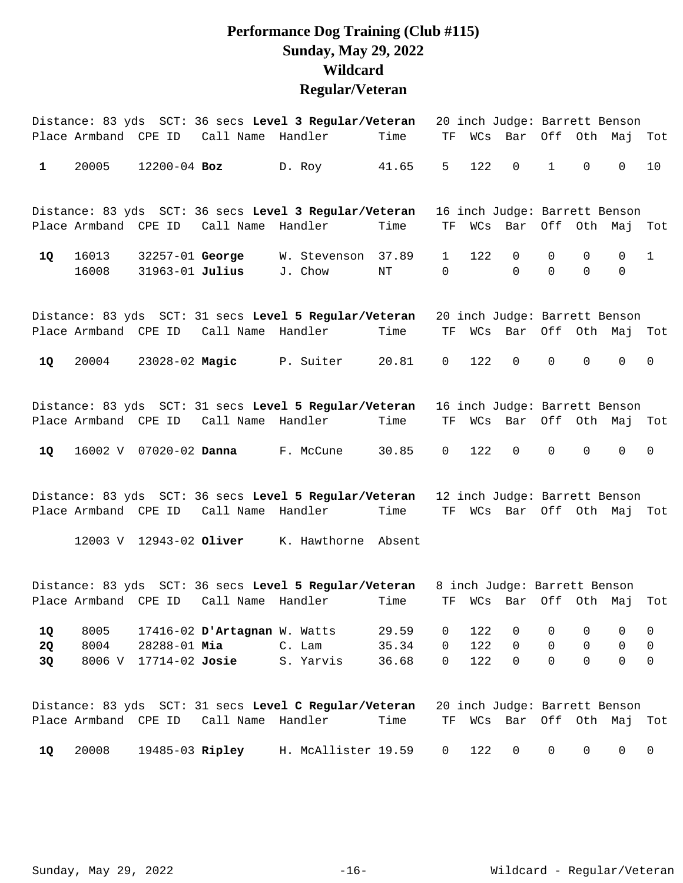# Performance Dog Training (Club #115)
# Sunday, May 29, 2022
# Wildcard
# Regular/Veteran

Distance: 83 yds SCT: 36 secs **Level 3 Regular/Veteran** 20 inch Judge: Barrett Benson

| Place | Armband | CPE ID | Call Name | Handler | Time | TF | WCs | Bar | Off | Oth | Maj | Tot |
|---|---|---|---|---|---|---|---|---|---|---|---|---|
| **1** | 20005 | 12200-04 | **Boz** | D. Roy | 41.65 | 5 | 122 | 0 | 1 | 0 | 0 | 10 |

Distance: 83 yds SCT: 36 secs **Level 3 Regular/Veteran** 16 inch Judge: Barrett Benson

| Place | Armband | CPE ID | Call Name | Handler | Time | TF | WCs | Bar | Off | Oth | Maj | Tot |
|---|---|---|---|---|---|---|---|---|---|---|---|---|
| **1Q** | 16013 | 32257-01 | **George** | W. Stevenson | 37.89 | 1 | 122 | 0 | 0 | 0 | 0 | 1 |
| | 16008 | 31963-01 | **Julius** | J. Chow | NT | 0 | | 0 | 0 | 0 | 0 | |

Distance: 83 yds SCT: 31 secs **Level 5 Regular/Veteran** 20 inch Judge: Barrett Benson

| Place | Armband | CPE ID | Call Name | Handler | Time | TF | WCs | Bar | Off | Oth | Maj | Tot |
|---|---|---|---|---|---|---|---|---|---|---|---|---|
| **1Q** | 20004 | 23028-02 | **Magic** | P. Suiter | 20.81 | 0 | 122 | 0 | 0 | 0 | 0 | 0 |

Distance: 83 yds SCT: 31 secs **Level 5 Regular/Veteran** 16 inch Judge: Barrett Benson

| Place | Armband | CPE ID | Call Name | Handler | Time | TF | WCs | Bar | Off | Oth | Maj | Tot |
|---|---|---|---|---|---|---|---|---|---|---|---|---|
| **1Q** | 16002 V | 07020-02 | **Danna** | F. McCune | 30.85 | 0 | 122 | 0 | 0 | 0 | 0 | 0 |

Distance: 83 yds SCT: 36 secs **Level 5 Regular/Veteran** 12 inch Judge: Barrett Benson

| Place | Armband | CPE ID | Call Name | Handler | Time | TF | WCs | Bar | Off | Oth | Maj | Tot |
|---|---|---|---|---|---|---|---|---|---|---|---|---|
| | 12003 V | 12943-02 | **Oliver** | K. Hawthorne | Absent | | | | | | | |

Distance: 83 yds SCT: 36 secs **Level 5 Regular/Veteran** 8 inch Judge: Barrett Benson

| Place | Armband | CPE ID | Call Name | Handler | Time | TF | WCs | Bar | Off | Oth | Maj | Tot |
|---|---|---|---|---|---|---|---|---|---|---|---|---|
| **1Q** | 8005 | 17416-02 | **D'Artagnan** | W. Watts | 29.59 | 0 | 122 | 0 | 0 | 0 | 0 | 0 |
| **2Q** | 8004 | 28288-01 | **Mia** | C. Lam | 35.34 | 0 | 122 | 0 | 0 | 0 | 0 | 0 |
| **3Q** | 8006 V | 17714-02 | **Josie** | S. Yarvis | 36.68 | 0 | 122 | 0 | 0 | 0 | 0 | 0 |

Distance: 83 yds SCT: 31 secs **Level C Regular/Veteran** 20 inch Judge: Barrett Benson

| Place | Armband | CPE ID | Call Name | Handler | Time | TF | WCs | Bar | Off | Oth | Maj | Tot |
|---|---|---|---|---|---|---|---|---|---|---|---|---|
| **1Q** | 20008 | 19485-03 | **Ripley** | H. McAllister | 19.59 | 0 | 122 | 0 | 0 | 0 | 0 | 0 |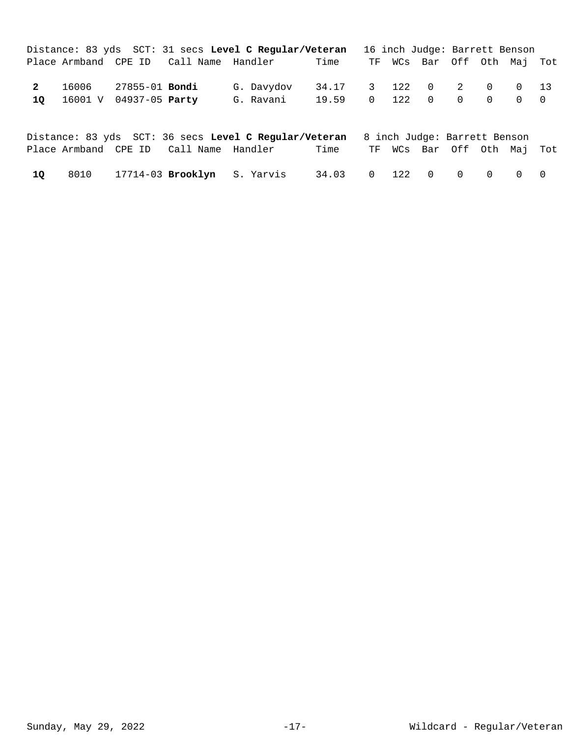Distance: 83 yds  SCT: 31 secs **Level C Regular/Veteran**  16 inch Judge: Barrett Benson

| Place | Armband | CPE ID | Call Name | Handler | Time | TF | WCs | Bar | Off | Oth | Maj | Tot |
|---|---|---|---|---|---|---|---|---|---|---|---|---|
| **2** | 16006 | 27855-01 | **Bondi** | G. Davydov | 34.17 | 3 | 122 | 0 | 2 | 0 | 0 | 13 |
| **1Q** | 16001 V | 04937-05 | **Party** | G. Ravani | 19.59 | 0 | 122 | 0 | 0 | 0 | 0 | 0 |

Distance: 83 yds  SCT: 36 secs **Level C Regular/Veteran**  8 inch Judge: Barrett Benson

| Place | Armband | CPE ID | Call Name | Handler | Time | TF | WCs | Bar | Off | Oth | Maj | Tot |
|---|---|---|---|---|---|---|---|---|---|---|---|---|
| **1Q** | 8010 | 17714-03 | **Brooklyn** | S. Yarvis | 34.03 | 0 | 122 | 0 | 0 | 0 | 0 | 0 |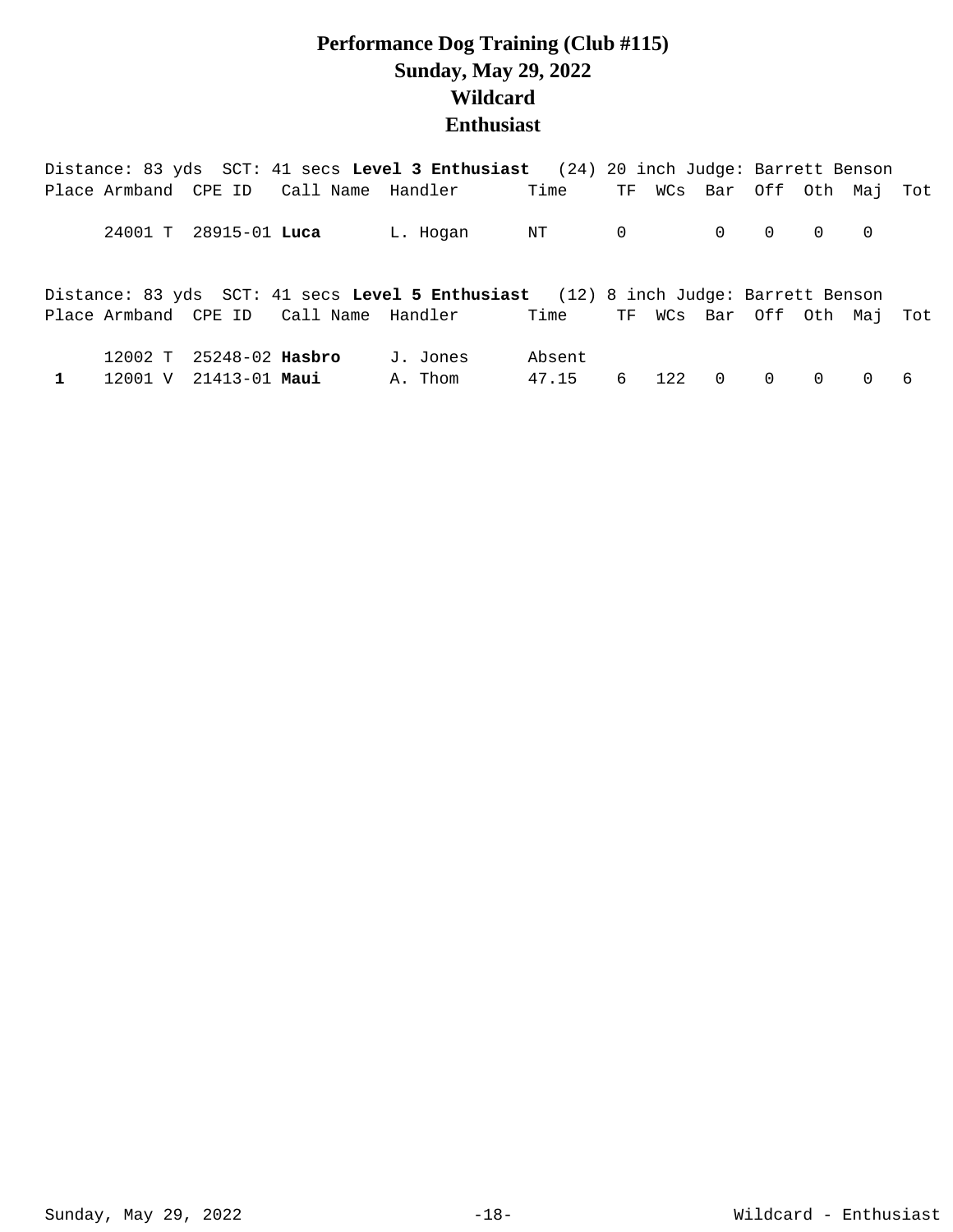# Performance Dog Training (Club #115)
## Sunday, May 29, 2022
## Wildcard
## Enthusiast

Distance: 83 yds SCT: 41 secs **Level 3 Enthusiast** (24) 20 inch Judge: Barrett Benson

| Place | Armband | CPE ID | Call Name | Handler | Time | TF | WCs | Bar | Off | Oth | Maj | Tot |
|---|---|---|---|---|---|---|---|---|---|---|---|---|
| | 24001 T | 28915-01 | **Luca** | L. Hogan | NT | 0 | | 0 | 0 | 0 | 0 | |

Distance: 83 yds SCT: 41 secs **Level 5 Enthusiast** (12) 8 inch Judge: Barrett Benson

| Place | Armband | CPE ID | Call Name | Handler | Time | TF | WCs | Bar | Off | Oth | Maj | Tot |
|---|---|---|---|---|---|---|---|---|---|---|---|---|
| | 12002 T | 25248-02 | **Hasbro** | J. Jones | Absent | | | | | | | |
| **1** | 12001 V | 21413-01 | **Maui** | A. Thom | 47.15 | 6 | 122 | 0 | 0 | 0 | 0 | 6 |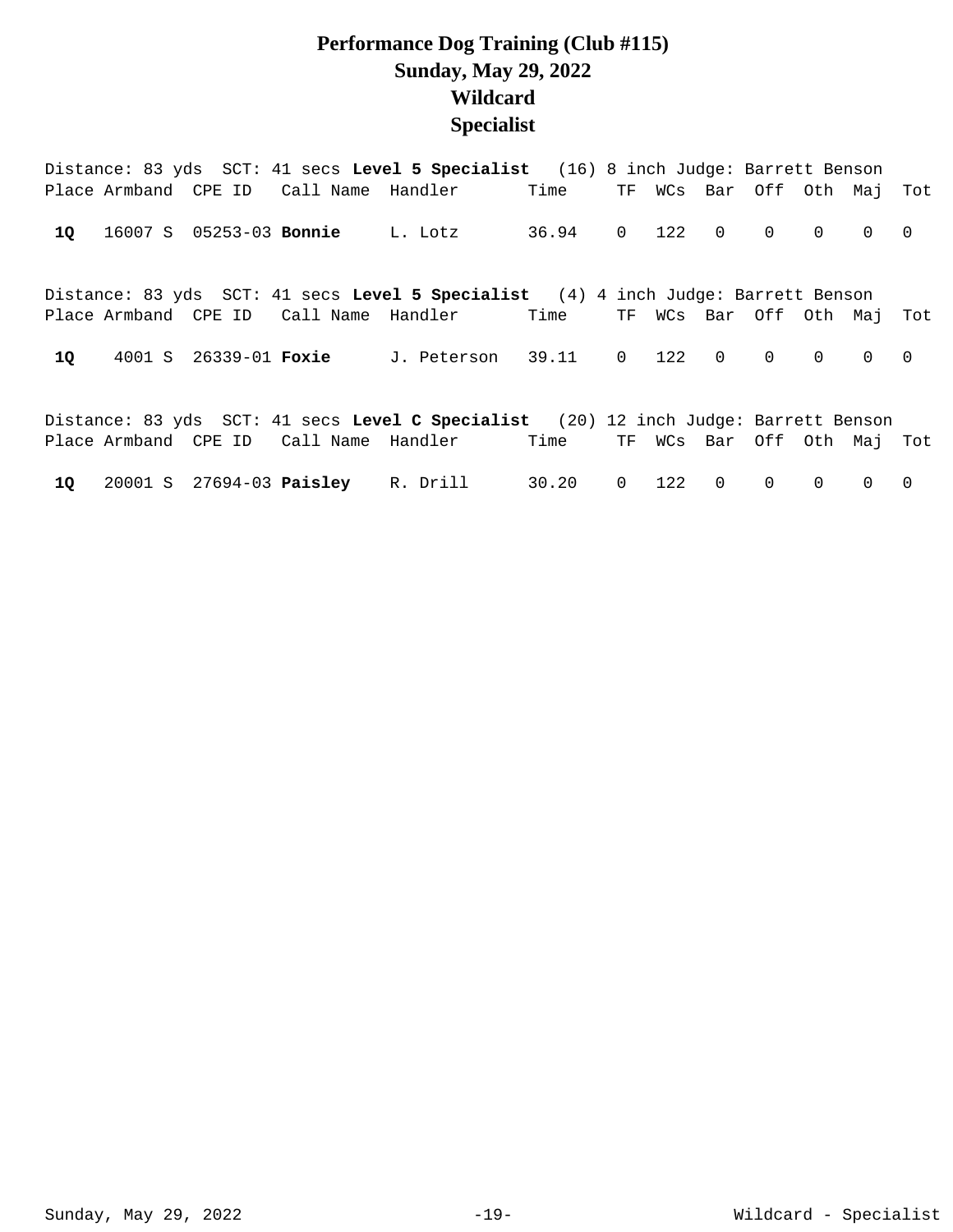# Performance Dog Training (Club #115)
# Sunday, May 29, 2022
# Wildcard
# Specialist

Distance: 83 yds  SCT: 41 secs **Level 5 Specialist**  (16) 8 inch Judge: Barrett Benson

| Place | Armband | CPE ID | Call Name | Handler | Time | TF | WCs | Bar | Off | Oth | Maj | Tot |
|---|---|---|---|---|---|---|---|---|---|---|---|---|
| **1Q** | 16007 S | 05253-03 | **Bonnie** | L. Lotz | 36.94 | 0 | 122 | 0 | 0 | 0 | 0 | 0 |

Distance: 83 yds  SCT: 41 secs **Level 5 Specialist**  (4) 4 inch Judge: Barrett Benson

| Place | Armband | CPE ID | Call Name | Handler | Time | TF | WCs | Bar | Off | Oth | Maj | Tot |
|---|---|---|---|---|---|---|---|---|---|---|---|---|
| **1Q** | 4001 S | 26339-01 | **Foxie** | J. Peterson | 39.11 | 0 | 122 | 0 | 0 | 0 | 0 | 0 |

Distance: 83 yds  SCT: 41 secs **Level C Specialist**  (20) 12 inch Judge: Barrett Benson

| Place | Armband | CPE ID | Call Name | Handler | Time | TF | WCs | Bar | Off | Oth | Maj | Tot |
|---|---|---|---|---|---|---|---|---|---|---|---|---|
| **1Q** | 20001 S | 27694-03 | **Paisley** | R. Drill | 30.20 | 0 | 122 | 0 | 0 | 0 | 0 | 0 |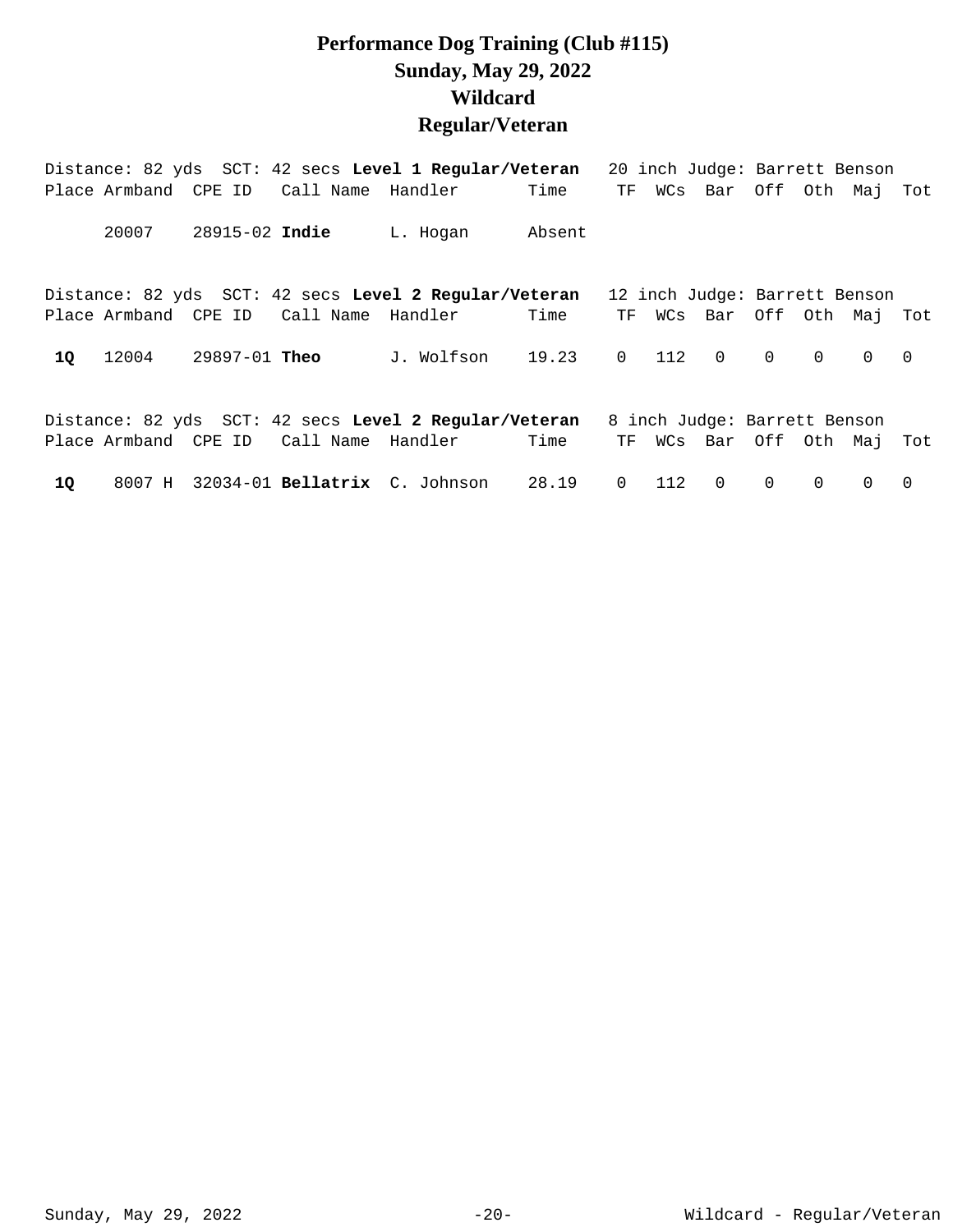# Performance Dog Training (Club #115)
# Sunday, May 29, 2022
# Wildcard
# Regular/Veteran

Distance: 82 yds SCT: 42 secs **Level 1 Regular/Veteran** 20 inch Judge: Barrett Benson

| Place | Armband | CPE ID | Call Name | Handler | Time | TF | WCs | Bar | Off | Oth | Maj | Tot |
|---|---|---|---|---|---|---|---|---|---|---|---|---|
| | 20007 | 28915-02 | **Indie** | L. Hogan | Absent | | | | | | | |

Distance: 82 yds SCT: 42 secs **Level 2 Regular/Veteran** 12 inch Judge: Barrett Benson

| Place | Armband | CPE ID | Call Name | Handler | Time | TF | WCs | Bar | Off | Oth | Maj | Tot |
|---|---|---|---|---|---|---|---|---|---|---|---|---|
| **1Q** | 12004 | 29897-01 | **Theo** | J. Wolfson | 19.23 | 0 | 112 | 0 | 0 | 0 | 0 | 0 |

Distance: 82 yds SCT: 42 secs **Level 2 Regular/Veteran** 8 inch Judge: Barrett Benson

| Place | Armband | CPE ID | Call Name | Handler | Time | TF | WCs | Bar | Off | Oth | Maj | Tot |
|---|---|---|---|---|---|---|---|---|---|---|---|---|
| **1Q** | 8007 H | 32034-01 | **Bellatrix** | C. Johnson | 28.19 | 0 | 112 | 0 | 0 | 0 | 0 | 0 |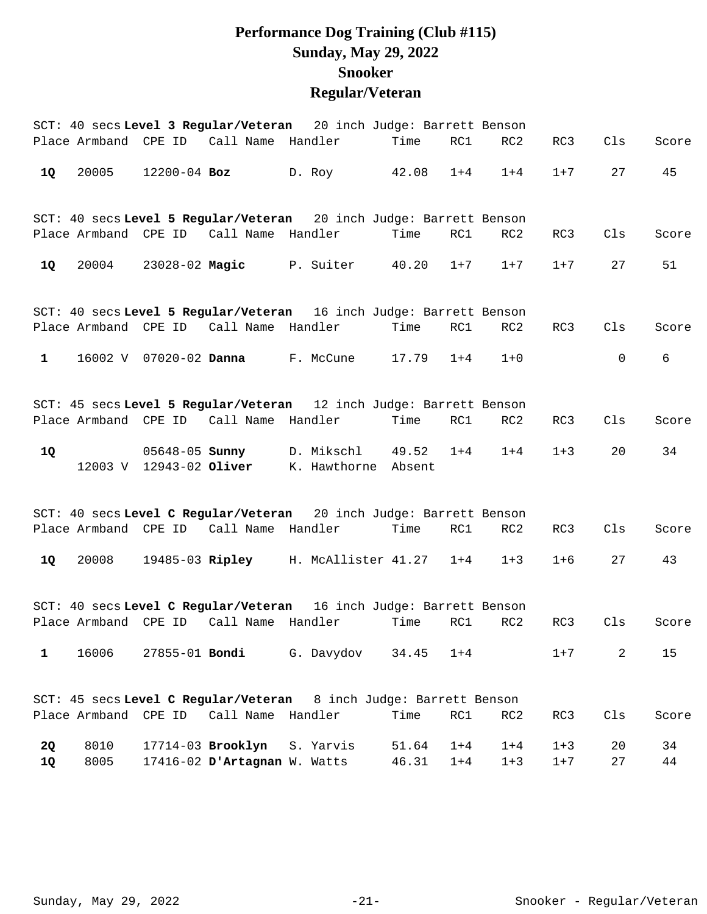# Performance Dog Training (Club #115)
## Sunday, May 29, 2022
## Snooker
## Regular/Veteran

SCT: 40 secs **Level 3 Regular/Veteran** 20 inch Judge: Barrett Benson

| Place | Armband | CPE ID | Call Name | Handler | Time | RC1 | RC2 | RC3 | Cls | Score |
|---|---|---|---|---|---|---|---|---|---|---|
| **1Q** | 20005 | 12200-04 | **Boz** | D. Roy | 42.08 | 1+4 | 1+4 | 1+7 | 27 | 45 |

SCT: 40 secs **Level 5 Regular/Veteran** 20 inch Judge: Barrett Benson

| Place | Armband | CPE ID | Call Name | Handler | Time | RC1 | RC2 | RC3 | Cls | Score |
|---|---|---|---|---|---|---|---|---|---|---|
| **1Q** | 20004 | 23028-02 | **Magic** | P. Suiter | 40.20 | 1+7 | 1+7 | 1+7 | 27 | 51 |

SCT: 40 secs **Level 5 Regular/Veteran** 16 inch Judge: Barrett Benson

| Place | Armband | CPE ID | Call Name | Handler | Time | RC1 | RC2 | RC3 | Cls | Score |
|---|---|---|---|---|---|---|---|---|---|---|
| **1** | 16002 V | 07020-02 | **Danna** | F. McCune | 17.79 | 1+4 | 1+0 | | 0 | 6 |

SCT: 45 secs **Level 5 Regular/Veteran** 12 inch Judge: Barrett Benson

| Place | Armband | CPE ID | Call Name | Handler | Time | RC1 | RC2 | RC3 | Cls | Score |
|---|---|---|---|---|---|---|---|---|---|---|
| **1Q** | | 05648-05 | **Sunny** | D. Mikschl | 49.52 | 1+4 | 1+4 | 1+3 | 20 | 34 |
| | 12003 V | 12943-02 | **Oliver** | K. Hawthorne | Absent | | | | | |

SCT: 40 secs **Level C Regular/Veteran** 20 inch Judge: Barrett Benson

| Place | Armband | CPE ID | Call Name | Handler | Time | RC1 | RC2 | RC3 | Cls | Score |
|---|---|---|---|---|---|---|---|---|---|---|
| **1Q** | 20008 | 19485-03 | **Ripley** | H. McAllister | 41.27 | 1+4 | 1+3 | 1+6 | 27 | 43 |

SCT: 40 secs **Level C Regular/Veteran** 16 inch Judge: Barrett Benson

| Place | Armband | CPE ID | Call Name | Handler | Time | RC1 | RC2 | RC3 | Cls | Score |
|---|---|---|---|---|---|---|---|---|---|---|
| **1** | 16006 | 27855-01 | **Bondi** | G. Davydov | 34.45 | 1+4 | | 1+7 | 2 | 15 |

SCT: 45 secs **Level C Regular/Veteran** 8 inch Judge: Barrett Benson

| Place | Armband | CPE ID | Call Name | Handler | Time | RC1 | RC2 | RC3 | Cls | Score |
|---|---|---|---|---|---|---|---|---|---|---|
| **2Q** | 8010 | 17714-03 | **Brooklyn** | S. Yarvis | 51.64 | 1+4 | 1+4 | 1+3 | 20 | 34 |
| **1Q** | 8005 | 17416-02 | **D'Artagnan** | W. Watts | 46.31 | 1+4 | 1+3 | 1+7 | 27 | 44 |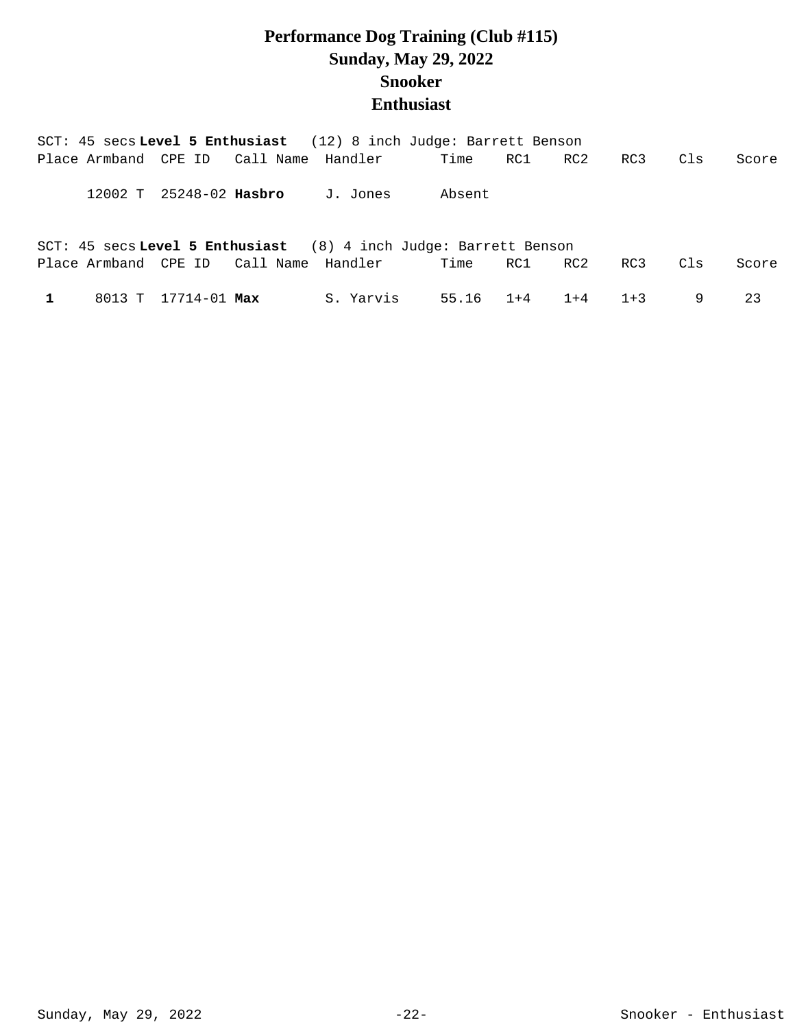# Performance Dog Training (Club #115)
## Sunday, May 29, 2022
## Snooker
## Enthusiast

SCT: 45 secs **Level 5 Enthusiast** (12) 8 inch Judge: Barrett Benson

| Place | Armband | CPE ID | Call Name | Handler | Time | RC1 | RC2 | RC3 | Cls | Score |
|---|---|---|---|---|---|---|---|---|---|---|
| | 12002 T | 25248-02 | **Hasbro** | J. Jones | Absent | | | | | |

SCT: 45 secs **Level 5 Enthusiast** (8) 4 inch Judge: Barrett Benson

| Place | Armband | CPE ID | Call Name | Handler | Time | RC1 | RC2 | RC3 | Cls | Score |
|---|---|---|---|---|---|---|---|---|---|---|
| **1** | 8013 T | 17714-01 | **Max** | S. Yarvis | 55.16 | 1+4 | 1+4 | 1+3 | 9 | 23 |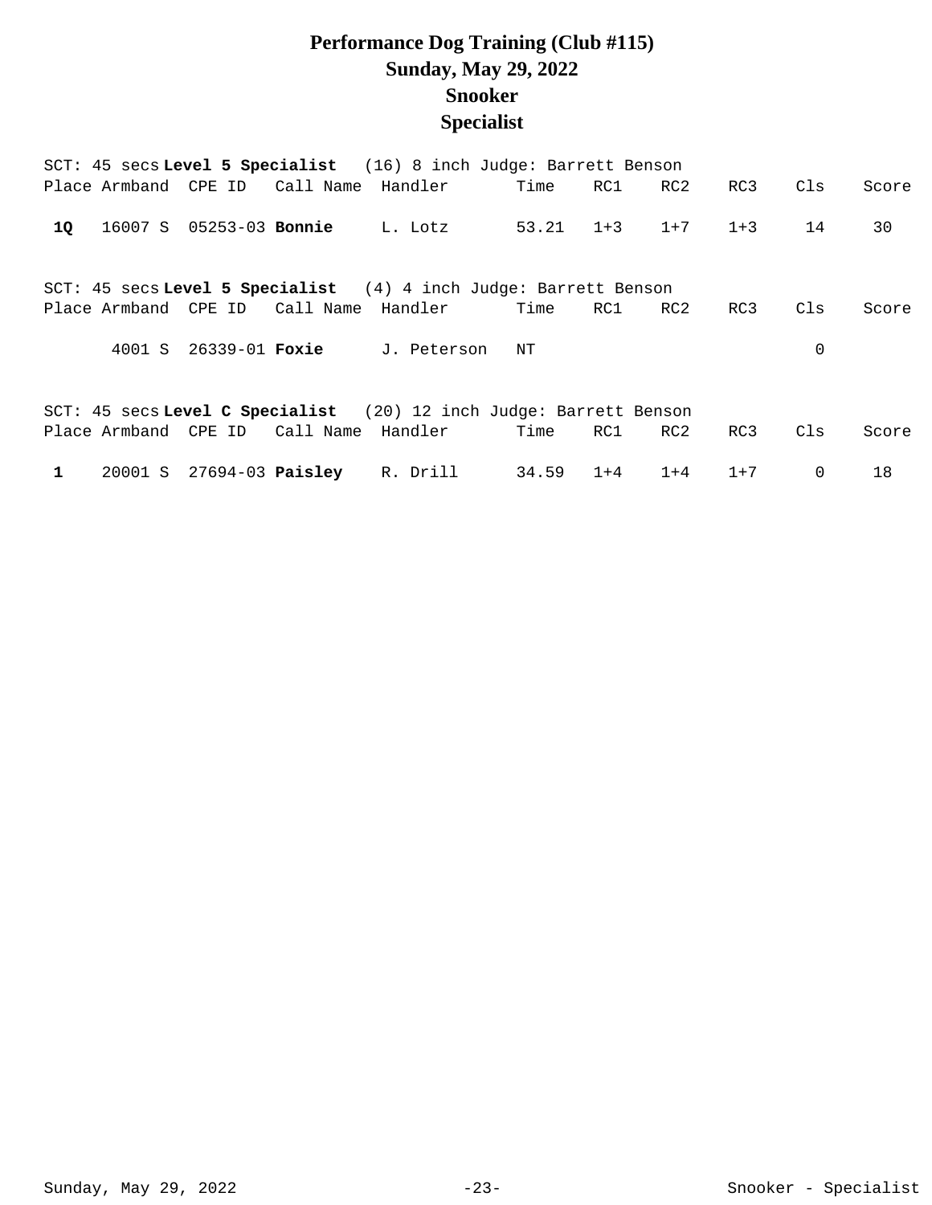# Performance Dog Training (Club #115)
# Sunday, May 29, 2022
# Snooker
# Specialist

SCT: 45 secs **Level 5 Specialist** (16) 8 inch Judge: Barrett Benson

| Place | Armband | CPE ID | Call Name | Handler | Time | RC1 | RC2 | RC3 | Cls | Score |
|---|---|---|---|---|---|---|---|---|---|---|
| **1Q** | 16007 S | 05253-03 | **Bonnie** | L. Lotz | 53.21 | 1+3 | 1+7 | 1+3 | 14 | 30 |

SCT: 45 secs **Level 5 Specialist** (4) 4 inch Judge: Barrett Benson

| Place | Armband | CPE ID | Call Name | Handler | Time | RC1 | RC2 | RC3 | Cls | Score |
|---|---|---|---|---|---|---|---|---|---|---|
| | 4001 S | 26339-01 | **Foxie** | J. Peterson | NT | | | | 0 | |

SCT: 45 secs **Level C Specialist** (20) 12 inch Judge: Barrett Benson

| Place | Armband | CPE ID | Call Name | Handler | Time | RC1 | RC2 | RC3 | Cls | Score |
|---|---|---|---|---|---|---|---|---|---|---|
| **1** | 20001 S | 27694-03 | **Paisley** | R. Drill | 34.59 | 1+4 | 1+4 | 1+7 | 0 | 18 |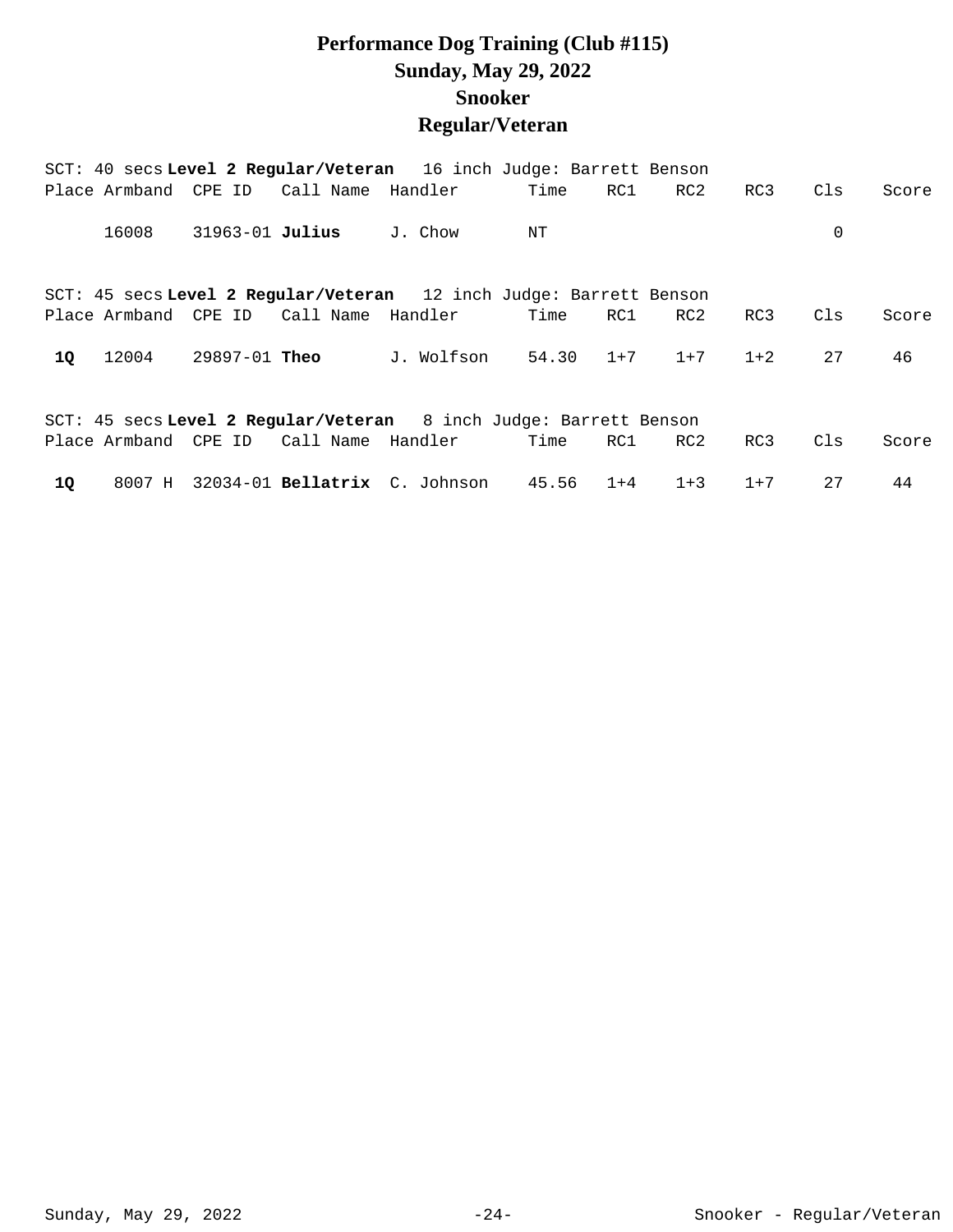# Performance Dog Training (Club #115)
# Sunday, May 29, 2022
# Snooker
# Regular/Veteran

SCT: 40 secs **Level 2 Regular/Veteran** 16 inch Judge: Barrett Benson

| Place | Armband | CPE ID | Call Name | Handler | Time | RC1 | RC2 | RC3 | Cls | Score |
|---|---|---|---|---|---|---|---|---|---|---|
| | 16008 | 31963-01 | **Julius** | J. Chow | NT | | | | 0 | |

SCT: 45 secs **Level 2 Regular/Veteran** 12 inch Judge: Barrett Benson

| Place | Armband | CPE ID | Call Name | Handler | Time | RC1 | RC2 | RC3 | Cls | Score |
|---|---|---|---|---|---|---|---|---|---|---|
| **1Q** | 12004 | 29897-01 | **Theo** | J. Wolfson | 54.30 | 1+7 | 1+7 | 1+2 | 27 | 46 |

SCT: 45 secs **Level 2 Regular/Veteran** 8 inch Judge: Barrett Benson

| Place | Armband | CPE ID | Call Name | Handler | Time | RC1 | RC2 | RC3 | Cls | Score |
|---|---|---|---|---|---|---|---|---|---|---|
| **1Q** | 8007 H | 32034-01 | **Bellatrix** | C. Johnson | 45.56 | 1+4 | 1+3 | 1+7 | 27 | 44 |